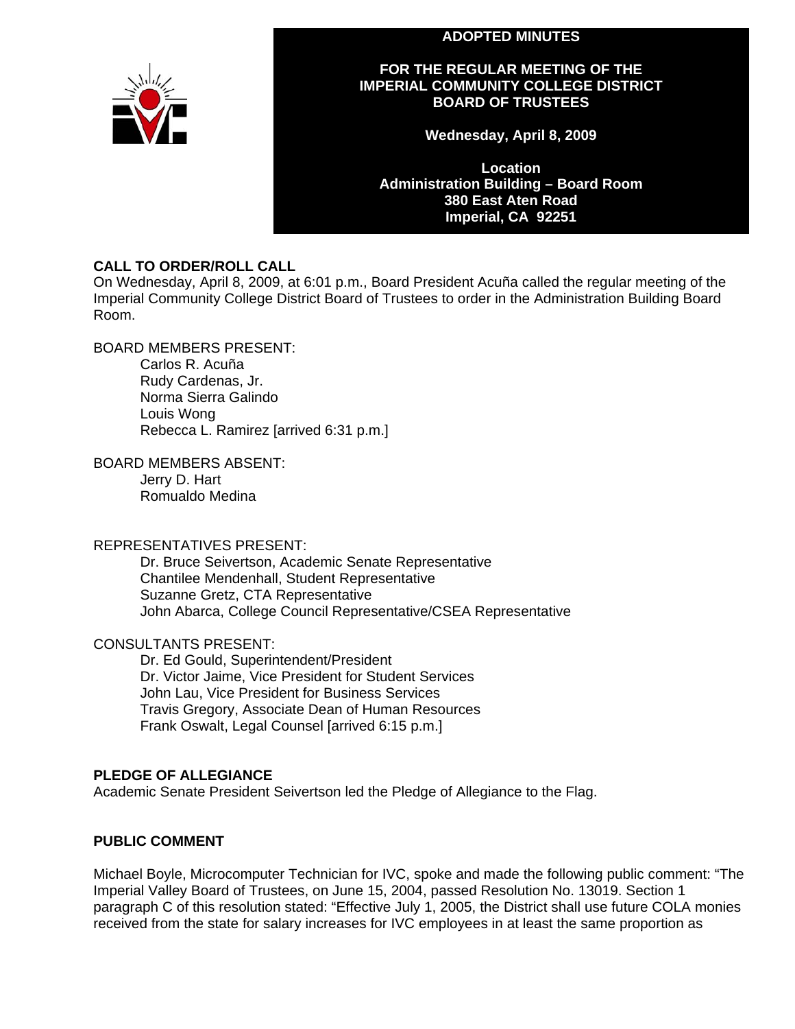# ADOPTED MINUTES

## FOR THE REGULAR MEETING OF THE IMPERIAL COMMUNITY COLLEGE DISTRICT BOARD OF TRUSTEES

**Wednesday, April 8, 2009**

**Location**
**Administration Building – Board Room**
**380 East Aten Road**
**Imperial, CA 92251**

### CALL TO ORDER/ROLL CALL

On Wednesday, April 8, 2009, at 6:01 p.m., Board President Acuña called the regular meeting of the Imperial Community College District Board of Trustees to order in the Administration Building Board Room.

BOARD MEMBERS PRESENT:

- Carlos R. Acuña
- Rudy Cardenas, Jr.
- Norma Sierra Galindo
- Louis Wong
- Rebecca L. Ramirez [arrived 6:31 p.m.]

BOARD MEMBERS ABSENT:

- Jerry D. Hart
- Romualdo Medina

REPRESENTATIVES PRESENT:

- Dr. Bruce Seivertson, Academic Senate Representative
- Chantilee Mendenhall, Student Representative
- Suzanne Gretz, CTA Representative
- John Abarca, College Council Representative/CSEA Representative

CONSULTANTS PRESENT:

- Dr. Ed Gould, Superintendent/President
- Dr. Victor Jaime, Vice President for Student Services
- John Lau, Vice President for Business Services
- Travis Gregory, Associate Dean of Human Resources
- Frank Oswalt, Legal Counsel [arrived 6:15 p.m.]

### PLEDGE OF ALLEGIANCE

Academic Senate President Seivertson led the Pledge of Allegiance to the Flag.

### PUBLIC COMMENT

Michael Boyle, Microcomputer Technician for IVC, spoke and made the following public comment: “The Imperial Valley Board of Trustees, on June 15, 2004, passed Resolution No. 13019. Section 1 paragraph C of this resolution stated: “Effective July 1, 2005, the District shall use future COLA monies received from the state for salary increases for IVC employees in at least the same proportion as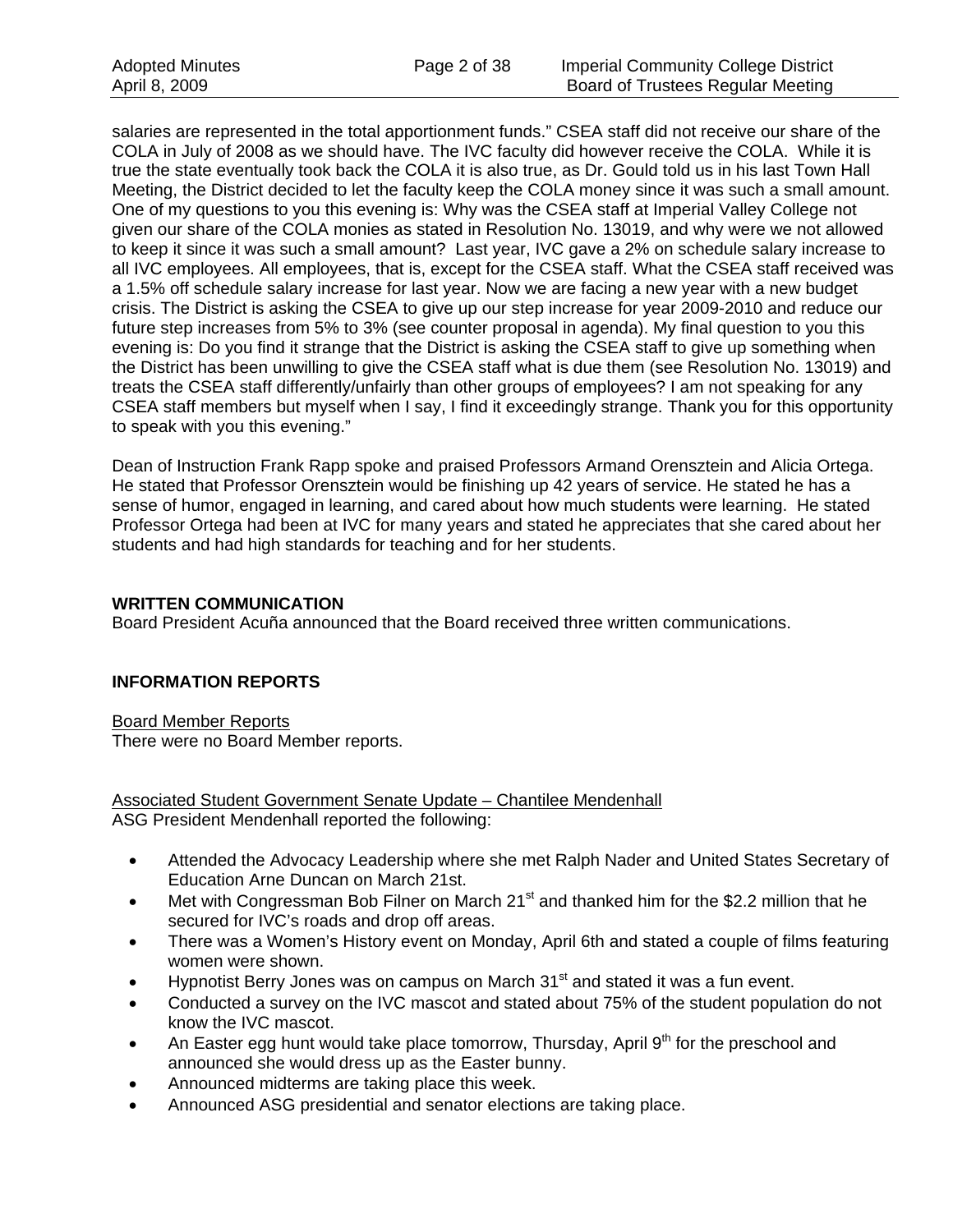salaries are represented in the total apportionment funds." CSEA staff did not receive our share of the COLA in July of 2008 as we should have. The IVC faculty did however receive the COLA. While it is true the state eventually took back the COLA it is also true, as Dr. Gould told us in his last Town Hall Meeting, the District decided to let the faculty keep the COLA money since it was such a small amount. One of my questions to you this evening is: Why was the CSEA staff at Imperial Valley College not given our share of the COLA monies as stated in Resolution No. 13019, and why were we not allowed to keep it since it was such a small amount? Last year, IVC gave a 2% on schedule salary increase to all IVC employees. All employees, that is, except for the CSEA staff. What the CSEA staff received was a 1.5% off schedule salary increase for last year. Now we are facing a new year with a new budget crisis. The District is asking the CSEA to give up our step increase for year 2009-2010 and reduce our future step increases from 5% to 3% (see counter proposal in agenda). My final question to you this evening is: Do you find it strange that the District is asking the CSEA staff to give up something when the District has been unwilling to give the CSEA staff what is due them (see Resolution No. 13019) and treats the CSEA staff differently/unfairly than other groups of employees? I am not speaking for any CSEA staff members but myself when I say, I find it exceedingly strange. Thank you for this opportunity to speak with you this evening."

Dean of Instruction Frank Rapp spoke and praised Professors Armand Orensztein and Alicia Ortega. He stated that Professor Orensztein would be finishing up 42 years of service. He stated he has a sense of humor, engaged in learning, and cared about how much students were learning. He stated Professor Ortega had been at IVC for many years and stated he appreciates that she cared about her students and had high standards for teaching and for her students.

**WRITTEN COMMUNICATION**

Board President Acuña announced that the Board received three written communications.

**INFORMATION REPORTS**

Board Member Reports

There were no Board Member reports.

Associated Student Government Senate Update – Chantilee Mendenhall

ASG President Mendenhall reported the following:

- Attended the Advocacy Leadership where she met Ralph Nader and United States Secretary of Education Arne Duncan on March 21st.
- Met with Congressman Bob Filner on March 21st and thanked him for the $2.2 million that he secured for IVC's roads and drop off areas.
- There was a Women's History event on Monday, April 6th and stated a couple of films featuring women were shown.
- Hypnotist Berry Jones was on campus on March 31st and stated it was a fun event.
- Conducted a survey on the IVC mascot and stated about 75% of the student population do not know the IVC mascot.
- An Easter egg hunt would take place tomorrow, Thursday, April 9th for the preschool and announced she would dress up as the Easter bunny.
- Announced midterms are taking place this week.
- Announced ASG presidential and senator elections are taking place.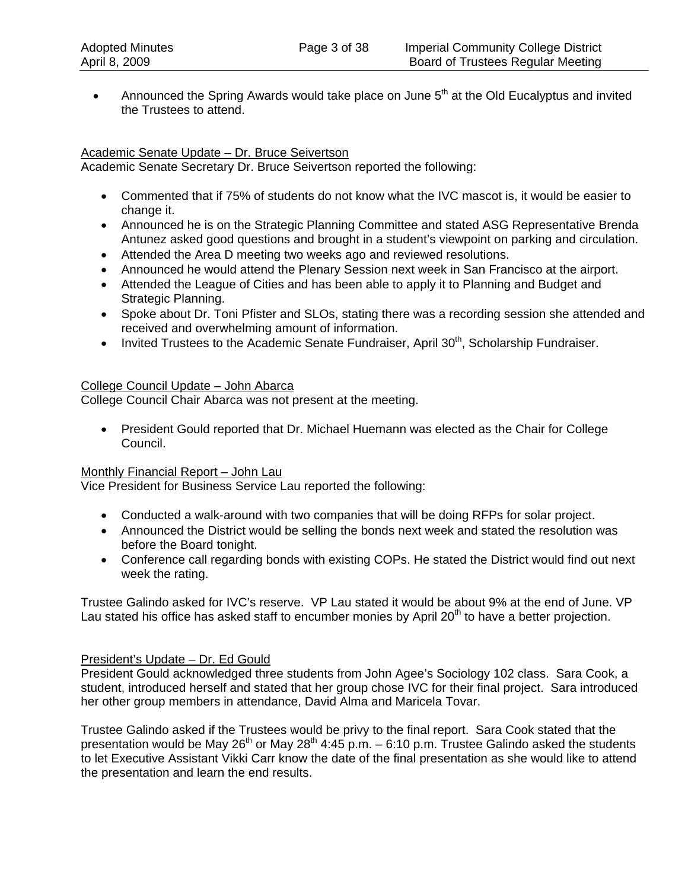- Announced the Spring Awards would take place on June 5th at the Old Eucalyptus and invited the Trustees to attend.

Academic Senate Update – Dr. Bruce Seivertson

Academic Senate Secretary Dr. Bruce Seivertson reported the following:

- Commented that if 75% of students do not know what the IVC mascot is, it would be easier to change it.
- Announced he is on the Strategic Planning Committee and stated ASG Representative Brenda Antunez asked good questions and brought in a student's viewpoint on parking and circulation.
- Attended the Area D meeting two weeks ago and reviewed resolutions.
- Announced he would attend the Plenary Session next week in San Francisco at the airport.
- Attended the League of Cities and has been able to apply it to Planning and Budget and Strategic Planning.
- Spoke about Dr. Toni Pfister and SLOs, stating there was a recording session she attended and received and overwhelming amount of information.
- Invited Trustees to the Academic Senate Fundraiser, April 30th, Scholarship Fundraiser.

College Council Update – John Abarca

College Council Chair Abarca was not present at the meeting.

- President Gould reported that Dr. Michael Huemann was elected as the Chair for College Council.

Monthly Financial Report – John Lau

Vice President for Business Service Lau reported the following:

- Conducted a walk-around with two companies that will be doing RFPs for solar project.
- Announced the District would be selling the bonds next week and stated the resolution was before the Board tonight.
- Conference call regarding bonds with existing COPs. He stated the District would find out next week the rating.

Trustee Galindo asked for IVC's reserve. VP Lau stated it would be about 9% at the end of June. VP Lau stated his office has asked staff to encumber monies by April 20th to have a better projection.

President's Update – Dr. Ed Gould

President Gould acknowledged three students from John Agee's Sociology 102 class. Sara Cook, a student, introduced herself and stated that her group chose IVC for their final project. Sara introduced her other group members in attendance, David Alma and Maricela Tovar.

Trustee Galindo asked if the Trustees would be privy to the final report. Sara Cook stated that the presentation would be May 26th or May 28th 4:45 p.m. – 6:10 p.m. Trustee Galindo asked the students to let Executive Assistant Vikki Carr know the date of the final presentation as she would like to attend the presentation and learn the end results.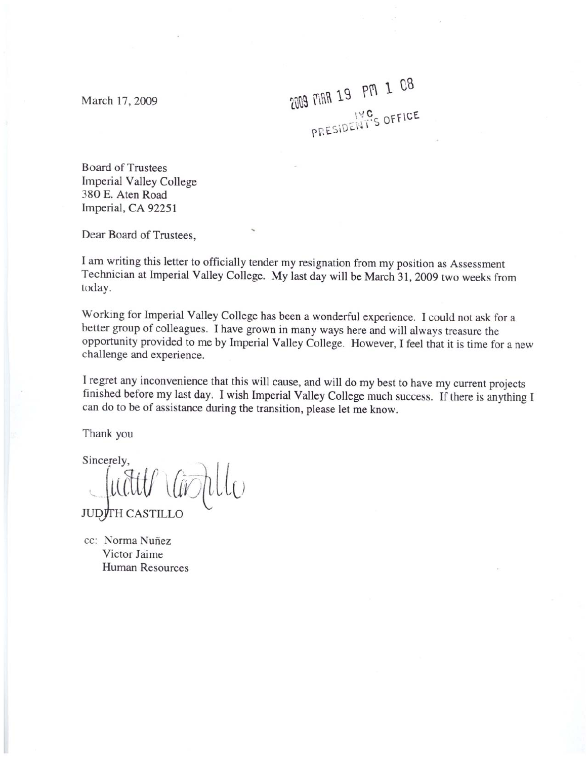March 17, 2009

2009 MAR 19 PM 1 08
IVC
PRESIDENT'S OFFICE

Board of Trustees
Imperial Valley College
380 E. Aten Road
Imperial, CA 92251

Dear Board of Trustees,

I am writing this letter to officially tender my resignation from my position as Assessment Technician at Imperial Valley College. My last day will be March 31, 2009 two weeks from today.

Working for Imperial Valley College has been a wonderful experience. I could not ask for a better group of colleagues. I have grown in many ways here and will always treasure the opportunity provided to me by Imperial Valley College. However, I feel that it is time for a new challenge and experience.

I regret any inconvenience that this will cause, and will do my best to have my current projects finished before my last day. I wish Imperial Valley College much success. If there is anything I can do to be of assistance during the transition, please let me know.

Thank you

Sincerely,

Judith Castillo

JUDITH CASTILLO

cc: Norma Nuñez
Victor Jaime
Human Resources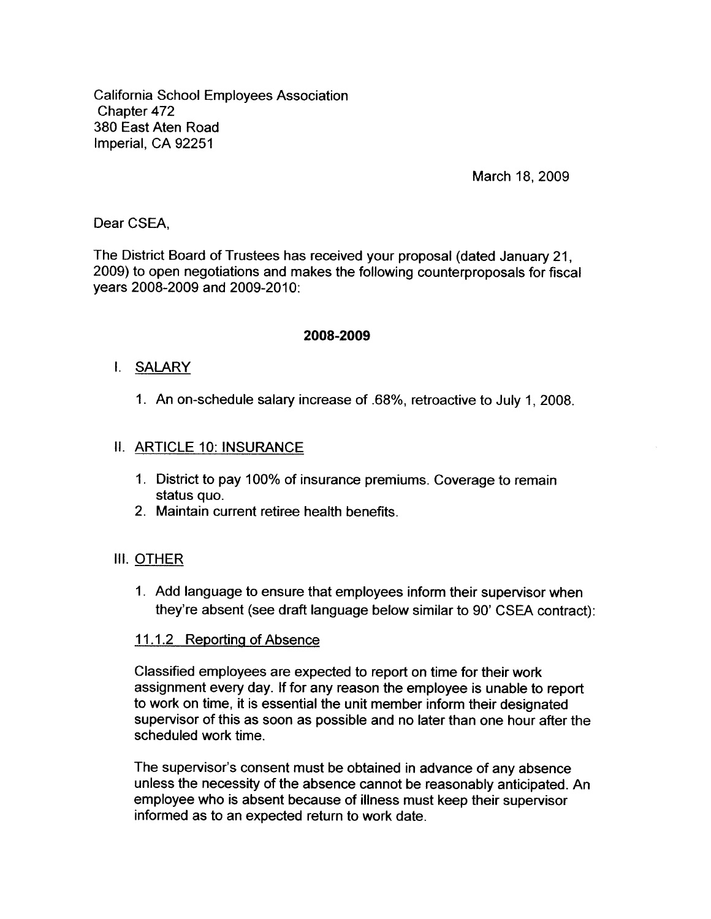California School Employees Association
Chapter 472
380 East Aten Road
Imperial, CA 92251

March 18, 2009

Dear CSEA,

The District Board of Trustees has received your proposal (dated January 21, 2009) to open negotiations and makes the following counterproposals for fiscal years 2008-2009 and 2009-2010:

**2008-2009**

I. <u>SALARY</u>

1. An on-schedule salary increase of .68%, retroactive to July 1, 2008.

II. <u>ARTICLE 10: INSURANCE</u>

1. District to pay 100% of insurance premiums. Coverage to remain status quo.
2. Maintain current retiree health benefits.

III. <u>OTHER</u>

1. Add language to ensure that employees inform their supervisor when they're absent (see draft language below similar to 90' CSEA contract):

<u>11.1.2 Reporting of Absence</u>

Classified employees are expected to report on time for their work assignment every day. If for any reason the employee is unable to report to work on time, it is essential the unit member inform their designated supervisor of this as soon as possible and no later than one hour after the scheduled work time.

The supervisor's consent must be obtained in advance of any absence unless the necessity of the absence cannot be reasonably anticipated. An employee who is absent because of illness must keep their supervisor informed as to an expected return to work date.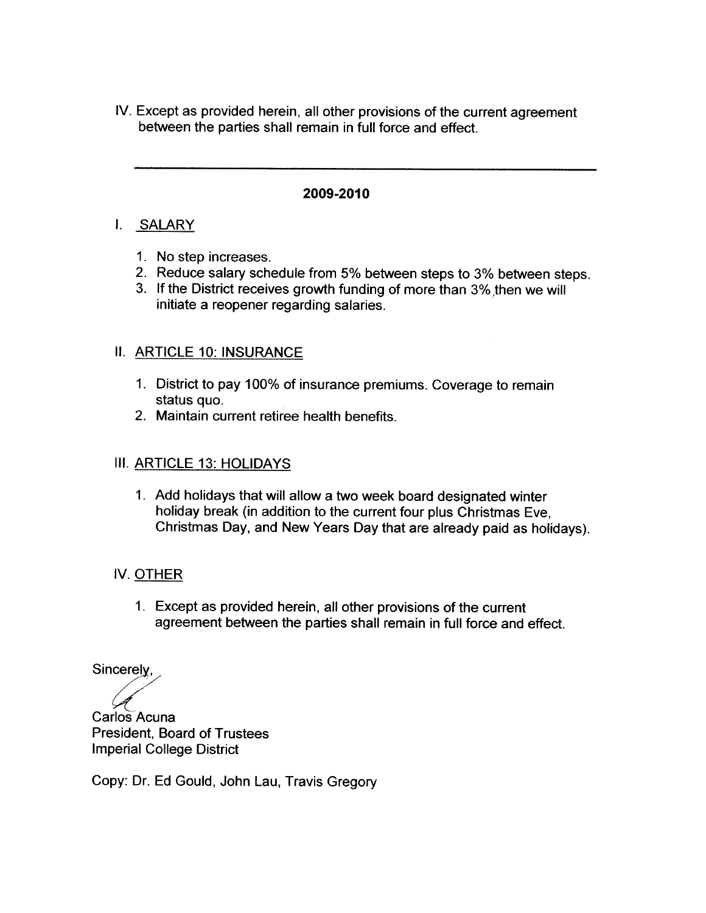IV. Except as provided herein, all other provisions of the current agreement between the parties shall remain in full force and effect.

---

**2009-2010**

I. SALARY

1. No step increases.
2. Reduce salary schedule from 5% between steps to 3% between steps.
3. If the District receives growth funding of more than 3% then we will initiate a reopener regarding salaries.

II. ARTICLE 10: INSURANCE

1. District to pay 100% of insurance premiums. Coverage to remain status quo.
2. Maintain current retiree health benefits.

III. ARTICLE 13: HOLIDAYS

1. Add holidays that will allow a two week board designated winter holiday break (in addition to the current four plus Christmas Eve, Christmas Day, and New Years Day that are already paid as holidays).

IV. OTHER

1. Except as provided herein, all other provisions of the current agreement between the parties shall remain in full force and effect.

Sincerely,

Carlos Acuna
President, Board of Trustees
Imperial College District

Copy: Dr. Ed Gould, John Lau, Travis Gregory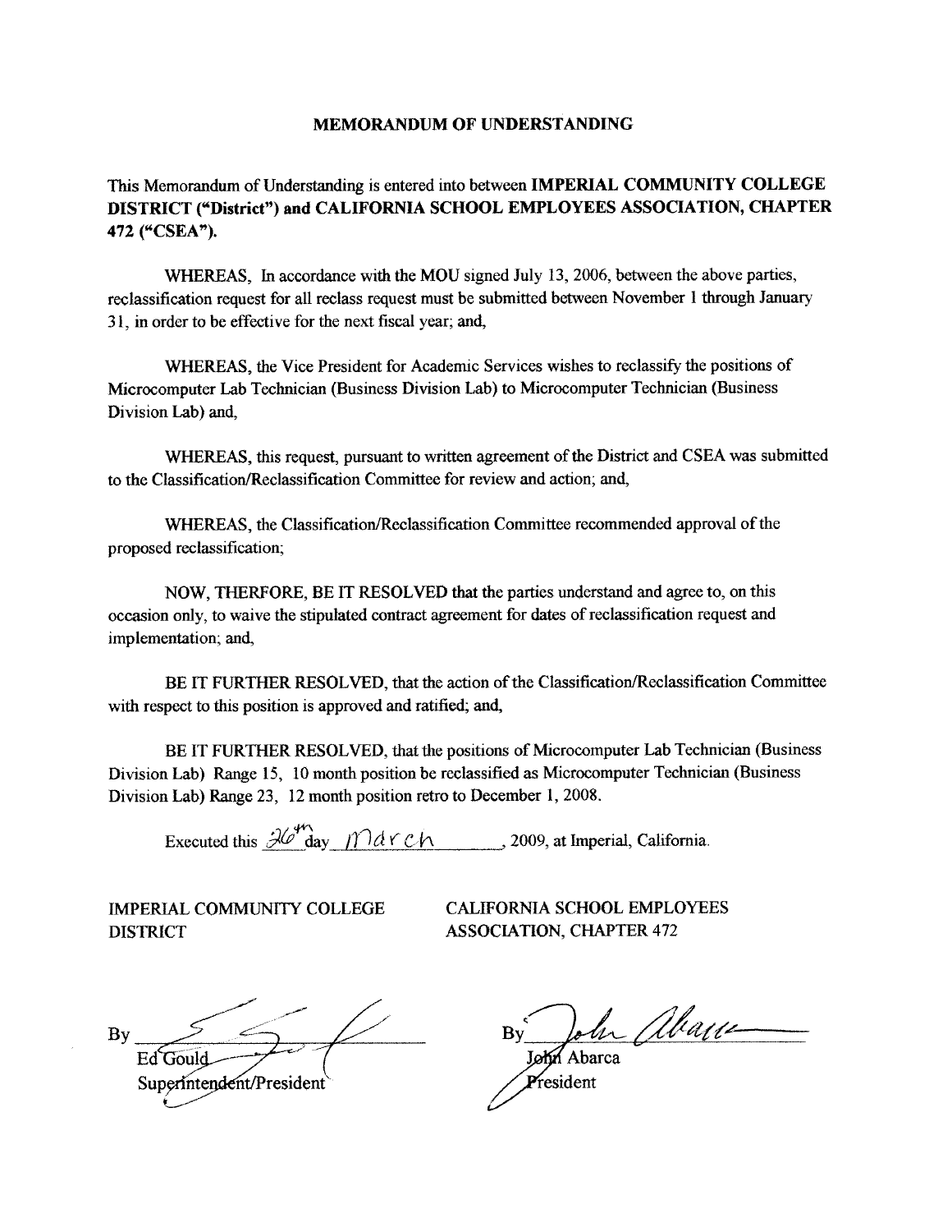# MEMORANDUM OF UNDERSTANDING

This Memorandum of Understanding is entered into between **IMPERIAL COMMUNITY COLLEGE DISTRICT ("District") and CALIFORNIA SCHOOL EMPLOYEES ASSOCIATION, CHAPTER 472 ("CSEA").**

WHEREAS, In accordance with the MOU signed July 13, 2006, between the above parties, reclassification request for all reclass request must be submitted between November 1 through January 31, in order to be effective for the next fiscal year; and,

WHEREAS, the Vice President for Academic Services wishes to reclassify the positions of Microcomputer Lab Technician (Business Division Lab) to Microcomputer Technician (Business Division Lab) and,

WHEREAS, this request, pursuant to written agreement of the District and CSEA was submitted to the Classification/Reclassification Committee for review and action; and,

WHEREAS, the Classification/Reclassification Committee recommended approval of the proposed reclassification;

NOW, THERFORE, BE IT RESOLVED that the parties understand and agree to, on this occasion only, to waive the stipulated contract agreement for dates of reclassification request and implementation; and,

BE IT FURTHER RESOLVED, that the action of the Classification/Reclassification Committee with respect to this position is approved and ratified; and,

BE IT FURTHER RESOLVED, that the positions of Microcomputer Lab Technician (Business Division Lab) Range 15, 10 month position be reclassified as Microcomputer Technician (Business Division Lab) Range 23, 12 month position retro to December 1, 2008.

Executed this 26th day March, 2009, at Imperial, California.

IMPERIAL COMMUNITY COLLEGE DISTRICT

By ______________________
Ed Gould
Superintendent/President

CALIFORNIA SCHOOL EMPLOYEES ASSOCIATION, CHAPTER 472

By ______________________
John Abarca
President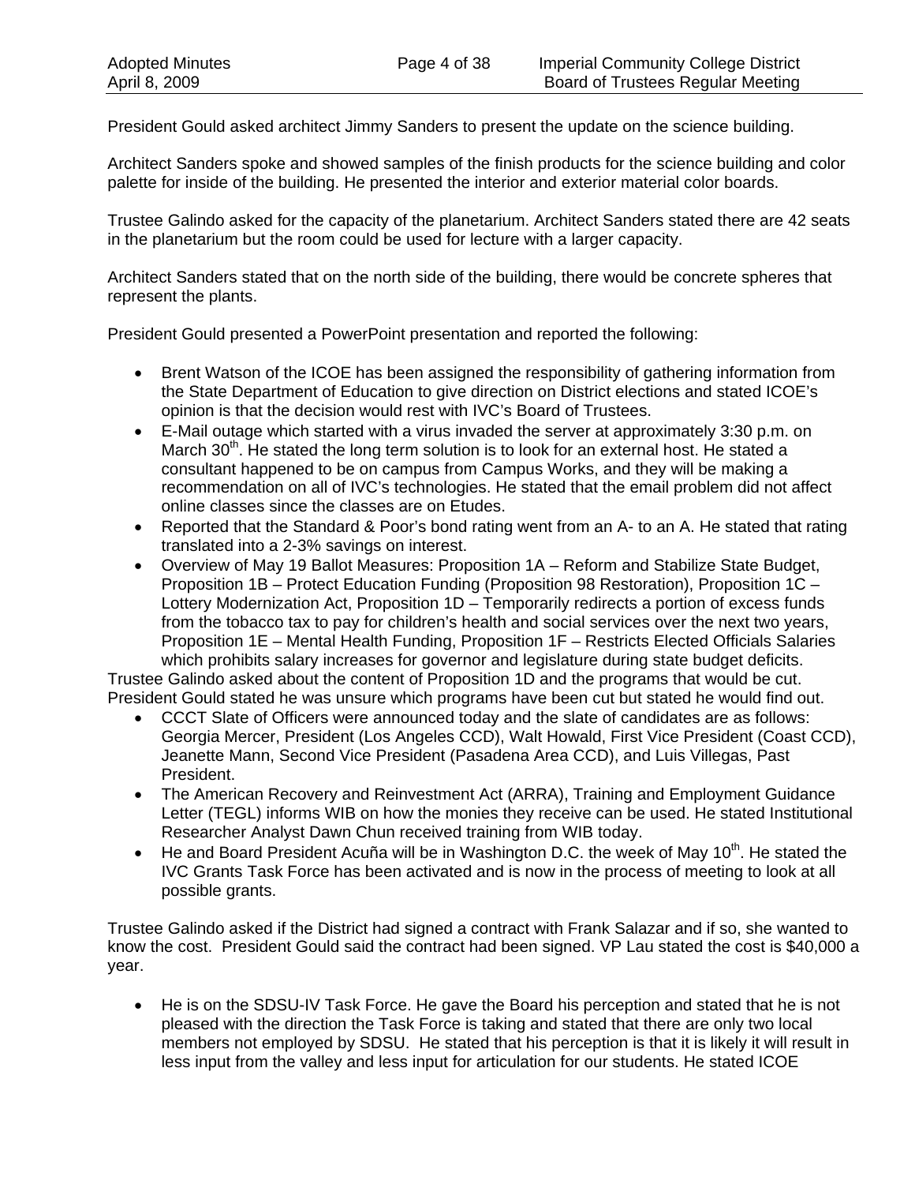President Gould asked architect Jimmy Sanders to present the update on the science building.

Architect Sanders spoke and showed samples of the finish products for the science building and color palette for inside of the building. He presented the interior and exterior material color boards.

Trustee Galindo asked for the capacity of the planetarium. Architect Sanders stated there are 42 seats in the planetarium but the room could be used for lecture with a larger capacity.

Architect Sanders stated that on the north side of the building, there would be concrete spheres that represent the plants.

President Gould presented a PowerPoint presentation and reported the following:

- Brent Watson of the ICOE has been assigned the responsibility of gathering information from the State Department of Education to give direction on District elections and stated ICOE's opinion is that the decision would rest with IVC's Board of Trustees.
- E-Mail outage which started with a virus invaded the server at approximately 3:30 p.m. on March 30th. He stated the long term solution is to look for an external host. He stated a consultant happened to be on campus from Campus Works, and they will be making a recommendation on all of IVC's technologies. He stated that the email problem did not affect online classes since the classes are on Etudes.
- Reported that the Standard & Poor's bond rating went from an A- to an A. He stated that rating translated into a 2-3% savings on interest.
- Overview of May 19 Ballot Measures: Proposition 1A – Reform and Stabilize State Budget, Proposition 1B – Protect Education Funding (Proposition 98 Restoration), Proposition 1C – Lottery Modernization Act, Proposition 1D – Temporarily redirects a portion of excess funds from the tobacco tax to pay for children's health and social services over the next two years, Proposition 1E – Mental Health Funding, Proposition 1F – Restricts Elected Officials Salaries which prohibits salary increases for governor and legislature during state budget deficits.

Trustee Galindo asked about the content of Proposition 1D and the programs that would be cut. President Gould stated he was unsure which programs have been cut but stated he would find out.

- CCCT Slate of Officers were announced today and the slate of candidates are as follows: Georgia Mercer, President (Los Angeles CCD), Walt Howald, First Vice President (Coast CCD), Jeanette Mann, Second Vice President (Pasadena Area CCD), and Luis Villegas, Past President.
- The American Recovery and Reinvestment Act (ARRA), Training and Employment Guidance Letter (TEGL) informs WIB on how the monies they receive can be used. He stated Institutional Researcher Analyst Dawn Chun received training from WIB today.
- He and Board President Acuña will be in Washington D.C. the week of May 10th. He stated the IVC Grants Task Force has been activated and is now in the process of meeting to look at all possible grants.

Trustee Galindo asked if the District had signed a contract with Frank Salazar and if so, she wanted to know the cost. President Gould said the contract had been signed. VP Lau stated the cost is $40,000 a year.

- He is on the SDSU-IV Task Force. He gave the Board his perception and stated that he is not pleased with the direction the Task Force is taking and stated that there are only two local members not employed by SDSU. He stated that his perception is that it is likely it will result in less input from the valley and less input for articulation for our students. He stated ICOE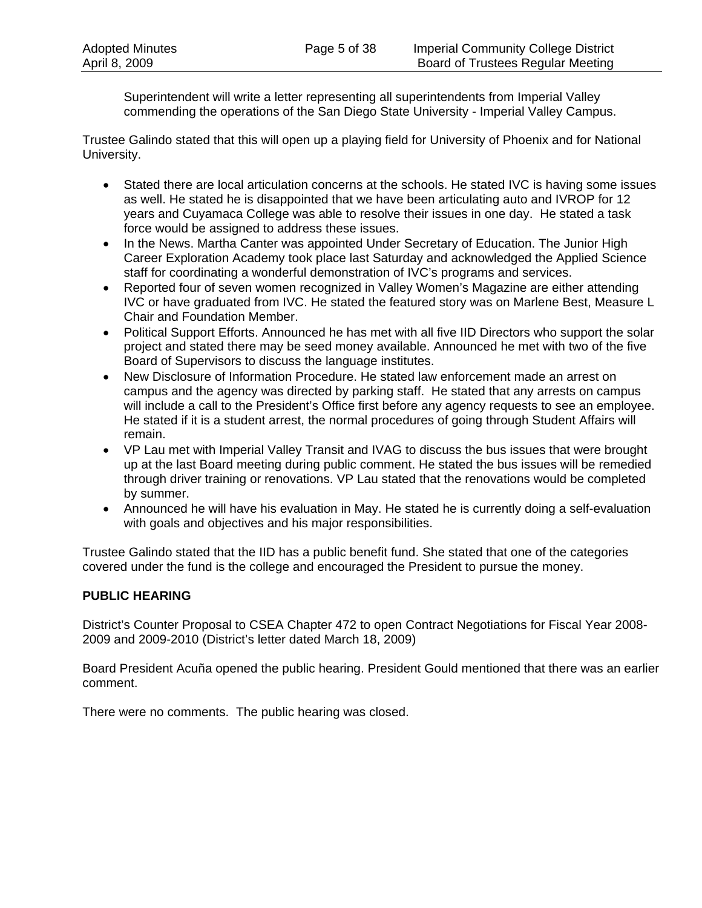Superintendent will write a letter representing all superintendents from Imperial Valley commending the operations of the San Diego State University - Imperial Valley Campus.

Trustee Galindo stated that this will open up a playing field for University of Phoenix and for National University.

- Stated there are local articulation concerns at the schools. He stated IVC is having some issues as well. He stated he is disappointed that we have been articulating auto and IVROP for 12 years and Cuyamaca College was able to resolve their issues in one day. He stated a task force would be assigned to address these issues.
- In the News. Martha Canter was appointed Under Secretary of Education. The Junior High Career Exploration Academy took place last Saturday and acknowledged the Applied Science staff for coordinating a wonderful demonstration of IVC's programs and services.
- Reported four of seven women recognized in Valley Women's Magazine are either attending IVC or have graduated from IVC. He stated the featured story was on Marlene Best, Measure L Chair and Foundation Member.
- Political Support Efforts. Announced he has met with all five IID Directors who support the solar project and stated there may be seed money available. Announced he met with two of the five Board of Supervisors to discuss the language institutes.
- New Disclosure of Information Procedure. He stated law enforcement made an arrest on campus and the agency was directed by parking staff. He stated that any arrests on campus will include a call to the President's Office first before any agency requests to see an employee. He stated if it is a student arrest, the normal procedures of going through Student Affairs will remain.
- VP Lau met with Imperial Valley Transit and IVAG to discuss the bus issues that were brought up at the last Board meeting during public comment. He stated the bus issues will be remedied through driver training or renovations. VP Lau stated that the renovations would be completed by summer.
- Announced he will have his evaluation in May. He stated he is currently doing a self-evaluation with goals and objectives and his major responsibilities.

Trustee Galindo stated that the IID has a public benefit fund. She stated that one of the categories covered under the fund is the college and encouraged the President to pursue the money.

**PUBLIC HEARING**

District's Counter Proposal to CSEA Chapter 472 to open Contract Negotiations for Fiscal Year 2008-2009 and 2009-2010 (District's letter dated March 18, 2009)

Board President Acuña opened the public hearing. President Gould mentioned that there was an earlier comment.

There were no comments. The public hearing was closed.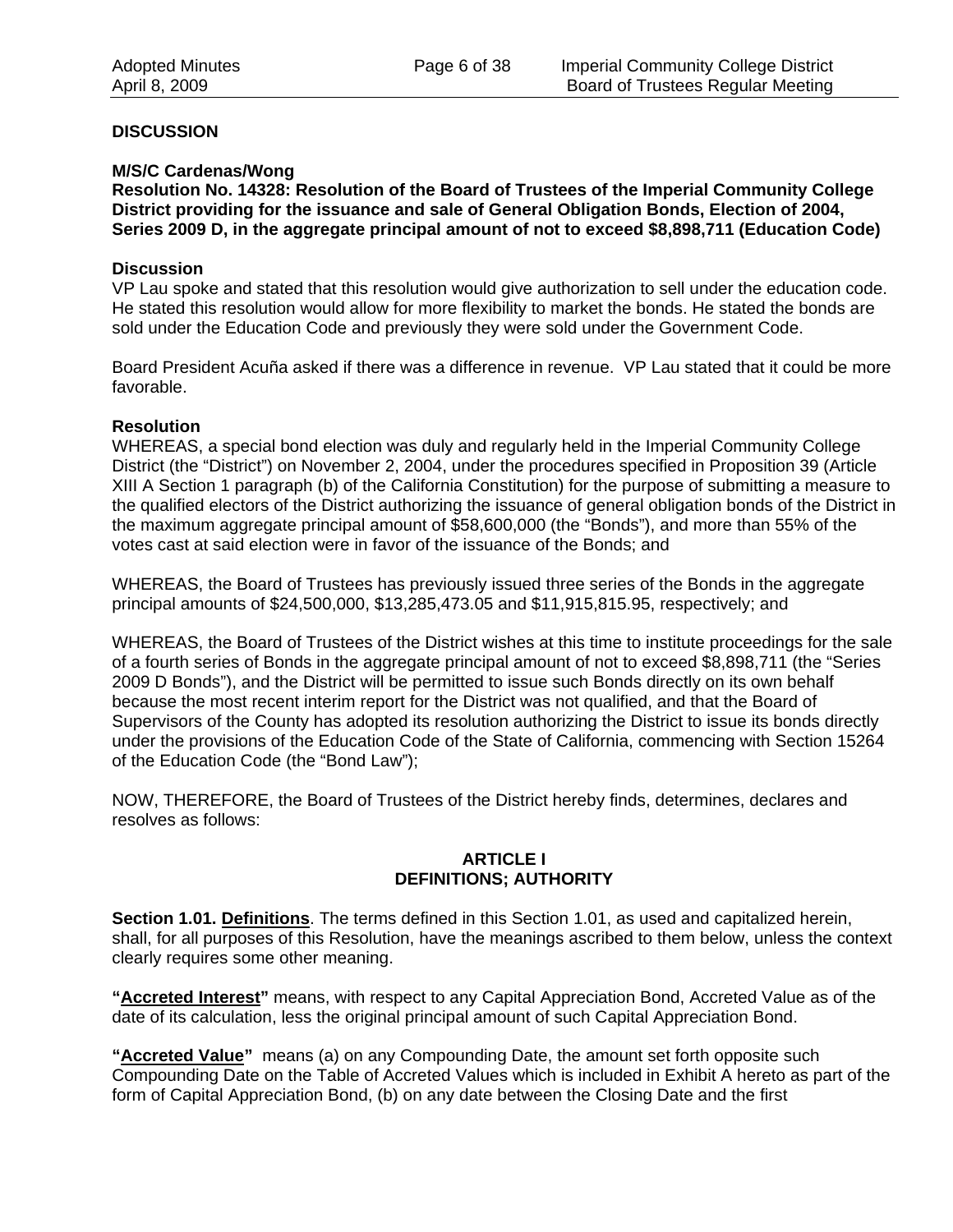**DISCUSSION**

**M/S/C Cardenas/Wong**
**Resolution No. 14328: Resolution of the Board of Trustees of the Imperial Community College District providing for the issuance and sale of General Obligation Bonds, Election of 2004, Series 2009 D, in the aggregate principal amount of not to exceed $8,898,711 (Education Code)**

**Discussion**

VP Lau spoke and stated that this resolution would give authorization to sell under the education code. He stated this resolution would allow for more flexibility to market the bonds. He stated the bonds are sold under the Education Code and previously they were sold under the Government Code.

Board President Acuña asked if there was a difference in revenue. VP Lau stated that it could be more favorable.

**Resolution**

WHEREAS, a special bond election was duly and regularly held in the Imperial Community College District (the "District") on November 2, 2004, under the procedures specified in Proposition 39 (Article XIII A Section 1 paragraph (b) of the California Constitution) for the purpose of submitting a measure to the qualified electors of the District authorizing the issuance of general obligation bonds of the District in the maximum aggregate principal amount of $58,600,000 (the "Bonds"), and more than 55% of the votes cast at said election were in favor of the issuance of the Bonds; and

WHEREAS, the Board of Trustees has previously issued three series of the Bonds in the aggregate principal amounts of $24,500,000, $13,285,473.05 and $11,915,815.95, respectively; and

WHEREAS, the Board of Trustees of the District wishes at this time to institute proceedings for the sale of a fourth series of Bonds in the aggregate principal amount of not to exceed $8,898,711 (the "Series 2009 D Bonds"), and the District will be permitted to issue such Bonds directly on its own behalf because the most recent interim report for the District was not qualified, and that the Board of Supervisors of the County has adopted its resolution authorizing the District to issue its bonds directly under the provisions of the Education Code of the State of California, commencing with Section 15264 of the Education Code (the "Bond Law");

NOW, THEREFORE, the Board of Trustees of the District hereby finds, determines, declares and resolves as follows:

**ARTICLE I**
**DEFINITIONS; AUTHORITY**

**Section 1.01. Definitions**. The terms defined in this Section 1.01, as used and capitalized herein, shall, for all purposes of this Resolution, have the meanings ascribed to them below, unless the context clearly requires some other meaning.

**"Accreted Interest"** means, with respect to any Capital Appreciation Bond, Accreted Value as of the date of its calculation, less the original principal amount of such Capital Appreciation Bond.

**"Accreted Value"** means (a) on any Compounding Date, the amount set forth opposite such Compounding Date on the Table of Accreted Values which is included in Exhibit A hereto as part of the form of Capital Appreciation Bond, (b) on any date between the Closing Date and the first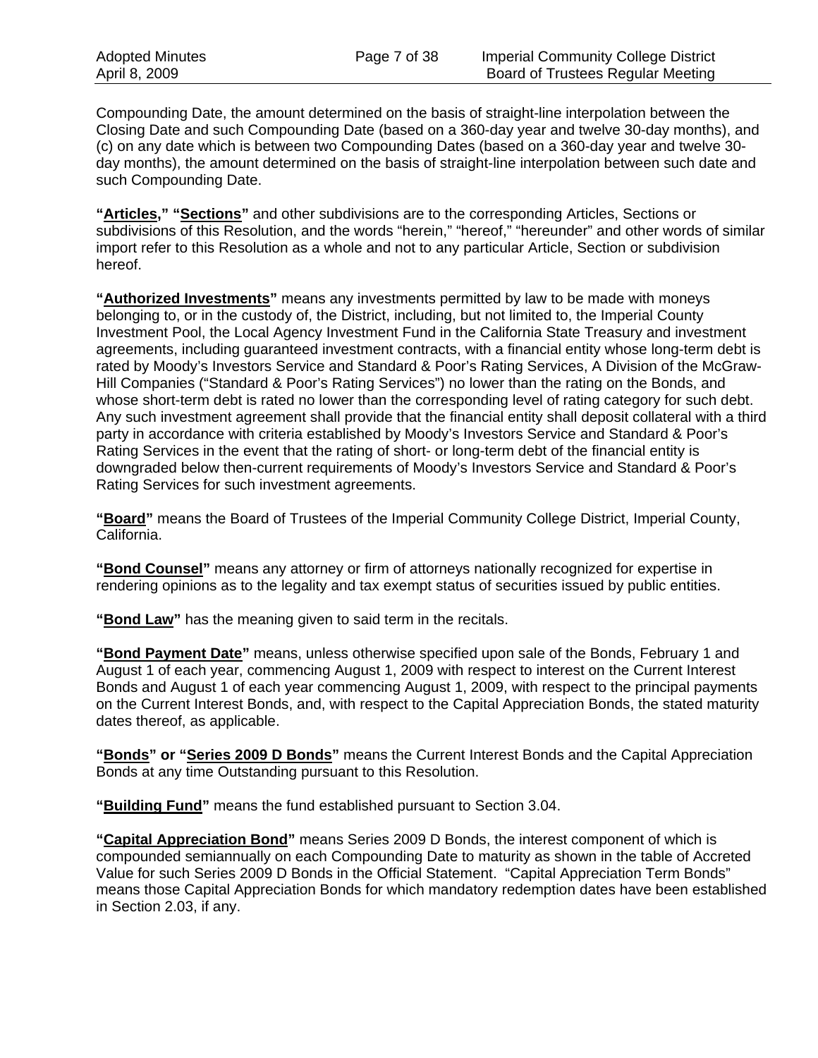Compounding Date, the amount determined on the basis of straight-line interpolation between the Closing Date and such Compounding Date (based on a 360-day year and twelve 30-day months), and (c) on any date which is between two Compounding Dates (based on a 360-day year and twelve 30-day months), the amount determined on the basis of straight-line interpolation between such date and such Compounding Date.

**"<u>Articles</u>," "<u>Sections</u>"** and other subdivisions are to the corresponding Articles, Sections or subdivisions of this Resolution, and the words "herein," "hereof," "hereunder" and other words of similar import refer to this Resolution as a whole and not to any particular Article, Section or subdivision hereof.

**"<u>Authorized Investments</u>"** means any investments permitted by law to be made with moneys belonging to, or in the custody of, the District, including, but not limited to, the Imperial County Investment Pool, the Local Agency Investment Fund in the California State Treasury and investment agreements, including guaranteed investment contracts, with a financial entity whose long-term debt is rated by Moody's Investors Service and Standard & Poor's Rating Services, A Division of the McGraw-Hill Companies ("Standard & Poor's Rating Services") no lower than the rating on the Bonds, and whose short-term debt is rated no lower than the corresponding level of rating category for such debt. Any such investment agreement shall provide that the financial entity shall deposit collateral with a third party in accordance with criteria established by Moody's Investors Service and Standard & Poor's Rating Services in the event that the rating of short- or long-term debt of the financial entity is downgraded below then-current requirements of Moody's Investors Service and Standard & Poor's Rating Services for such investment agreements.

**"<u>Board</u>"** means the Board of Trustees of the Imperial Community College District, Imperial County, California.

**"<u>Bond Counsel</u>"** means any attorney or firm of attorneys nationally recognized for expertise in rendering opinions as to the legality and tax exempt status of securities issued by public entities.

**"<u>Bond Law</u>"** has the meaning given to said term in the recitals.

**"<u>Bond Payment Date</u>"** means, unless otherwise specified upon sale of the Bonds, February 1 and August 1 of each year, commencing August 1, 2009 with respect to interest on the Current Interest Bonds and August 1 of each year commencing August 1, 2009, with respect to the principal payments on the Current Interest Bonds, and, with respect to the Capital Appreciation Bonds, the stated maturity dates thereof, as applicable.

**"<u>Bonds</u>" or "<u>Series 2009 D Bonds</u>"** means the Current Interest Bonds and the Capital Appreciation Bonds at any time Outstanding pursuant to this Resolution.

**"<u>Building Fund</u>"** means the fund established pursuant to Section 3.04.

**"<u>Capital Appreciation Bond</u>"** means Series 2009 D Bonds, the interest component of which is compounded semiannually on each Compounding Date to maturity as shown in the table of Accreted Value for such Series 2009 D Bonds in the Official Statement. "Capital Appreciation Term Bonds" means those Capital Appreciation Bonds for which mandatory redemption dates have been established in Section 2.03, if any.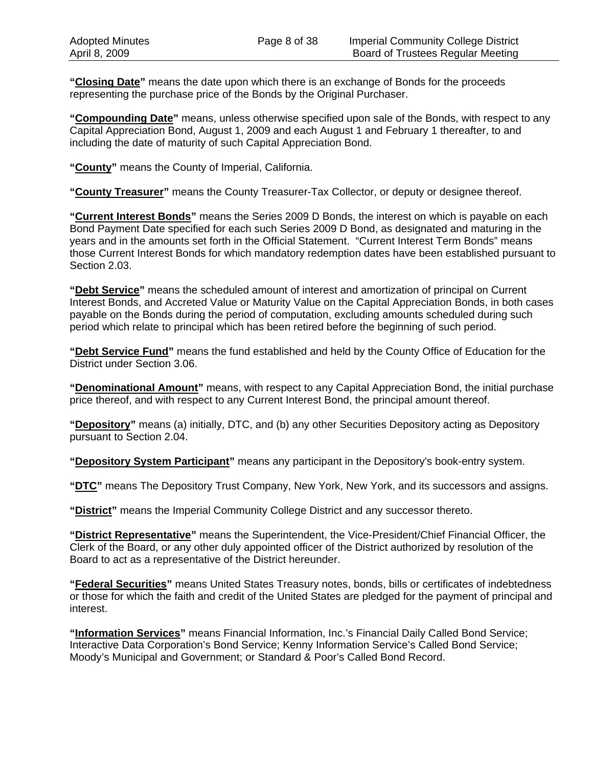**"<u>Closing Date</u>"** means the date upon which there is an exchange of Bonds for the proceeds representing the purchase price of the Bonds by the Original Purchaser.

**"<u>Compounding Date</u>"** means, unless otherwise specified upon sale of the Bonds, with respect to any Capital Appreciation Bond, August 1, 2009 and each August 1 and February 1 thereafter, to and including the date of maturity of such Capital Appreciation Bond.

**"<u>County</u>"** means the County of Imperial, California.

**"<u>County Treasurer</u>"** means the County Treasurer-Tax Collector, or deputy or designee thereof.

**"<u>Current Interest Bonds</u>"** means the Series 2009 D Bonds, the interest on which is payable on each Bond Payment Date specified for each such Series 2009 D Bond, as designated and maturing in the years and in the amounts set forth in the Official Statement. "Current Interest Term Bonds" means those Current Interest Bonds for which mandatory redemption dates have been established pursuant to Section 2.03.

**"<u>Debt Service</u>"** means the scheduled amount of interest and amortization of principal on Current Interest Bonds, and Accreted Value or Maturity Value on the Capital Appreciation Bonds, in both cases payable on the Bonds during the period of computation, excluding amounts scheduled during such period which relate to principal which has been retired before the beginning of such period.

**"<u>Debt Service Fund</u>"** means the fund established and held by the County Office of Education for the District under Section 3.06.

**"<u>Denominational Amount</u>"** means, with respect to any Capital Appreciation Bond, the initial purchase price thereof, and with respect to any Current Interest Bond, the principal amount thereof.

**"<u>Depository</u>"** means (a) initially, DTC, and (b) any other Securities Depository acting as Depository pursuant to Section 2.04.

**"<u>Depository System Participant</u>"** means any participant in the Depository's book-entry system.

**"<u>DTC</u>"** means The Depository Trust Company, New York, New York, and its successors and assigns.

**"<u>District</u>"** means the Imperial Community College District and any successor thereto.

**"<u>District Representative</u>"** means the Superintendent, the Vice-President/Chief Financial Officer, the Clerk of the Board, or any other duly appointed officer of the District authorized by resolution of the Board to act as a representative of the District hereunder.

**"<u>Federal Securities</u>"** means United States Treasury notes, bonds, bills or certificates of indebtedness or those for which the faith and credit of the United States are pledged for the payment of principal and interest.

**"<u>Information Services</u>"** means Financial Information, Inc.'s Financial Daily Called Bond Service; Interactive Data Corporation's Bond Service; Kenny Information Service's Called Bond Service; Moody's Municipal and Government; or Standard & Poor's Called Bond Record.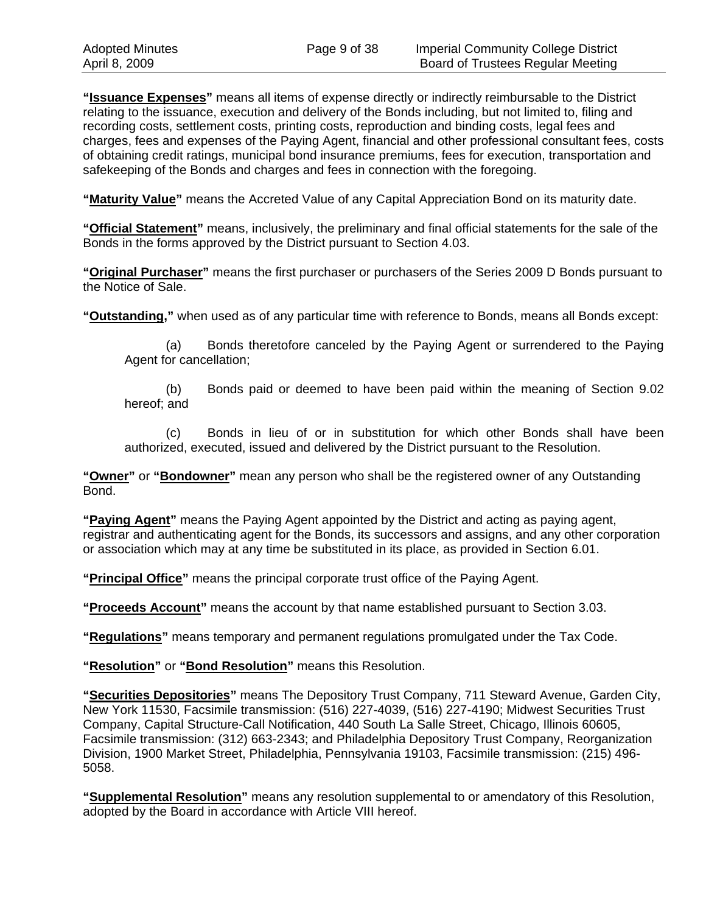**"<u>Issuance Expenses</u>"** means all items of expense directly or indirectly reimbursable to the District relating to the issuance, execution and delivery of the Bonds including, but not limited to, filing and recording costs, settlement costs, printing costs, reproduction and binding costs, legal fees and charges, fees and expenses of the Paying Agent, financial and other professional consultant fees, costs of obtaining credit ratings, municipal bond insurance premiums, fees for execution, transportation and safekeeping of the Bonds and charges and fees in connection with the foregoing.

**"<u>Maturity Value</u>"** means the Accreted Value of any Capital Appreciation Bond on its maturity date.

**"<u>Official Statement</u>"** means, inclusively, the preliminary and final official statements for the sale of the Bonds in the forms approved by the District pursuant to Section 4.03.

**"<u>Original Purchaser</u>"** means the first purchaser or purchasers of the Series 2009 D Bonds pursuant to the Notice of Sale.

**"<u>Outstanding</u>,"** when used as of any particular time with reference to Bonds, means all Bonds except:

(a) Bonds theretofore canceled by the Paying Agent or surrendered to the Paying Agent for cancellation;

(b) Bonds paid or deemed to have been paid within the meaning of Section 9.02 hereof; and

(c) Bonds in lieu of or in substitution for which other Bonds shall have been authorized, executed, issued and delivered by the District pursuant to the Resolution.

**"<u>Owner</u>"** or **"<u>Bondowner</u>"** mean any person who shall be the registered owner of any Outstanding Bond.

**"<u>Paying Agent</u>"** means the Paying Agent appointed by the District and acting as paying agent, registrar and authenticating agent for the Bonds, its successors and assigns, and any other corporation or association which may at any time be substituted in its place, as provided in Section 6.01.

**"<u>Principal Office</u>"** means the principal corporate trust office of the Paying Agent.

**"<u>Proceeds Account</u>"** means the account by that name established pursuant to Section 3.03.

**"<u>Regulations</u>"** means temporary and permanent regulations promulgated under the Tax Code.

**"<u>Resolution</u>"** or **"<u>Bond Resolution</u>"** means this Resolution.

**"<u>Securities Depositories</u>"** means The Depository Trust Company, 711 Steward Avenue, Garden City, New York 11530, Facsimile transmission: (516) 227-4039, (516) 227-4190; Midwest Securities Trust Company, Capital Structure-Call Notification, 440 South La Salle Street, Chicago, Illinois 60605, Facsimile transmission: (312) 663-2343; and Philadelphia Depository Trust Company, Reorganization Division, 1900 Market Street, Philadelphia, Pennsylvania 19103, Facsimile transmission: (215) 496-5058.

**"<u>Supplemental Resolution</u>"** means any resolution supplemental to or amendatory of this Resolution, adopted by the Board in accordance with Article VIII hereof.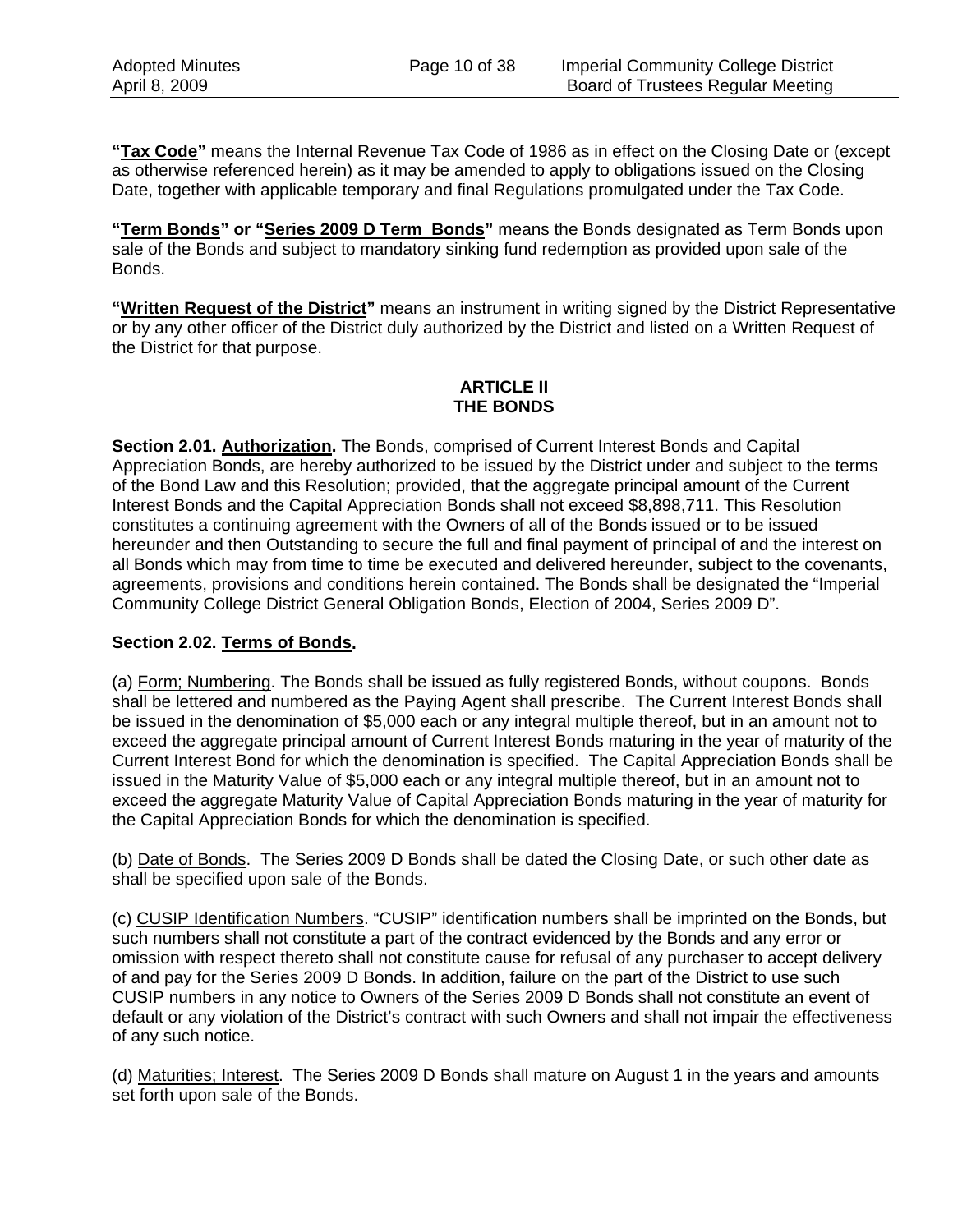**"Tax Code"** means the Internal Revenue Tax Code of 1986 as in effect on the Closing Date or (except as otherwise referenced herein) as it may be amended to apply to obligations issued on the Closing Date, together with applicable temporary and final Regulations promulgated under the Tax Code.

**"Term Bonds" or "Series 2009 D Term Bonds"** means the Bonds designated as Term Bonds upon sale of the Bonds and subject to mandatory sinking fund redemption as provided upon sale of the Bonds.

**"Written Request of the District"** means an instrument in writing signed by the District Representative or by any other officer of the District duly authorized by the District and listed on a Written Request of the District for that purpose.

## ARTICLE II
## THE BONDS

**Section 2.01. Authorization.** The Bonds, comprised of Current Interest Bonds and Capital Appreciation Bonds, are hereby authorized to be issued by the District under and subject to the terms of the Bond Law and this Resolution; provided, that the aggregate principal amount of the Current Interest Bonds and the Capital Appreciation Bonds shall not exceed $8,898,711. This Resolution constitutes a continuing agreement with the Owners of all of the Bonds issued or to be issued hereunder and then Outstanding to secure the full and final payment of principal of and the interest on all Bonds which may from time to time be executed and delivered hereunder, subject to the covenants, agreements, provisions and conditions herein contained. The Bonds shall be designated the "Imperial Community College District General Obligation Bonds, Election of 2004, Series 2009 D".

**Section 2.02. Terms of Bonds.**

(a) Form; Numbering. The Bonds shall be issued as fully registered Bonds, without coupons. Bonds shall be lettered and numbered as the Paying Agent shall prescribe. The Current Interest Bonds shall be issued in the denomination of $5,000 each or any integral multiple thereof, but in an amount not to exceed the aggregate principal amount of Current Interest Bonds maturing in the year of maturity of the Current Interest Bond for which the denomination is specified. The Capital Appreciation Bonds shall be issued in the Maturity Value of $5,000 each or any integral multiple thereof, but in an amount not to exceed the aggregate Maturity Value of Capital Appreciation Bonds maturing in the year of maturity for the Capital Appreciation Bonds for which the denomination is specified.

(b) Date of Bonds. The Series 2009 D Bonds shall be dated the Closing Date, or such other date as shall be specified upon sale of the Bonds.

(c) CUSIP Identification Numbers. "CUSIP" identification numbers shall be imprinted on the Bonds, but such numbers shall not constitute a part of the contract evidenced by the Bonds and any error or omission with respect thereto shall not constitute cause for refusal of any purchaser to accept delivery of and pay for the Series 2009 D Bonds. In addition, failure on the part of the District to use such CUSIP numbers in any notice to Owners of the Series 2009 D Bonds shall not constitute an event of default or any violation of the District's contract with such Owners and shall not impair the effectiveness of any such notice.

(d) Maturities; Interest. The Series 2009 D Bonds shall mature on August 1 in the years and amounts set forth upon sale of the Bonds.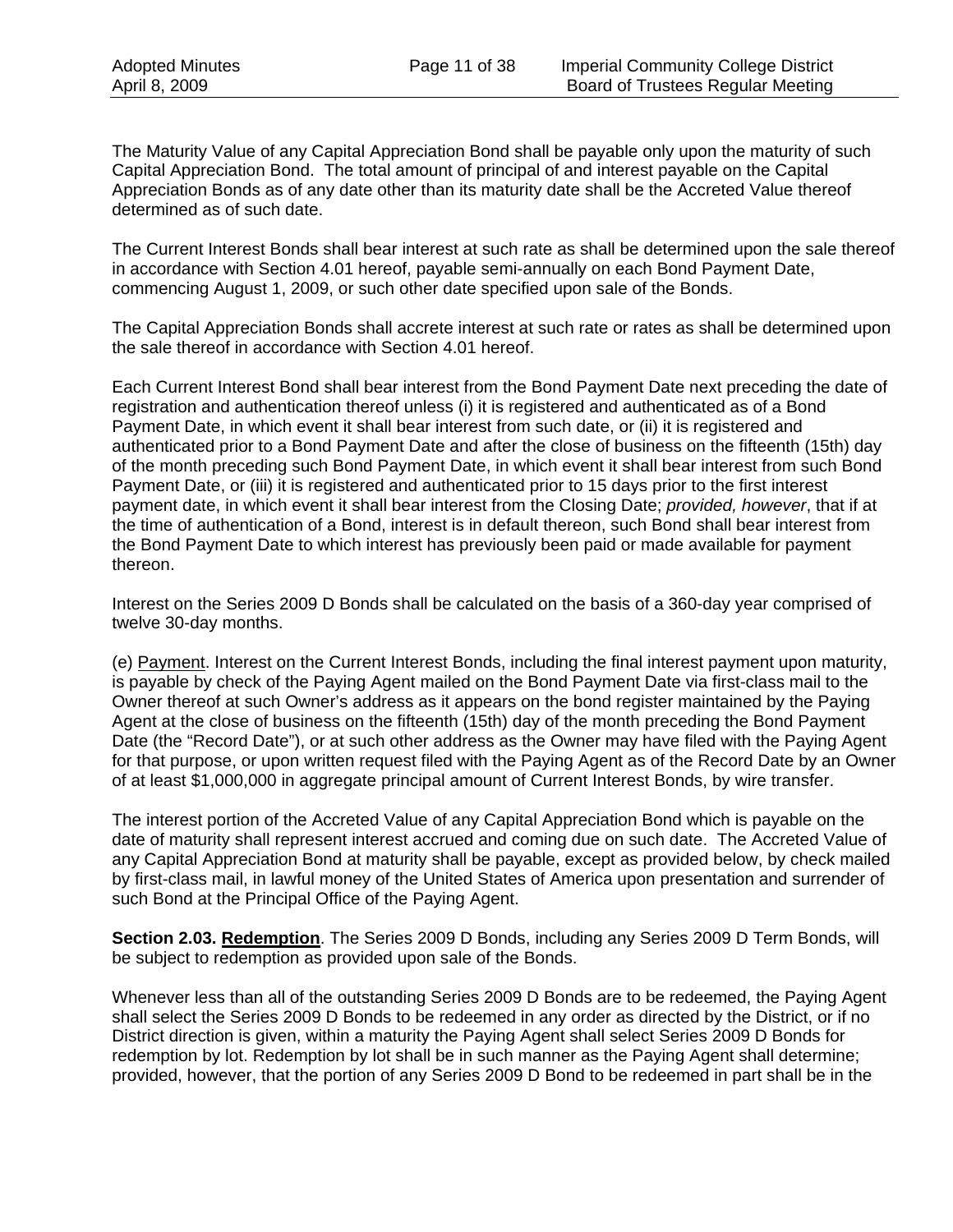The Maturity Value of any Capital Appreciation Bond shall be payable only upon the maturity of such Capital Appreciation Bond. The total amount of principal of and interest payable on the Capital Appreciation Bonds as of any date other than its maturity date shall be the Accreted Value thereof determined as of such date.

The Current Interest Bonds shall bear interest at such rate as shall be determined upon the sale thereof in accordance with Section 4.01 hereof, payable semi-annually on each Bond Payment Date, commencing August 1, 2009, or such other date specified upon sale of the Bonds.

The Capital Appreciation Bonds shall accrete interest at such rate or rates as shall be determined upon the sale thereof in accordance with Section 4.01 hereof.

Each Current Interest Bond shall bear interest from the Bond Payment Date next preceding the date of registration and authentication thereof unless (i) it is registered and authenticated as of a Bond Payment Date, in which event it shall bear interest from such date, or (ii) it is registered and authenticated prior to a Bond Payment Date and after the close of business on the fifteenth (15th) day of the month preceding such Bond Payment Date, in which event it shall bear interest from such Bond Payment Date, or (iii) it is registered and authenticated prior to 15 days prior to the first interest payment date, in which event it shall bear interest from the Closing Date; *provided, however*, that if at the time of authentication of a Bond, interest is in default thereon, such Bond shall bear interest from the Bond Payment Date to which interest has previously been paid or made available for payment thereon.

Interest on the Series 2009 D Bonds shall be calculated on the basis of a 360-day year comprised of twelve 30-day months.

(e) Payment. Interest on the Current Interest Bonds, including the final interest payment upon maturity, is payable by check of the Paying Agent mailed on the Bond Payment Date via first-class mail to the Owner thereof at such Owner's address as it appears on the bond register maintained by the Paying Agent at the close of business on the fifteenth (15th) day of the month preceding the Bond Payment Date (the "Record Date"), or at such other address as the Owner may have filed with the Paying Agent for that purpose, or upon written request filed with the Paying Agent as of the Record Date by an Owner of at least $1,000,000 in aggregate principal amount of Current Interest Bonds, by wire transfer.

The interest portion of the Accreted Value of any Capital Appreciation Bond which is payable on the date of maturity shall represent interest accrued and coming due on such date. The Accreted Value of any Capital Appreciation Bond at maturity shall be payable, except as provided below, by check mailed by first-class mail, in lawful money of the United States of America upon presentation and surrender of such Bond at the Principal Office of the Paying Agent.

**Section 2.03. Redemption**. The Series 2009 D Bonds, including any Series 2009 D Term Bonds, will be subject to redemption as provided upon sale of the Bonds.

Whenever less than all of the outstanding Series 2009 D Bonds are to be redeemed, the Paying Agent shall select the Series 2009 D Bonds to be redeemed in any order as directed by the District, or if no District direction is given, within a maturity the Paying Agent shall select Series 2009 D Bonds for redemption by lot. Redemption by lot shall be in such manner as the Paying Agent shall determine; provided, however, that the portion of any Series 2009 D Bond to be redeemed in part shall be in the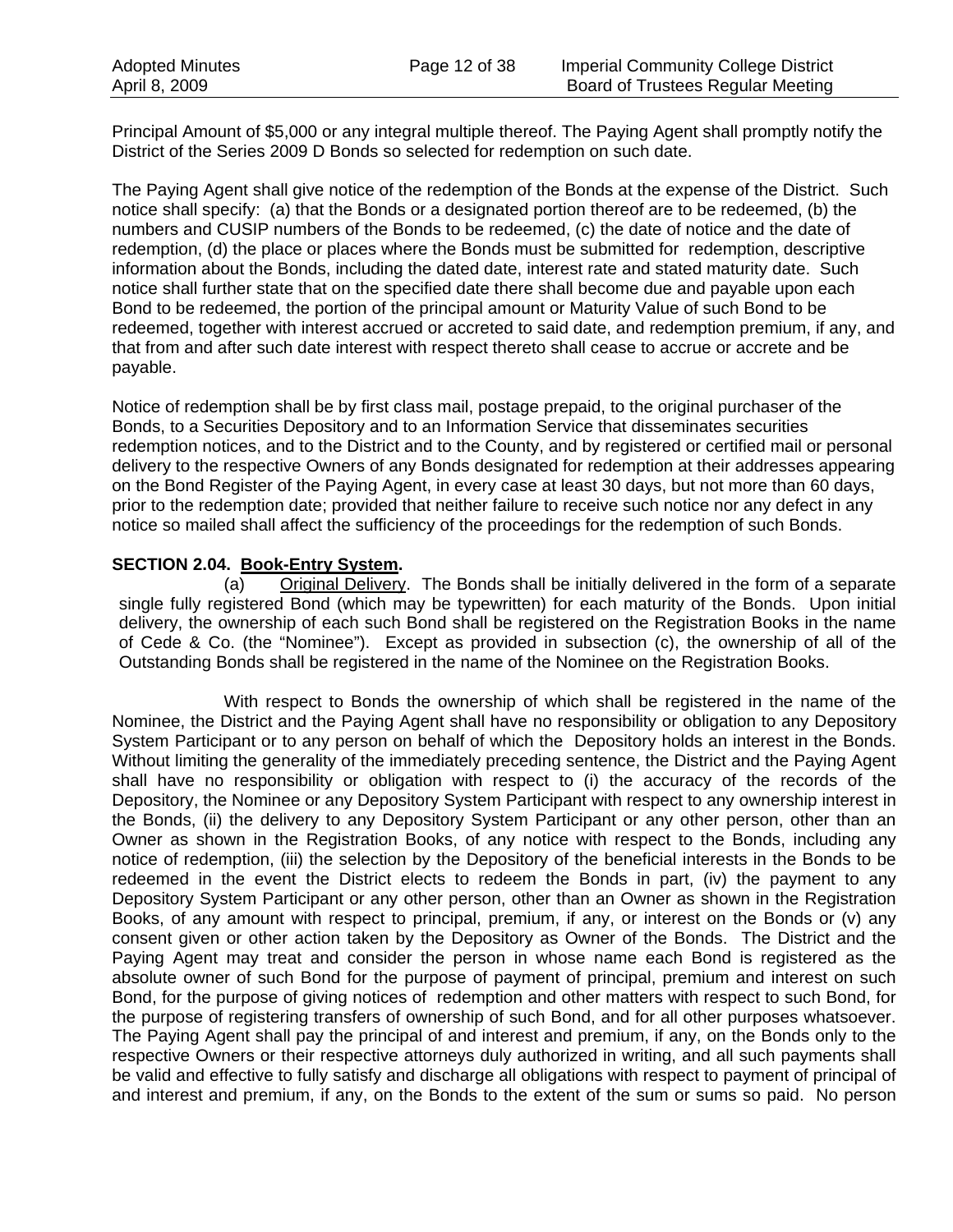Principal Amount of $5,000 or any integral multiple thereof. The Paying Agent shall promptly notify the District of the Series 2009 D Bonds so selected for redemption on such date.

The Paying Agent shall give notice of the redemption of the Bonds at the expense of the District. Such notice shall specify: (a) that the Bonds or a designated portion thereof are to be redeemed, (b) the numbers and CUSIP numbers of the Bonds to be redeemed, (c) the date of notice and the date of redemption, (d) the place or places where the Bonds must be submitted for redemption, descriptive information about the Bonds, including the dated date, interest rate and stated maturity date. Such notice shall further state that on the specified date there shall become due and payable upon each Bond to be redeemed, the portion of the principal amount or Maturity Value of such Bond to be redeemed, together with interest accrued or accreted to said date, and redemption premium, if any, and that from and after such date interest with respect thereto shall cease to accrue or accrete and be payable.

Notice of redemption shall be by first class mail, postage prepaid, to the original purchaser of the Bonds, to a Securities Depository and to an Information Service that disseminates securities redemption notices, and to the District and to the County, and by registered or certified mail or personal delivery to the respective Owners of any Bonds designated for redemption at their addresses appearing on the Bond Register of the Paying Agent, in every case at least 30 days, but not more than 60 days, prior to the redemption date; provided that neither failure to receive such notice nor any defect in any notice so mailed shall affect the sufficiency of the proceedings for the redemption of such Bonds.

**SECTION 2.04. Book-Entry System.**

(a) Original Delivery. The Bonds shall be initially delivered in the form of a separate single fully registered Bond (which may be typewritten) for each maturity of the Bonds. Upon initial delivery, the ownership of each such Bond shall be registered on the Registration Books in the name of Cede & Co. (the "Nominee"). Except as provided in subsection (c), the ownership of all of the Outstanding Bonds shall be registered in the name of the Nominee on the Registration Books.

With respect to Bonds the ownership of which shall be registered in the name of the Nominee, the District and the Paying Agent shall have no responsibility or obligation to any Depository System Participant or to any person on behalf of which the Depository holds an interest in the Bonds. Without limiting the generality of the immediately preceding sentence, the District and the Paying Agent shall have no responsibility or obligation with respect to (i) the accuracy of the records of the Depository, the Nominee or any Depository System Participant with respect to any ownership interest in the Bonds, (ii) the delivery to any Depository System Participant or any other person, other than an Owner as shown in the Registration Books, of any notice with respect to the Bonds, including any notice of redemption, (iii) the selection by the Depository of the beneficial interests in the Bonds to be redeemed in the event the District elects to redeem the Bonds in part, (iv) the payment to any Depository System Participant or any other person, other than an Owner as shown in the Registration Books, of any amount with respect to principal, premium, if any, or interest on the Bonds or (v) any consent given or other action taken by the Depository as Owner of the Bonds. The District and the Paying Agent may treat and consider the person in whose name each Bond is registered as the absolute owner of such Bond for the purpose of payment of principal, premium and interest on such Bond, for the purpose of giving notices of redemption and other matters with respect to such Bond, for the purpose of registering transfers of ownership of such Bond, and for all other purposes whatsoever. The Paying Agent shall pay the principal of and interest and premium, if any, on the Bonds only to the respective Owners or their respective attorneys duly authorized in writing, and all such payments shall be valid and effective to fully satisfy and discharge all obligations with respect to payment of principal of and interest and premium, if any, on the Bonds to the extent of the sum or sums so paid. No person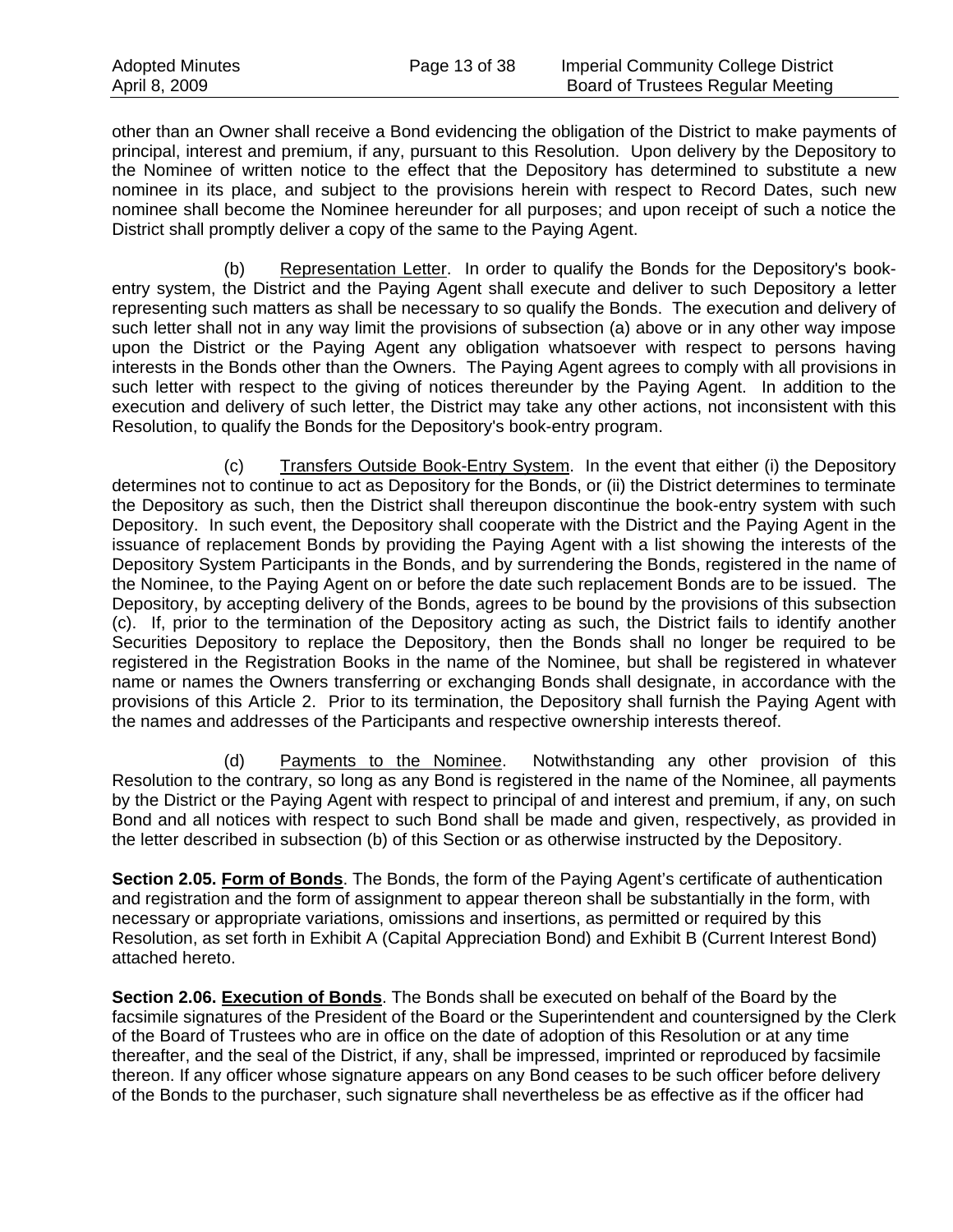other than an Owner shall receive a Bond evidencing the obligation of the District to make payments of principal, interest and premium, if any, pursuant to this Resolution. Upon delivery by the Depository to the Nominee of written notice to the effect that the Depository has determined to substitute a new nominee in its place, and subject to the provisions herein with respect to Record Dates, such new nominee shall become the Nominee hereunder for all purposes; and upon receipt of such a notice the District shall promptly deliver a copy of the same to the Paying Agent.

(b) Representation Letter. In order to qualify the Bonds for the Depository's book-entry system, the District and the Paying Agent shall execute and deliver to such Depository a letter representing such matters as shall be necessary to so qualify the Bonds. The execution and delivery of such letter shall not in any way limit the provisions of subsection (a) above or in any other way impose upon the District or the Paying Agent any obligation whatsoever with respect to persons having interests in the Bonds other than the Owners. The Paying Agent agrees to comply with all provisions in such letter with respect to the giving of notices thereunder by the Paying Agent. In addition to the execution and delivery of such letter, the District may take any other actions, not inconsistent with this Resolution, to qualify the Bonds for the Depository's book-entry program.

(c) Transfers Outside Book-Entry System. In the event that either (i) the Depository determines not to continue to act as Depository for the Bonds, or (ii) the District determines to terminate the Depository as such, then the District shall thereupon discontinue the book-entry system with such Depository. In such event, the Depository shall cooperate with the District and the Paying Agent in the issuance of replacement Bonds by providing the Paying Agent with a list showing the interests of the Depository System Participants in the Bonds, and by surrendering the Bonds, registered in the name of the Nominee, to the Paying Agent on or before the date such replacement Bonds are to be issued. The Depository, by accepting delivery of the Bonds, agrees to be bound by the provisions of this subsection (c). If, prior to the termination of the Depository acting as such, the District fails to identify another Securities Depository to replace the Depository, then the Bonds shall no longer be required to be registered in the Registration Books in the name of the Nominee, but shall be registered in whatever name or names the Owners transferring or exchanging Bonds shall designate, in accordance with the provisions of this Article 2. Prior to its termination, the Depository shall furnish the Paying Agent with the names and addresses of the Participants and respective ownership interests thereof.

(d) Payments to the Nominee. Notwithstanding any other provision of this Resolution to the contrary, so long as any Bond is registered in the name of the Nominee, all payments by the District or the Paying Agent with respect to principal of and interest and premium, if any, on such Bond and all notices with respect to such Bond shall be made and given, respectively, as provided in the letter described in subsection (b) of this Section or as otherwise instructed by the Depository.

**Section 2.05. Form of Bonds**. The Bonds, the form of the Paying Agent's certificate of authentication and registration and the form of assignment to appear thereon shall be substantially in the form, with necessary or appropriate variations, omissions and insertions, as permitted or required by this Resolution, as set forth in Exhibit A (Capital Appreciation Bond) and Exhibit B (Current Interest Bond) attached hereto.

**Section 2.06. Execution of Bonds**. The Bonds shall be executed on behalf of the Board by the facsimile signatures of the President of the Board or the Superintendent and countersigned by the Clerk of the Board of Trustees who are in office on the date of adoption of this Resolution or at any time thereafter, and the seal of the District, if any, shall be impressed, imprinted or reproduced by facsimile thereon. If any officer whose signature appears on any Bond ceases to be such officer before delivery of the Bonds to the purchaser, such signature shall nevertheless be as effective as if the officer had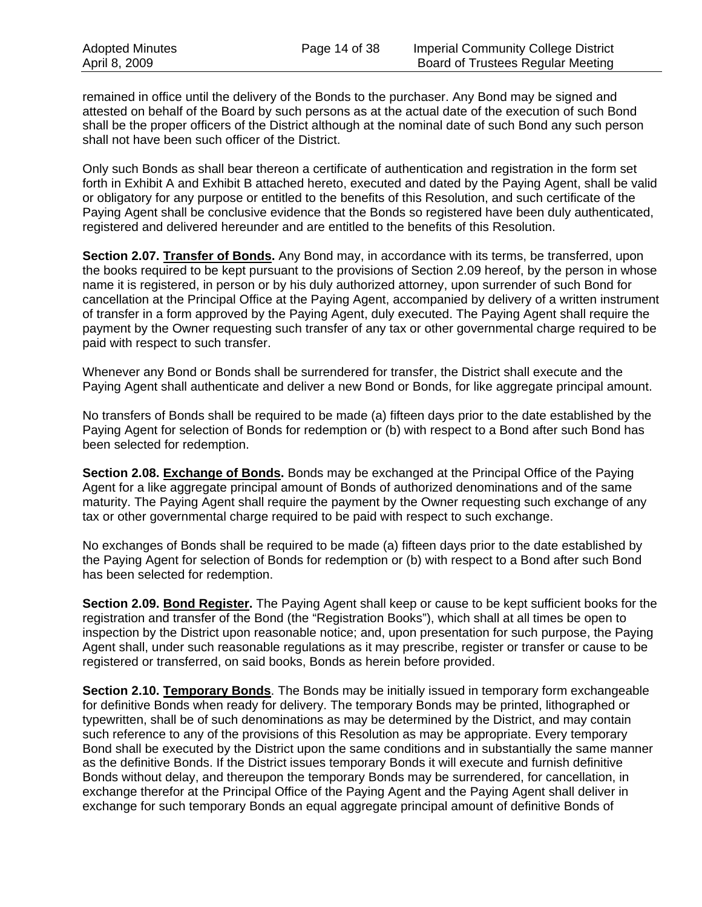remained in office until the delivery of the Bonds to the purchaser. Any Bond may be signed and attested on behalf of the Board by such persons as at the actual date of the execution of such Bond shall be the proper officers of the District although at the nominal date of such Bond any such person shall not have been such officer of the District.

Only such Bonds as shall bear thereon a certificate of authentication and registration in the form set forth in Exhibit A and Exhibit B attached hereto, executed and dated by the Paying Agent, shall be valid or obligatory for any purpose or entitled to the benefits of this Resolution, and such certificate of the Paying Agent shall be conclusive evidence that the Bonds so registered have been duly authenticated, registered and delivered hereunder and are entitled to the benefits of this Resolution.

**Section 2.07. Transfer of Bonds.** Any Bond may, in accordance with its terms, be transferred, upon the books required to be kept pursuant to the provisions of Section 2.09 hereof, by the person in whose name it is registered, in person or by his duly authorized attorney, upon surrender of such Bond for cancellation at the Principal Office at the Paying Agent, accompanied by delivery of a written instrument of transfer in a form approved by the Paying Agent, duly executed. The Paying Agent shall require the payment by the Owner requesting such transfer of any tax or other governmental charge required to be paid with respect to such transfer.

Whenever any Bond or Bonds shall be surrendered for transfer, the District shall execute and the Paying Agent shall authenticate and deliver a new Bond or Bonds, for like aggregate principal amount.

No transfers of Bonds shall be required to be made (a) fifteen days prior to the date established by the Paying Agent for selection of Bonds for redemption or (b) with respect to a Bond after such Bond has been selected for redemption.

**Section 2.08. Exchange of Bonds.** Bonds may be exchanged at the Principal Office of the Paying Agent for a like aggregate principal amount of Bonds of authorized denominations and of the same maturity. The Paying Agent shall require the payment by the Owner requesting such exchange of any tax or other governmental charge required to be paid with respect to such exchange.

No exchanges of Bonds shall be required to be made (a) fifteen days prior to the date established by the Paying Agent for selection of Bonds for redemption or (b) with respect to a Bond after such Bond has been selected for redemption.

**Section 2.09. Bond Register.** The Paying Agent shall keep or cause to be kept sufficient books for the registration and transfer of the Bond (the "Registration Books"), which shall at all times be open to inspection by the District upon reasonable notice; and, upon presentation for such purpose, the Paying Agent shall, under such reasonable regulations as it may prescribe, register or transfer or cause to be registered or transferred, on said books, Bonds as herein before provided.

**Section 2.10. Temporary Bonds**. The Bonds may be initially issued in temporary form exchangeable for definitive Bonds when ready for delivery. The temporary Bonds may be printed, lithographed or typewritten, shall be of such denominations as may be determined by the District, and may contain such reference to any of the provisions of this Resolution as may be appropriate. Every temporary Bond shall be executed by the District upon the same conditions and in substantially the same manner as the definitive Bonds. If the District issues temporary Bonds it will execute and furnish definitive Bonds without delay, and thereupon the temporary Bonds may be surrendered, for cancellation, in exchange therefor at the Principal Office of the Paying Agent and the Paying Agent shall deliver in exchange for such temporary Bonds an equal aggregate principal amount of definitive Bonds of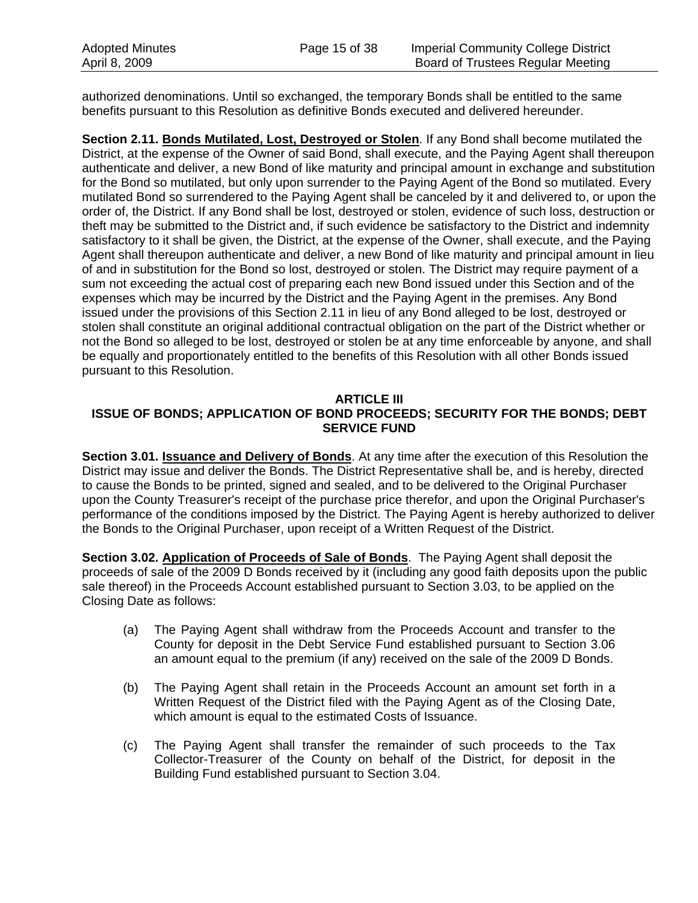authorized denominations. Until so exchanged, the temporary Bonds shall be entitled to the same benefits pursuant to this Resolution as definitive Bonds executed and delivered hereunder.

**Section 2.11. Bonds Mutilated, Lost, Destroyed or Stolen**. If any Bond shall become mutilated the District, at the expense of the Owner of said Bond, shall execute, and the Paying Agent shall thereupon authenticate and deliver, a new Bond of like maturity and principal amount in exchange and substitution for the Bond so mutilated, but only upon surrender to the Paying Agent of the Bond so mutilated. Every mutilated Bond so surrendered to the Paying Agent shall be canceled by it and delivered to, or upon the order of, the District. If any Bond shall be lost, destroyed or stolen, evidence of such loss, destruction or theft may be submitted to the District and, if such evidence be satisfactory to the District and indemnity satisfactory to it shall be given, the District, at the expense of the Owner, shall execute, and the Paying Agent shall thereupon authenticate and deliver, a new Bond of like maturity and principal amount in lieu of and in substitution for the Bond so lost, destroyed or stolen. The District may require payment of a sum not exceeding the actual cost of preparing each new Bond issued under this Section and of the expenses which may be incurred by the District and the Paying Agent in the premises. Any Bond issued under the provisions of this Section 2.11 in lieu of any Bond alleged to be lost, destroyed or stolen shall constitute an original additional contractual obligation on the part of the District whether or not the Bond so alleged to be lost, destroyed or stolen be at any time enforceable by anyone, and shall be equally and proportionately entitled to the benefits of this Resolution with all other Bonds issued pursuant to this Resolution.

## ARTICLE III
## ISSUE OF BONDS; APPLICATION OF BOND PROCEEDS; SECURITY FOR THE BONDS; DEBT SERVICE FUND

**Section 3.01. Issuance and Delivery of Bonds**. At any time after the execution of this Resolution the District may issue and deliver the Bonds. The District Representative shall be, and is hereby, directed to cause the Bonds to be printed, signed and sealed, and to be delivered to the Original Purchaser upon the County Treasurer's receipt of the purchase price therefor, and upon the Original Purchaser's performance of the conditions imposed by the District. The Paying Agent is hereby authorized to deliver the Bonds to the Original Purchaser, upon receipt of a Written Request of the District.

**Section 3.02. Application of Proceeds of Sale of Bonds**. The Paying Agent shall deposit the proceeds of sale of the 2009 D Bonds received by it (including any good faith deposits upon the public sale thereof) in the Proceeds Account established pursuant to Section 3.03, to be applied on the Closing Date as follows:

(a) The Paying Agent shall withdraw from the Proceeds Account and transfer to the County for deposit in the Debt Service Fund established pursuant to Section 3.06 an amount equal to the premium (if any) received on the sale of the 2009 D Bonds.

(b) The Paying Agent shall retain in the Proceeds Account an amount set forth in a Written Request of the District filed with the Paying Agent as of the Closing Date, which amount is equal to the estimated Costs of Issuance.

(c) The Paying Agent shall transfer the remainder of such proceeds to the Tax Collector-Treasurer of the County on behalf of the District, for deposit in the Building Fund established pursuant to Section 3.04.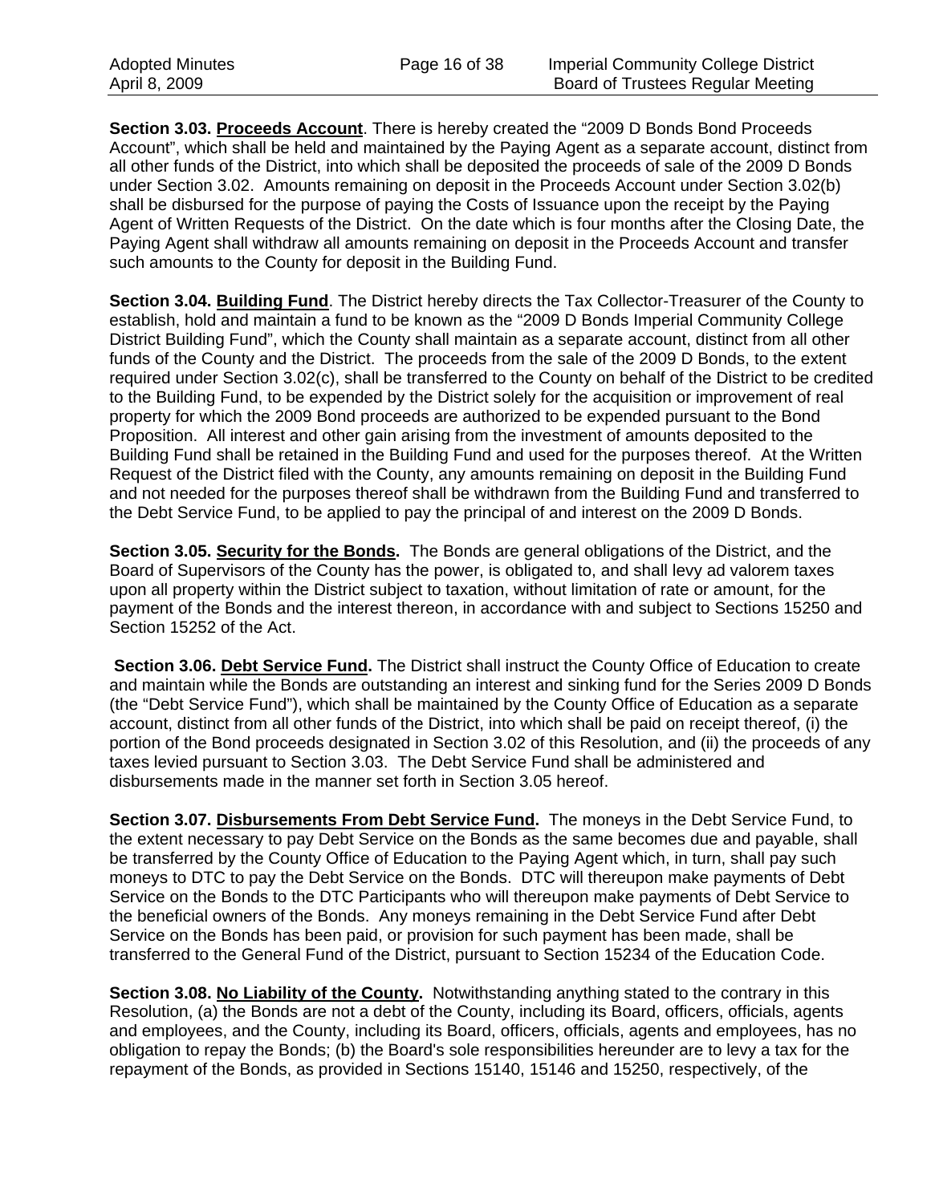**Section 3.03. Proceeds Account**. There is hereby created the "2009 D Bonds Bond Proceeds Account", which shall be held and maintained by the Paying Agent as a separate account, distinct from all other funds of the District, into which shall be deposited the proceeds of sale of the 2009 D Bonds under Section 3.02. Amounts remaining on deposit in the Proceeds Account under Section 3.02(b) shall be disbursed for the purpose of paying the Costs of Issuance upon the receipt by the Paying Agent of Written Requests of the District. On the date which is four months after the Closing Date, the Paying Agent shall withdraw all amounts remaining on deposit in the Proceeds Account and transfer such amounts to the County for deposit in the Building Fund.

**Section 3.04. Building Fund**. The District hereby directs the Tax Collector-Treasurer of the County to establish, hold and maintain a fund to be known as the "2009 D Bonds Imperial Community College District Building Fund", which the County shall maintain as a separate account, distinct from all other funds of the County and the District. The proceeds from the sale of the 2009 D Bonds, to the extent required under Section 3.02(c), shall be transferred to the County on behalf of the District to be credited to the Building Fund, to be expended by the District solely for the acquisition or improvement of real property for which the 2009 Bond proceeds are authorized to be expended pursuant to the Bond Proposition. All interest and other gain arising from the investment of amounts deposited to the Building Fund shall be retained in the Building Fund and used for the purposes thereof. At the Written Request of the District filed with the County, any amounts remaining on deposit in the Building Fund and not needed for the purposes thereof shall be withdrawn from the Building Fund and transferred to the Debt Service Fund, to be applied to pay the principal of and interest on the 2009 D Bonds.

**Section 3.05. Security for the Bonds.** The Bonds are general obligations of the District, and the Board of Supervisors of the County has the power, is obligated to, and shall levy ad valorem taxes upon all property within the District subject to taxation, without limitation of rate or amount, for the payment of the Bonds and the interest thereon, in accordance with and subject to Sections 15250 and Section 15252 of the Act.

**Section 3.06. Debt Service Fund.** The District shall instruct the County Office of Education to create and maintain while the Bonds are outstanding an interest and sinking fund for the Series 2009 D Bonds (the "Debt Service Fund"), which shall be maintained by the County Office of Education as a separate account, distinct from all other funds of the District, into which shall be paid on receipt thereof, (i) the portion of the Bond proceeds designated in Section 3.02 of this Resolution, and (ii) the proceeds of any taxes levied pursuant to Section 3.03. The Debt Service Fund shall be administered and disbursements made in the manner set forth in Section 3.05 hereof.

**Section 3.07. Disbursements From Debt Service Fund.** The moneys in the Debt Service Fund, to the extent necessary to pay Debt Service on the Bonds as the same becomes due and payable, shall be transferred by the County Office of Education to the Paying Agent which, in turn, shall pay such moneys to DTC to pay the Debt Service on the Bonds. DTC will thereupon make payments of Debt Service on the Bonds to the DTC Participants who will thereupon make payments of Debt Service to the beneficial owners of the Bonds. Any moneys remaining in the Debt Service Fund after Debt Service on the Bonds has been paid, or provision for such payment has been made, shall be transferred to the General Fund of the District, pursuant to Section 15234 of the Education Code.

**Section 3.08. No Liability of the County.** Notwithstanding anything stated to the contrary in this Resolution, (a) the Bonds are not a debt of the County, including its Board, officers, officials, agents and employees, and the County, including its Board, officers, officials, agents and employees, has no obligation to repay the Bonds; (b) the Board's sole responsibilities hereunder are to levy a tax for the repayment of the Bonds, as provided in Sections 15140, 15146 and 15250, respectively, of the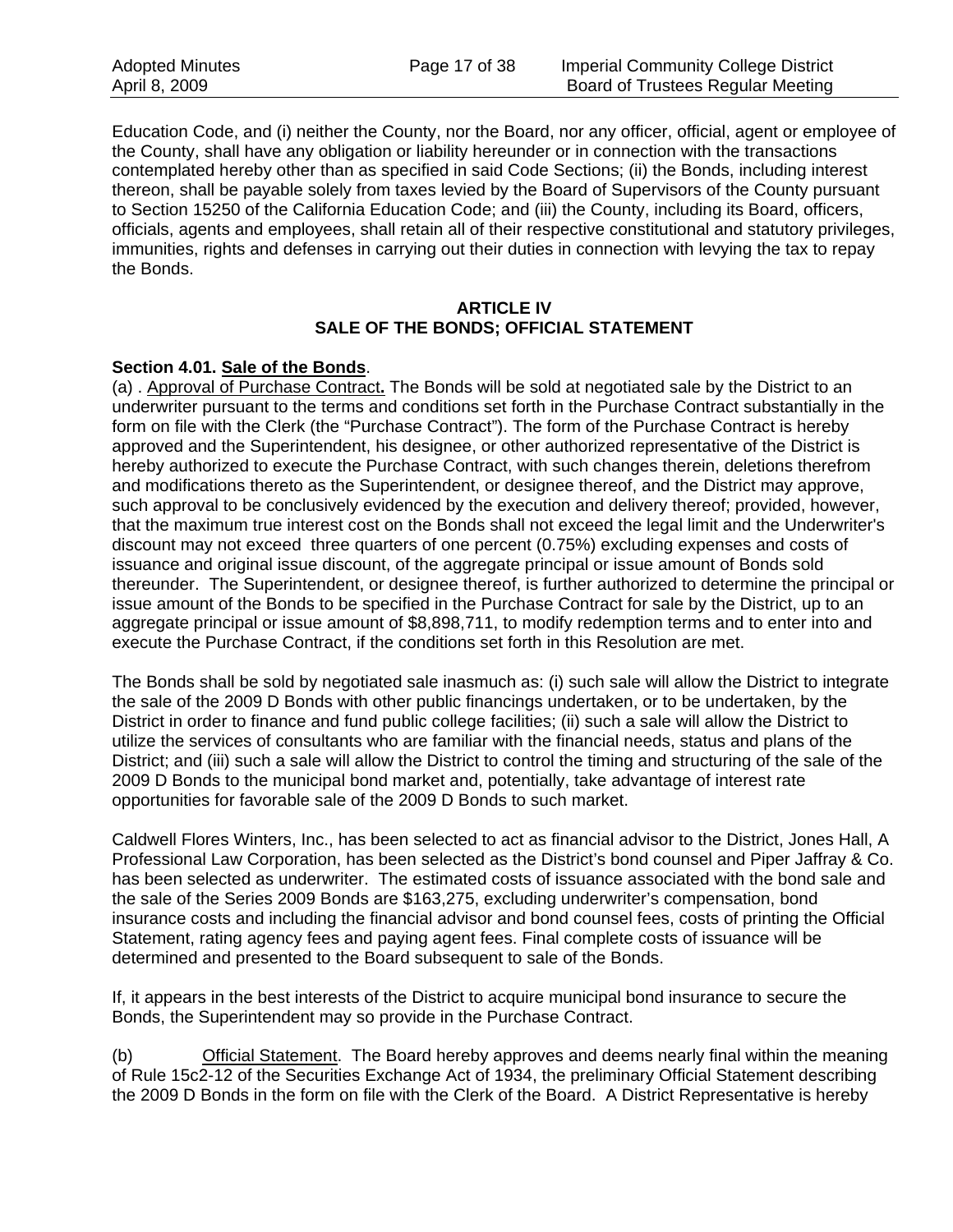Education Code, and (i) neither the County, nor the Board, nor any officer, official, agent or employee of the County, shall have any obligation or liability hereunder or in connection with the transactions contemplated hereby other than as specified in said Code Sections; (ii) the Bonds, including interest thereon, shall be payable solely from taxes levied by the Board of Supervisors of the County pursuant to Section 15250 of the California Education Code; and (iii) the County, including its Board, officers, officials, agents and employees, shall retain all of their respective constitutional and statutory privileges, immunities, rights and defenses in carrying out their duties in connection with levying the tax to repay the Bonds.

## ARTICLE IV
## SALE OF THE BONDS; OFFICIAL STATEMENT

**Section 4.01. Sale of the Bonds**.

(a) . Approval of Purchase Contract**.** The Bonds will be sold at negotiated sale by the District to an underwriter pursuant to the terms and conditions set forth in the Purchase Contract substantially in the form on file with the Clerk (the "Purchase Contract"). The form of the Purchase Contract is hereby approved and the Superintendent, his designee, or other authorized representative of the District is hereby authorized to execute the Purchase Contract, with such changes therein, deletions therefrom and modifications thereto as the Superintendent, or designee thereof, and the District may approve, such approval to be conclusively evidenced by the execution and delivery thereof; provided, however, that the maximum true interest cost on the Bonds shall not exceed the legal limit and the Underwriter's discount may not exceed three quarters of one percent (0.75%) excluding expenses and costs of issuance and original issue discount, of the aggregate principal or issue amount of Bonds sold thereunder. The Superintendent, or designee thereof, is further authorized to determine the principal or issue amount of the Bonds to be specified in the Purchase Contract for sale by the District, up to an aggregate principal or issue amount of $8,898,711, to modify redemption terms and to enter into and execute the Purchase Contract, if the conditions set forth in this Resolution are met.

The Bonds shall be sold by negotiated sale inasmuch as: (i) such sale will allow the District to integrate the sale of the 2009 D Bonds with other public financings undertaken, or to be undertaken, by the District in order to finance and fund public college facilities; (ii) such a sale will allow the District to utilize the services of consultants who are familiar with the financial needs, status and plans of the District; and (iii) such a sale will allow the District to control the timing and structuring of the sale of the 2009 D Bonds to the municipal bond market and, potentially, take advantage of interest rate opportunities for favorable sale of the 2009 D Bonds to such market.

Caldwell Flores Winters, Inc., has been selected to act as financial advisor to the District, Jones Hall, A Professional Law Corporation, has been selected as the District's bond counsel and Piper Jaffray & Co. has been selected as underwriter. The estimated costs of issuance associated with the bond sale and the sale of the Series 2009 Bonds are $163,275, excluding underwriter's compensation, bond insurance costs and including the financial advisor and bond counsel fees, costs of printing the Official Statement, rating agency fees and paying agent fees. Final complete costs of issuance will be determined and presented to the Board subsequent to sale of the Bonds.

If, it appears in the best interests of the District to acquire municipal bond insurance to secure the Bonds, the Superintendent may so provide in the Purchase Contract.

(b) Official Statement. The Board hereby approves and deems nearly final within the meaning of Rule 15c2-12 of the Securities Exchange Act of 1934, the preliminary Official Statement describing the 2009 D Bonds in the form on file with the Clerk of the Board. A District Representative is hereby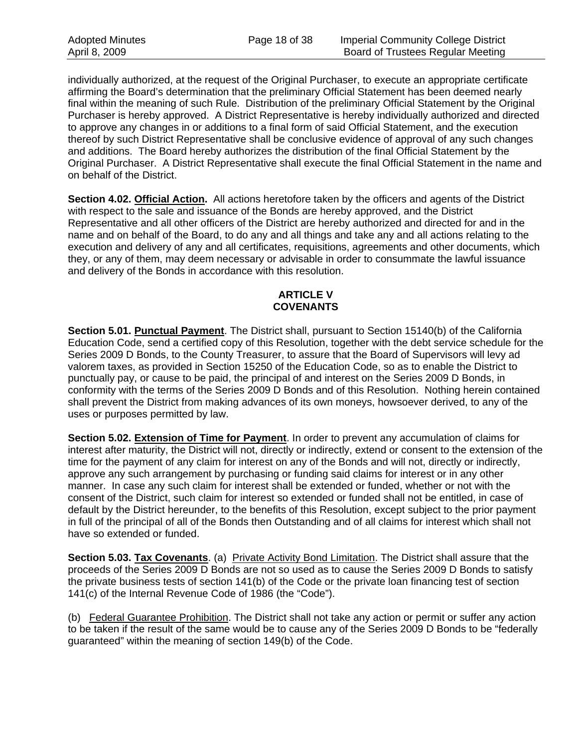individually authorized, at the request of the Original Purchaser, to execute an appropriate certificate affirming the Board's determination that the preliminary Official Statement has been deemed nearly final within the meaning of such Rule. Distribution of the preliminary Official Statement by the Original Purchaser is hereby approved. A District Representative is hereby individually authorized and directed to approve any changes in or additions to a final form of said Official Statement, and the execution thereof by such District Representative shall be conclusive evidence of approval of any such changes and additions. The Board hereby authorizes the distribution of the final Official Statement by the Original Purchaser. A District Representative shall execute the final Official Statement in the name and on behalf of the District.

**Section 4.02. Official Action.** All actions heretofore taken by the officers and agents of the District with respect to the sale and issuance of the Bonds are hereby approved, and the District Representative and all other officers of the District are hereby authorized and directed for and in the name and on behalf of the Board, to do any and all things and take any and all actions relating to the execution and delivery of any and all certificates, requisitions, agreements and other documents, which they, or any of them, may deem necessary or advisable in order to consummate the lawful issuance and delivery of the Bonds in accordance with this resolution.

## ARTICLE V
## COVENANTS

**Section 5.01. Punctual Payment**. The District shall, pursuant to Section 15140(b) of the California Education Code, send a certified copy of this Resolution, together with the debt service schedule for the Series 2009 D Bonds, to the County Treasurer, to assure that the Board of Supervisors will levy ad valorem taxes, as provided in Section 15250 of the Education Code, so as to enable the District to punctually pay, or cause to be paid, the principal of and interest on the Series 2009 D Bonds, in conformity with the terms of the Series 2009 D Bonds and of this Resolution. Nothing herein contained shall prevent the District from making advances of its own moneys, howsoever derived, to any of the uses or purposes permitted by law.

**Section 5.02. Extension of Time for Payment**. In order to prevent any accumulation of claims for interest after maturity, the District will not, directly or indirectly, extend or consent to the extension of the time for the payment of any claim for interest on any of the Bonds and will not, directly or indirectly, approve any such arrangement by purchasing or funding said claims for interest or in any other manner. In case any such claim for interest shall be extended or funded, whether or not with the consent of the District, such claim for interest so extended or funded shall not be entitled, in case of default by the District hereunder, to the benefits of this Resolution, except subject to the prior payment in full of the principal of all of the Bonds then Outstanding and of all claims for interest which shall not have so extended or funded.

**Section 5.03. Tax Covenants**. (a) Private Activity Bond Limitation. The District shall assure that the proceeds of the Series 2009 D Bonds are not so used as to cause the Series 2009 D Bonds to satisfy the private business tests of section 141(b) of the Code or the private loan financing test of section 141(c) of the Internal Revenue Code of 1986 (the "Code").

(b) Federal Guarantee Prohibition. The District shall not take any action or permit or suffer any action to be taken if the result of the same would be to cause any of the Series 2009 D Bonds to be "federally guaranteed" within the meaning of section 149(b) of the Code.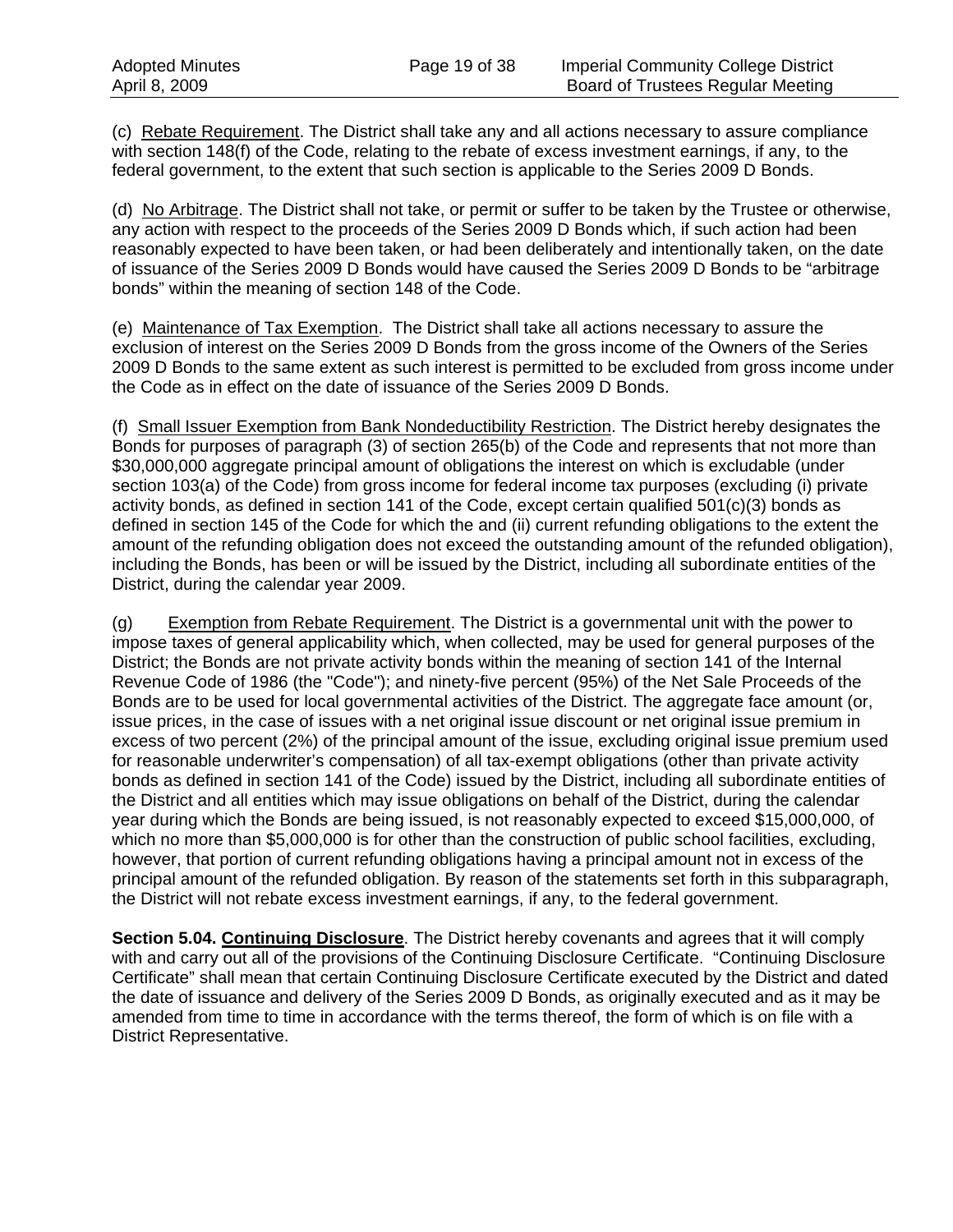(c) Rebate Requirement. The District shall take any and all actions necessary to assure compliance with section 148(f) of the Code, relating to the rebate of excess investment earnings, if any, to the federal government, to the extent that such section is applicable to the Series 2009 D Bonds.

(d) No Arbitrage. The District shall not take, or permit or suffer to be taken by the Trustee or otherwise, any action with respect to the proceeds of the Series 2009 D Bonds which, if such action had been reasonably expected to have been taken, or had been deliberately and intentionally taken, on the date of issuance of the Series 2009 D Bonds would have caused the Series 2009 D Bonds to be "arbitrage bonds" within the meaning of section 148 of the Code.

(e) Maintenance of Tax Exemption. The District shall take all actions necessary to assure the exclusion of interest on the Series 2009 D Bonds from the gross income of the Owners of the Series 2009 D Bonds to the same extent as such interest is permitted to be excluded from gross income under the Code as in effect on the date of issuance of the Series 2009 D Bonds.

(f) Small Issuer Exemption from Bank Nondeductibility Restriction. The District hereby designates the Bonds for purposes of paragraph (3) of section 265(b) of the Code and represents that not more than $30,000,000 aggregate principal amount of obligations the interest on which is excludable (under section 103(a) of the Code) from gross income for federal income tax purposes (excluding (i) private activity bonds, as defined in section 141 of the Code, except certain qualified 501(c)(3) bonds as defined in section 145 of the Code for which the and (ii) current refunding obligations to the extent the amount of the refunding obligation does not exceed the outstanding amount of the refunded obligation), including the Bonds, has been or will be issued by the District, including all subordinate entities of the District, during the calendar year 2009.

(g) Exemption from Rebate Requirement. The District is a governmental unit with the power to impose taxes of general applicability which, when collected, may be used for general purposes of the District; the Bonds are not private activity bonds within the meaning of section 141 of the Internal Revenue Code of 1986 (the "Code"); and ninety-five percent (95%) of the Net Sale Proceeds of the Bonds are to be used for local governmental activities of the District. The aggregate face amount (or, issue prices, in the case of issues with a net original issue discount or net original issue premium in excess of two percent (2%) of the principal amount of the issue, excluding original issue premium used for reasonable underwriter's compensation) of all tax-exempt obligations (other than private activity bonds as defined in section 141 of the Code) issued by the District, including all subordinate entities of the District and all entities which may issue obligations on behalf of the District, during the calendar year during which the Bonds are being issued, is not reasonably expected to exceed $15,000,000, of which no more than $5,000,000 is for other than the construction of public school facilities, excluding, however, that portion of current refunding obligations having a principal amount not in excess of the principal amount of the refunded obligation. By reason of the statements set forth in this subparagraph, the District will not rebate excess investment earnings, if any, to the federal government.

**Section 5.04. Continuing Disclosure**. The District hereby covenants and agrees that it will comply with and carry out all of the provisions of the Continuing Disclosure Certificate. "Continuing Disclosure Certificate" shall mean that certain Continuing Disclosure Certificate executed by the District and dated the date of issuance and delivery of the Series 2009 D Bonds, as originally executed and as it may be amended from time to time in accordance with the terms thereof, the form of which is on file with a District Representative.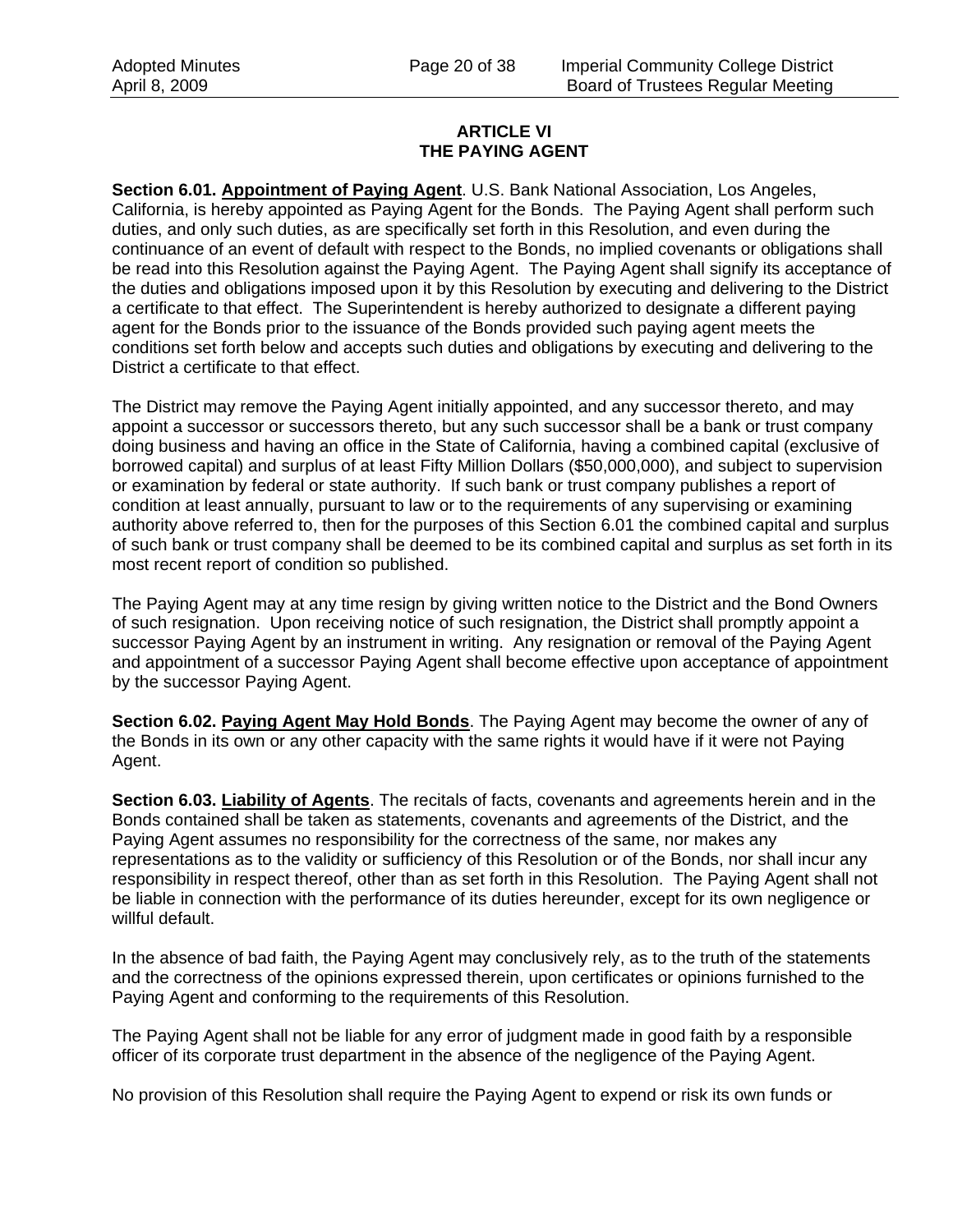## ARTICLE VI
## THE PAYING AGENT

**Section 6.01. Appointment of Paying Agent**. U.S. Bank National Association, Los Angeles, California, is hereby appointed as Paying Agent for the Bonds. The Paying Agent shall perform such duties, and only such duties, as are specifically set forth in this Resolution, and even during the continuance of an event of default with respect to the Bonds, no implied covenants or obligations shall be read into this Resolution against the Paying Agent. The Paying Agent shall signify its acceptance of the duties and obligations imposed upon it by this Resolution by executing and delivering to the District a certificate to that effect. The Superintendent is hereby authorized to designate a different paying agent for the Bonds prior to the issuance of the Bonds provided such paying agent meets the conditions set forth below and accepts such duties and obligations by executing and delivering to the District a certificate to that effect.

The District may remove the Paying Agent initially appointed, and any successor thereto, and may appoint a successor or successors thereto, but any such successor shall be a bank or trust company doing business and having an office in the State of California, having a combined capital (exclusive of borrowed capital) and surplus of at least Fifty Million Dollars ($50,000,000), and subject to supervision or examination by federal or state authority. If such bank or trust company publishes a report of condition at least annually, pursuant to law or to the requirements of any supervising or examining authority above referred to, then for the purposes of this Section 6.01 the combined capital and surplus of such bank or trust company shall be deemed to be its combined capital and surplus as set forth in its most recent report of condition so published.

The Paying Agent may at any time resign by giving written notice to the District and the Bond Owners of such resignation. Upon receiving notice of such resignation, the District shall promptly appoint a successor Paying Agent by an instrument in writing. Any resignation or removal of the Paying Agent and appointment of a successor Paying Agent shall become effective upon acceptance of appointment by the successor Paying Agent.

**Section 6.02. Paying Agent May Hold Bonds**. The Paying Agent may become the owner of any of the Bonds in its own or any other capacity with the same rights it would have if it were not Paying Agent.

**Section 6.03. Liability of Agents**. The recitals of facts, covenants and agreements herein and in the Bonds contained shall be taken as statements, covenants and agreements of the District, and the Paying Agent assumes no responsibility for the correctness of the same, nor makes any representations as to the validity or sufficiency of this Resolution or of the Bonds, nor shall incur any responsibility in respect thereof, other than as set forth in this Resolution. The Paying Agent shall not be liable in connection with the performance of its duties hereunder, except for its own negligence or willful default.

In the absence of bad faith, the Paying Agent may conclusively rely, as to the truth of the statements and the correctness of the opinions expressed therein, upon certificates or opinions furnished to the Paying Agent and conforming to the requirements of this Resolution.

The Paying Agent shall not be liable for any error of judgment made in good faith by a responsible officer of its corporate trust department in the absence of the negligence of the Paying Agent.

No provision of this Resolution shall require the Paying Agent to expend or risk its own funds or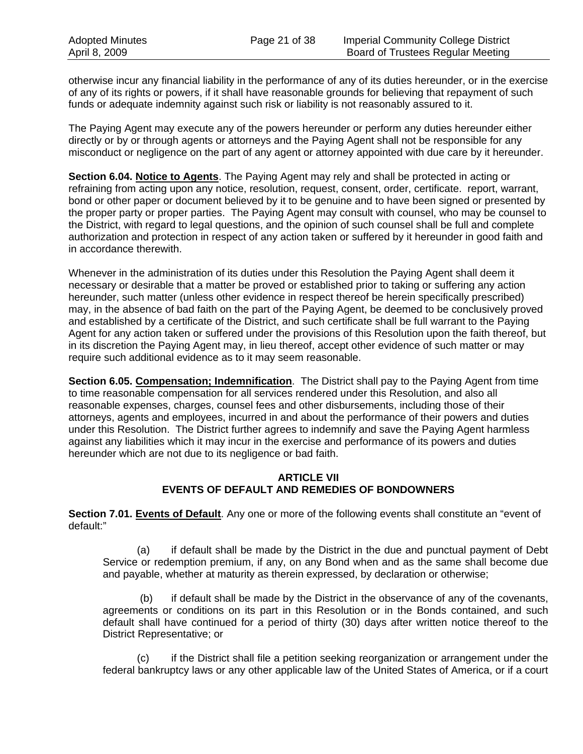otherwise incur any financial liability in the performance of any of its duties hereunder, or in the exercise of any of its rights or powers, if it shall have reasonable grounds for believing that repayment of such funds or adequate indemnity against such risk or liability is not reasonably assured to it.

The Paying Agent may execute any of the powers hereunder or perform any duties hereunder either directly or by or through agents or attorneys and the Paying Agent shall not be responsible for any misconduct or negligence on the part of any agent or attorney appointed with due care by it hereunder.

**Section 6.04. Notice to Agents**. The Paying Agent may rely and shall be protected in acting or refraining from acting upon any notice, resolution, request, consent, order, certificate. report, warrant, bond or other paper or document believed by it to be genuine and to have been signed or presented by the proper party or proper parties. The Paying Agent may consult with counsel, who may be counsel to the District, with regard to legal questions, and the opinion of such counsel shall be full and complete authorization and protection in respect of any action taken or suffered by it hereunder in good faith and in accordance therewith.

Whenever in the administration of its duties under this Resolution the Paying Agent shall deem it necessary or desirable that a matter be proved or established prior to taking or suffering any action hereunder, such matter (unless other evidence in respect thereof be herein specifically prescribed) may, in the absence of bad faith on the part of the Paying Agent, be deemed to be conclusively proved and established by a certificate of the District, and such certificate shall be full warrant to the Paying Agent for any action taken or suffered under the provisions of this Resolution upon the faith thereof, but in its discretion the Paying Agent may, in lieu thereof, accept other evidence of such matter or may require such additional evidence as to it may seem reasonable.

**Section 6.05. Compensation; Indemnification**. The District shall pay to the Paying Agent from time to time reasonable compensation for all services rendered under this Resolution, and also all reasonable expenses, charges, counsel fees and other disbursements, including those of their attorneys, agents and employees, incurred in and about the performance of their powers and duties under this Resolution. The District further agrees to indemnify and save the Paying Agent harmless against any liabilities which it may incur in the exercise and performance of its powers and duties hereunder which are not due to its negligence or bad faith.

## ARTICLE VII
## EVENTS OF DEFAULT AND REMEDIES OF BONDOWNERS

**Section 7.01. Events of Default**. Any one or more of the following events shall constitute an "event of default:"

(a) if default shall be made by the District in the due and punctual payment of Debt Service or redemption premium, if any, on any Bond when and as the same shall become due and payable, whether at maturity as therein expressed, by declaration or otherwise;

(b) if default shall be made by the District in the observance of any of the covenants, agreements or conditions on its part in this Resolution or in the Bonds contained, and such default shall have continued for a period of thirty (30) days after written notice thereof to the District Representative; or

(c) if the District shall file a petition seeking reorganization or arrangement under the federal bankruptcy laws or any other applicable law of the United States of America, or if a court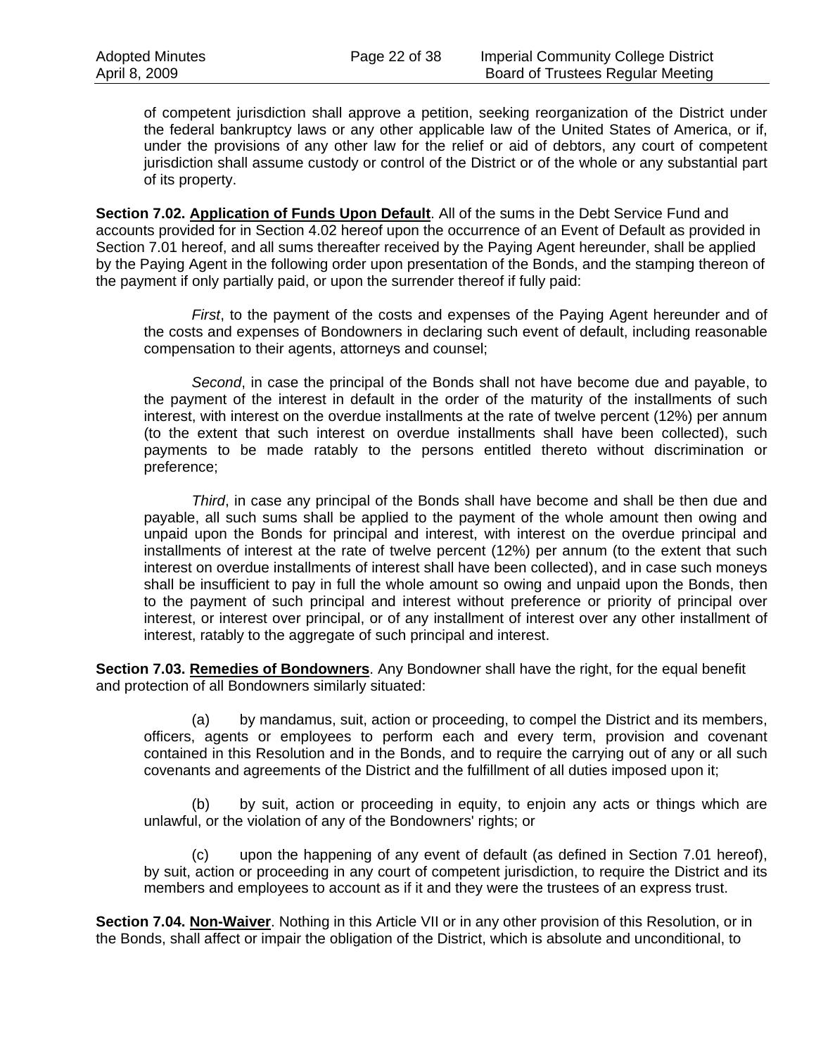of competent jurisdiction shall approve a petition, seeking reorganization of the District under the federal bankruptcy laws or any other applicable law of the United States of America, or if, under the provisions of any other law for the relief or aid of debtors, any court of competent jurisdiction shall assume custody or control of the District or of the whole or any substantial part of its property.

**Section 7.02. Application of Funds Upon Default**. All of the sums in the Debt Service Fund and accounts provided for in Section 4.02 hereof upon the occurrence of an Event of Default as provided in Section 7.01 hereof, and all sums thereafter received by the Paying Agent hereunder, shall be applied by the Paying Agent in the following order upon presentation of the Bonds, and the stamping thereon of the payment if only partially paid, or upon the surrender thereof if fully paid:

*First*, to the payment of the costs and expenses of the Paying Agent hereunder and of the costs and expenses of Bondowners in declaring such event of default, including reasonable compensation to their agents, attorneys and counsel;

*Second*, in case the principal of the Bonds shall not have become due and payable, to the payment of the interest in default in the order of the maturity of the installments of such interest, with interest on the overdue installments at the rate of twelve percent (12%) per annum (to the extent that such interest on overdue installments shall have been collected), such payments to be made ratably to the persons entitled thereto without discrimination or preference;

*Third*, in case any principal of the Bonds shall have become and shall be then due and payable, all such sums shall be applied to the payment of the whole amount then owing and unpaid upon the Bonds for principal and interest, with interest on the overdue principal and installments of interest at the rate of twelve percent (12%) per annum (to the extent that such interest on overdue installments of interest shall have been collected), and in case such moneys shall be insufficient to pay in full the whole amount so owing and unpaid upon the Bonds, then to the payment of such principal and interest without preference or priority of principal over interest, or interest over principal, or of any installment of interest over any other installment of interest, ratably to the aggregate of such principal and interest.

**Section 7.03. Remedies of Bondowners**. Any Bondowner shall have the right, for the equal benefit and protection of all Bondowners similarly situated:

(a) by mandamus, suit, action or proceeding, to compel the District and its members, officers, agents or employees to perform each and every term, provision and covenant contained in this Resolution and in the Bonds, and to require the carrying out of any or all such covenants and agreements of the District and the fulfillment of all duties imposed upon it;

(b) by suit, action or proceeding in equity, to enjoin any acts or things which are unlawful, or the violation of any of the Bondowners' rights; or

(c) upon the happening of any event of default (as defined in Section 7.01 hereof), by suit, action or proceeding in any court of competent jurisdiction, to require the District and its members and employees to account as if it and they were the trustees of an express trust.

**Section 7.04. Non-Waiver**. Nothing in this Article VII or in any other provision of this Resolution, or in the Bonds, shall affect or impair the obligation of the District, which is absolute and unconditional, to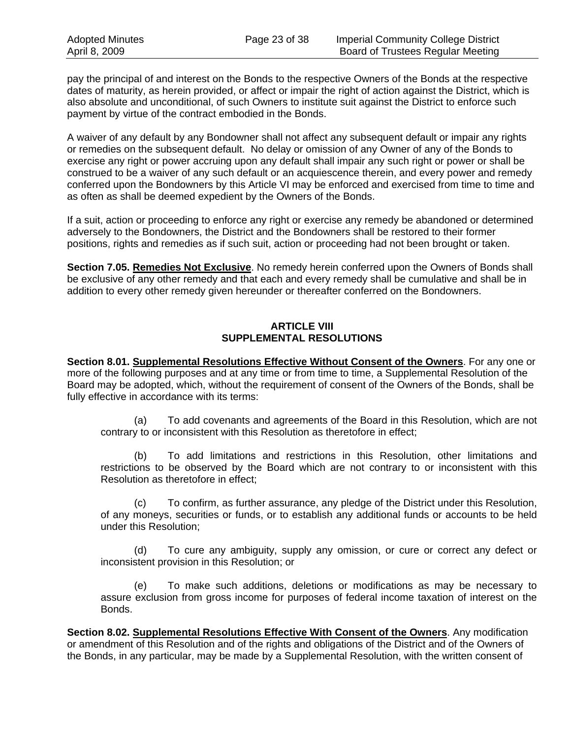pay the principal of and interest on the Bonds to the respective Owners of the Bonds at the respective dates of maturity, as herein provided, or affect or impair the right of action against the District, which is also absolute and unconditional, of such Owners to institute suit against the District to enforce such payment by virtue of the contract embodied in the Bonds.

A waiver of any default by any Bondowner shall not affect any subsequent default or impair any rights or remedies on the subsequent default. No delay or omission of any Owner of any of the Bonds to exercise any right or power accruing upon any default shall impair any such right or power or shall be construed to be a waiver of any such default or an acquiescence therein, and every power and remedy conferred upon the Bondowners by this Article VI may be enforced and exercised from time to time and as often as shall be deemed expedient by the Owners of the Bonds.

If a suit, action or proceeding to enforce any right or exercise any remedy be abandoned or determined adversely to the Bondowners, the District and the Bondowners shall be restored to their former positions, rights and remedies as if such suit, action or proceeding had not been brought or taken.

**Section 7.05. Remedies Not Exclusive**. No remedy herein conferred upon the Owners of Bonds shall be exclusive of any other remedy and that each and every remedy shall be cumulative and shall be in addition to every other remedy given hereunder or thereafter conferred on the Bondowners.

## ARTICLE VIII
## SUPPLEMENTAL RESOLUTIONS

**Section 8.01. Supplemental Resolutions Effective Without Consent of the Owners**. For any one or more of the following purposes and at any time or from time to time, a Supplemental Resolution of the Board may be adopted, which, without the requirement of consent of the Owners of the Bonds, shall be fully effective in accordance with its terms:

(a) To add covenants and agreements of the Board in this Resolution, which are not contrary to or inconsistent with this Resolution as theretofore in effect;

(b) To add limitations and restrictions in this Resolution, other limitations and restrictions to be observed by the Board which are not contrary to or inconsistent with this Resolution as theretofore in effect;

(c) To confirm, as further assurance, any pledge of the District under this Resolution, of any moneys, securities or funds, or to establish any additional funds or accounts to be held under this Resolution;

(d) To cure any ambiguity, supply any omission, or cure or correct any defect or inconsistent provision in this Resolution; or

(e) To make such additions, deletions or modifications as may be necessary to assure exclusion from gross income for purposes of federal income taxation of interest on the Bonds.

**Section 8.02. Supplemental Resolutions Effective With Consent of the Owners**. Any modification or amendment of this Resolution and of the rights and obligations of the District and of the Owners of the Bonds, in any particular, may be made by a Supplemental Resolution, with the written consent of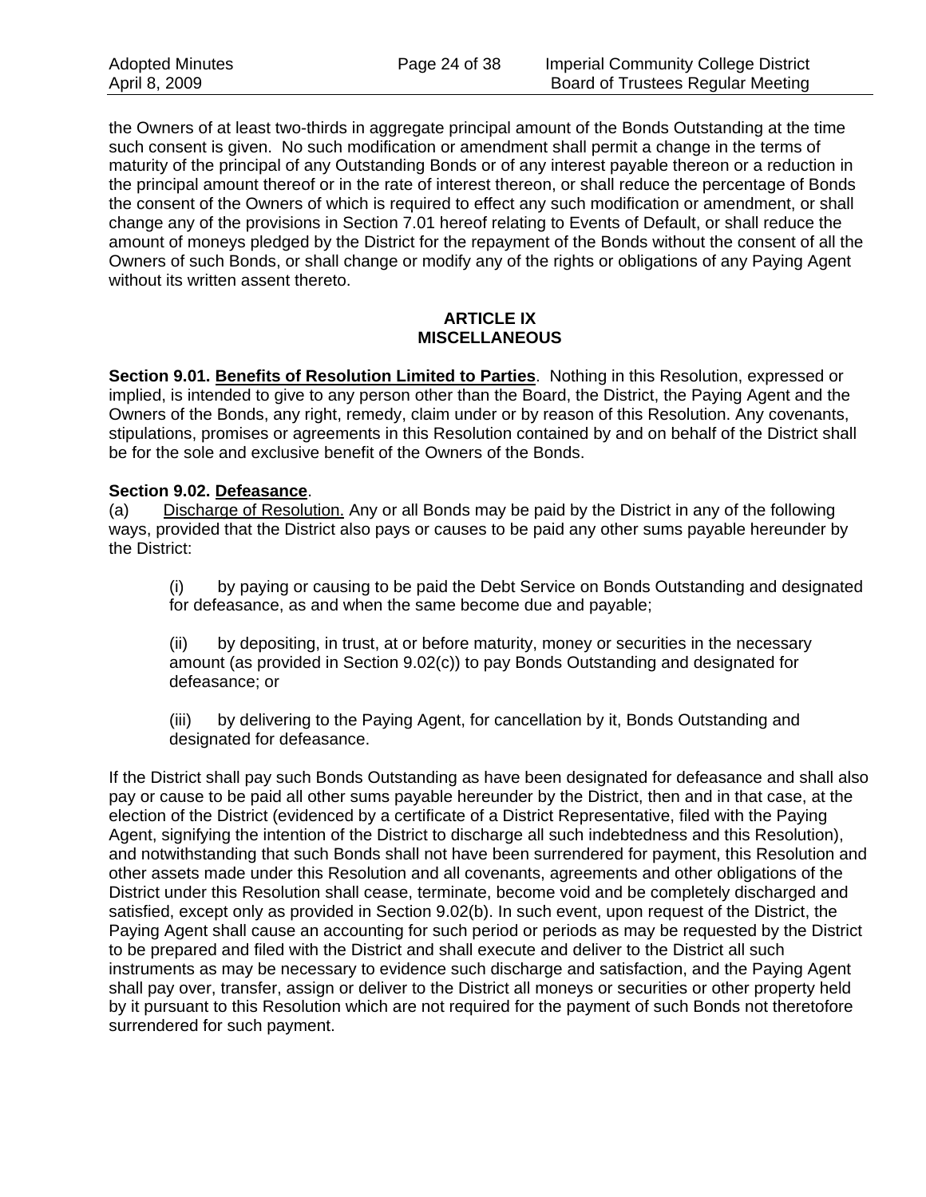the Owners of at least two-thirds in aggregate principal amount of the Bonds Outstanding at the time such consent is given. No such modification or amendment shall permit a change in the terms of maturity of the principal of any Outstanding Bonds or of any interest payable thereon or a reduction in the principal amount thereof or in the rate of interest thereon, or shall reduce the percentage of Bonds the consent of the Owners of which is required to effect any such modification or amendment, or shall change any of the provisions in Section 7.01 hereof relating to Events of Default, or shall reduce the amount of moneys pledged by the District for the repayment of the Bonds without the consent of all the Owners of such Bonds, or shall change or modify any of the rights or obligations of any Paying Agent without its written assent thereto.

## ARTICLE IX
## MISCELLANEOUS

**Section 9.01. Benefits of Resolution Limited to Parties**. Nothing in this Resolution, expressed or implied, is intended to give to any person other than the Board, the District, the Paying Agent and the Owners of the Bonds, any right, remedy, claim under or by reason of this Resolution. Any covenants, stipulations, promises or agreements in this Resolution contained by and on behalf of the District shall be for the sole and exclusive benefit of the Owners of the Bonds.

**Section 9.02. Defeasance**.

(a) Discharge of Resolution. Any or all Bonds may be paid by the District in any of the following ways, provided that the District also pays or causes to be paid any other sums payable hereunder by the District:

> (i) by paying or causing to be paid the Debt Service on Bonds Outstanding and designated for defeasance, as and when the same become due and payable;
>
> (ii) by depositing, in trust, at or before maturity, money or securities in the necessary amount (as provided in Section 9.02(c)) to pay Bonds Outstanding and designated for defeasance; or
>
> (iii) by delivering to the Paying Agent, for cancellation by it, Bonds Outstanding and designated for defeasance.

If the District shall pay such Bonds Outstanding as have been designated for defeasance and shall also pay or cause to be paid all other sums payable hereunder by the District, then and in that case, at the election of the District (evidenced by a certificate of a District Representative, filed with the Paying Agent, signifying the intention of the District to discharge all such indebtedness and this Resolution), and notwithstanding that such Bonds shall not have been surrendered for payment, this Resolution and other assets made under this Resolution and all covenants, agreements and other obligations of the District under this Resolution shall cease, terminate, become void and be completely discharged and satisfied, except only as provided in Section 9.02(b). In such event, upon request of the District, the Paying Agent shall cause an accounting for such period or periods as may be requested by the District to be prepared and filed with the District and shall execute and deliver to the District all such instruments as may be necessary to evidence such discharge and satisfaction, and the Paying Agent shall pay over, transfer, assign or deliver to the District all moneys or securities or other property held by it pursuant to this Resolution which are not required for the payment of such Bonds not theretofore surrendered for such payment.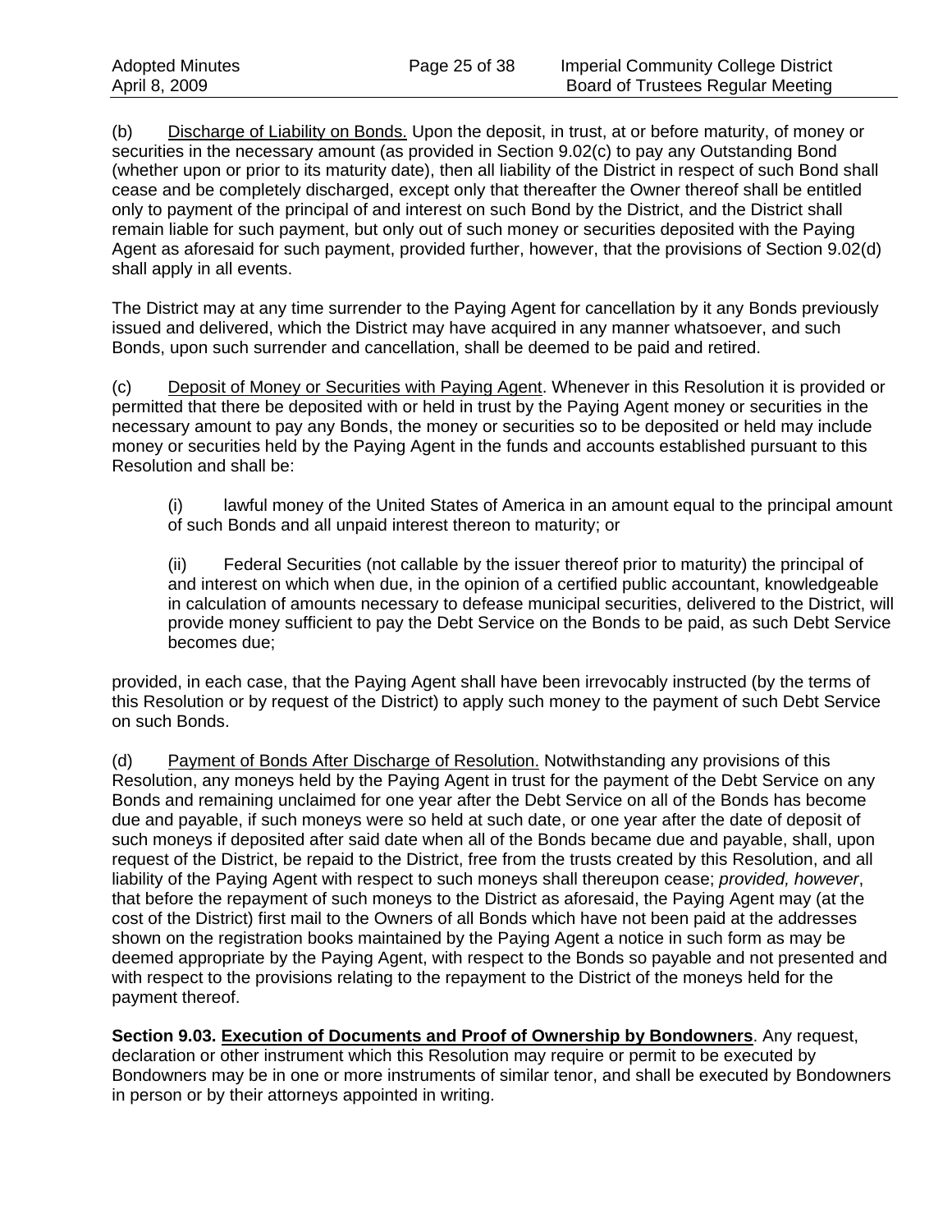(b) Discharge of Liability on Bonds. Upon the deposit, in trust, at or before maturity, of money or securities in the necessary amount (as provided in Section 9.02(c) to pay any Outstanding Bond (whether upon or prior to its maturity date), then all liability of the District in respect of such Bond shall cease and be completely discharged, except only that thereafter the Owner thereof shall be entitled only to payment of the principal of and interest on such Bond by the District, and the District shall remain liable for such payment, but only out of such money or securities deposited with the Paying Agent as aforesaid for such payment, provided further, however, that the provisions of Section 9.02(d) shall apply in all events.

The District may at any time surrender to the Paying Agent for cancellation by it any Bonds previously issued and delivered, which the District may have acquired in any manner whatsoever, and such Bonds, upon such surrender and cancellation, shall be deemed to be paid and retired.

(c) Deposit of Money or Securities with Paying Agent. Whenever in this Resolution it is provided or permitted that there be deposited with or held in trust by the Paying Agent money or securities in the necessary amount to pay any Bonds, the money or securities so to be deposited or held may include money or securities held by the Paying Agent in the funds and accounts established pursuant to this Resolution and shall be:

> (i) lawful money of the United States of America in an amount equal to the principal amount of such Bonds and all unpaid interest thereon to maturity; or
>
> (ii) Federal Securities (not callable by the issuer thereof prior to maturity) the principal of and interest on which when due, in the opinion of a certified public accountant, knowledgeable in calculation of amounts necessary to defease municipal securities, delivered to the District, will provide money sufficient to pay the Debt Service on the Bonds to be paid, as such Debt Service becomes due;

provided, in each case, that the Paying Agent shall have been irrevocably instructed (by the terms of this Resolution or by request of the District) to apply such money to the payment of such Debt Service on such Bonds.

(d) Payment of Bonds After Discharge of Resolution. Notwithstanding any provisions of this Resolution, any moneys held by the Paying Agent in trust for the payment of the Debt Service on any Bonds and remaining unclaimed for one year after the Debt Service on all of the Bonds has become due and payable, if such moneys were so held at such date, or one year after the date of deposit of such moneys if deposited after said date when all of the Bonds became due and payable, shall, upon request of the District, be repaid to the District, free from the trusts created by this Resolution, and all liability of the Paying Agent with respect to such moneys shall thereupon cease; *provided, however*, that before the repayment of such moneys to the District as aforesaid, the Paying Agent may (at the cost of the District) first mail to the Owners of all Bonds which have not been paid at the addresses shown on the registration books maintained by the Paying Agent a notice in such form as may be deemed appropriate by the Paying Agent, with respect to the Bonds so payable and not presented and with respect to the provisions relating to the repayment to the District of the moneys held for the payment thereof.

**Section 9.03. Execution of Documents and Proof of Ownership by Bondowners**. Any request, declaration or other instrument which this Resolution may require or permit to be executed by Bondowners may be in one or more instruments of similar tenor, and shall be executed by Bondowners in person or by their attorneys appointed in writing.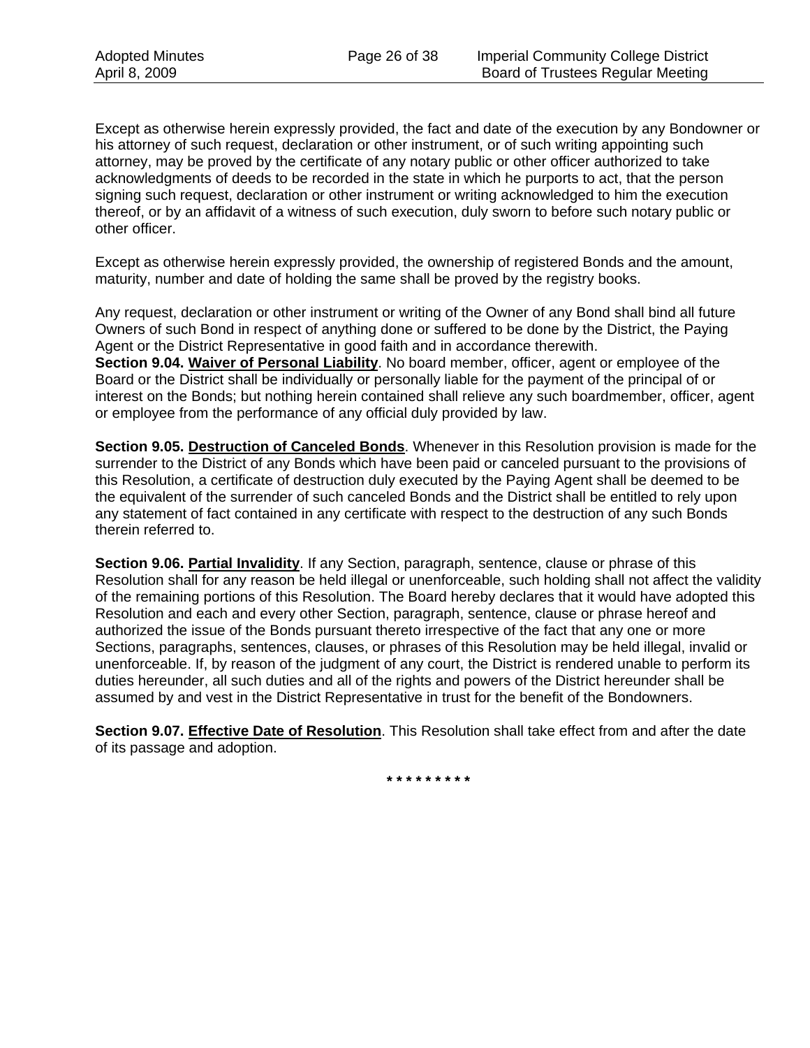Except as otherwise herein expressly provided, the fact and date of the execution by any Bondowner or his attorney of such request, declaration or other instrument, or of such writing appointing such attorney, may be proved by the certificate of any notary public or other officer authorized to take acknowledgments of deeds to be recorded in the state in which he purports to act, that the person signing such request, declaration or other instrument or writing acknowledged to him the execution thereof, or by an affidavit of a witness of such execution, duly sworn to before such notary public or other officer.

Except as otherwise herein expressly provided, the ownership of registered Bonds and the amount, maturity, number and date of holding the same shall be proved by the registry books.

Any request, declaration or other instrument or writing of the Owner of any Bond shall bind all future Owners of such Bond in respect of anything done or suffered to be done by the District, the Paying Agent or the District Representative in good faith and in accordance therewith.

**Section 9.04. <u>Waiver of Personal Liability</u>**. No board member, officer, agent or employee of the Board or the District shall be individually or personally liable for the payment of the principal of or interest on the Bonds; but nothing herein contained shall relieve any such boardmember, officer, agent or employee from the performance of any official duly provided by law.

**Section 9.05. <u>Destruction of Canceled Bonds</u>**. Whenever in this Resolution provision is made for the surrender to the District of any Bonds which have been paid or canceled pursuant to the provisions of this Resolution, a certificate of destruction duly executed by the Paying Agent shall be deemed to be the equivalent of the surrender of such canceled Bonds and the District shall be entitled to rely upon any statement of fact contained in any certificate with respect to the destruction of any such Bonds therein referred to.

**Section 9.06. <u>Partial Invalidity</u>**. If any Section, paragraph, sentence, clause or phrase of this Resolution shall for any reason be held illegal or unenforceable, such holding shall not affect the validity of the remaining portions of this Resolution. The Board hereby declares that it would have adopted this Resolution and each and every other Section, paragraph, sentence, clause or phrase hereof and authorized the issue of the Bonds pursuant thereto irrespective of the fact that any one or more Sections, paragraphs, sentences, clauses, or phrases of this Resolution may be held illegal, invalid or unenforceable. If, by reason of the judgment of any court, the District is rendered unable to perform its duties hereunder, all such duties and all of the rights and powers of the District hereunder shall be assumed by and vest in the District Representative in trust for the benefit of the Bondowners.

**Section 9.07. <u>Effective Date of Resolution</u>**. This Resolution shall take effect from and after the date of its passage and adoption.

**\* \* \* \* \* \* \* \* \***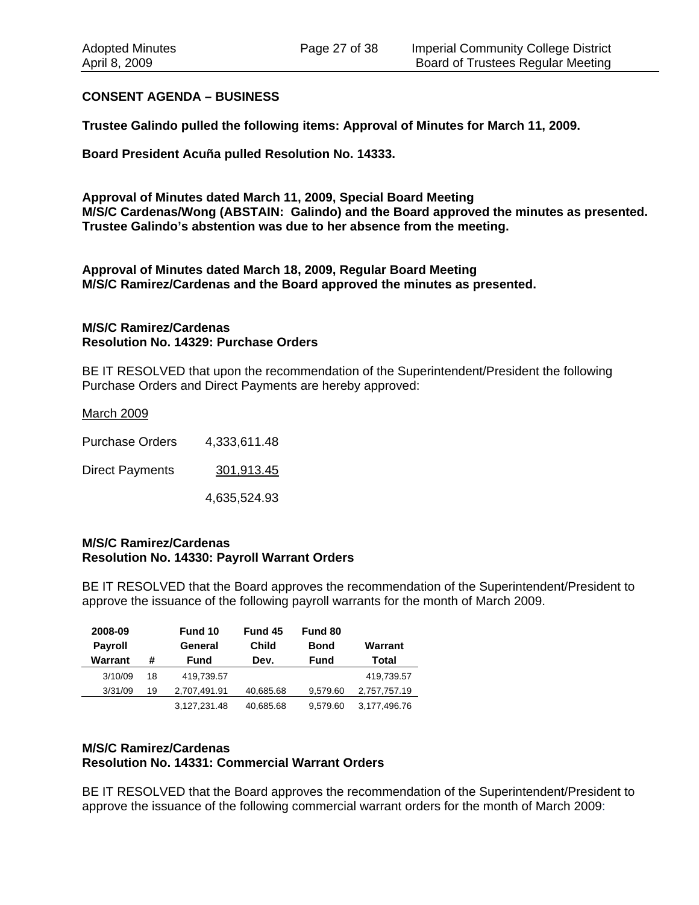## CONSENT AGENDA – BUSINESS

**Trustee Galindo pulled the following items: Approval of Minutes for March 11, 2009.**

**Board President Acuña pulled Resolution No. 14333.**

**Approval of Minutes dated March 11, 2009, Special Board Meeting**
**M/S/C Cardenas/Wong (ABSTAIN: Galindo) and the Board approved the minutes as presented. Trustee Galindo's abstention was due to her absence from the meeting.**

**Approval of Minutes dated March 18, 2009, Regular Board Meeting**
**M/S/C Ramirez/Cardenas and the Board approved the minutes as presented.**

**M/S/C Ramirez/Cardenas**
**Resolution No. 14329: Purchase Orders**

BE IT RESOLVED that upon the recommendation of the Superintendent/President the following Purchase Orders and Direct Payments are hereby approved:

March 2009

| | |
|---|---|
| Purchase Orders | 4,333,611.48 |
| Direct Payments | 301,913.45 |
| | 4,635,524.93 |

**M/S/C Ramirez/Cardenas**
**Resolution No. 14330: Payroll Warrant Orders**

BE IT RESOLVED that the Board approves the recommendation of the Superintendent/President to approve the issuance of the following payroll warrants for the month of March 2009.

| 2008-09 Payroll Warrant | # | Fund 10 General Fund | Fund 45 Child Dev. | Fund 80 Bond Fund | Warrant Total |
|---|---|---|---|---|---|
| 3/10/09 | 18 | 419,739.57 | | | 419,739.57 |
| 3/31/09 | 19 | 2,707,491.91 | 40,685.68 | 9,579.60 | 2,757,757.19 |
| | | 3,127,231.48 | 40,685.68 | 9,579.60 | 3,177,496.76 |

**M/S/C Ramirez/Cardenas**
**Resolution No. 14331: Commercial Warrant Orders**

BE IT RESOLVED that the Board approves the recommendation of the Superintendent/President to approve the issuance of the following commercial warrant orders for the month of March 2009: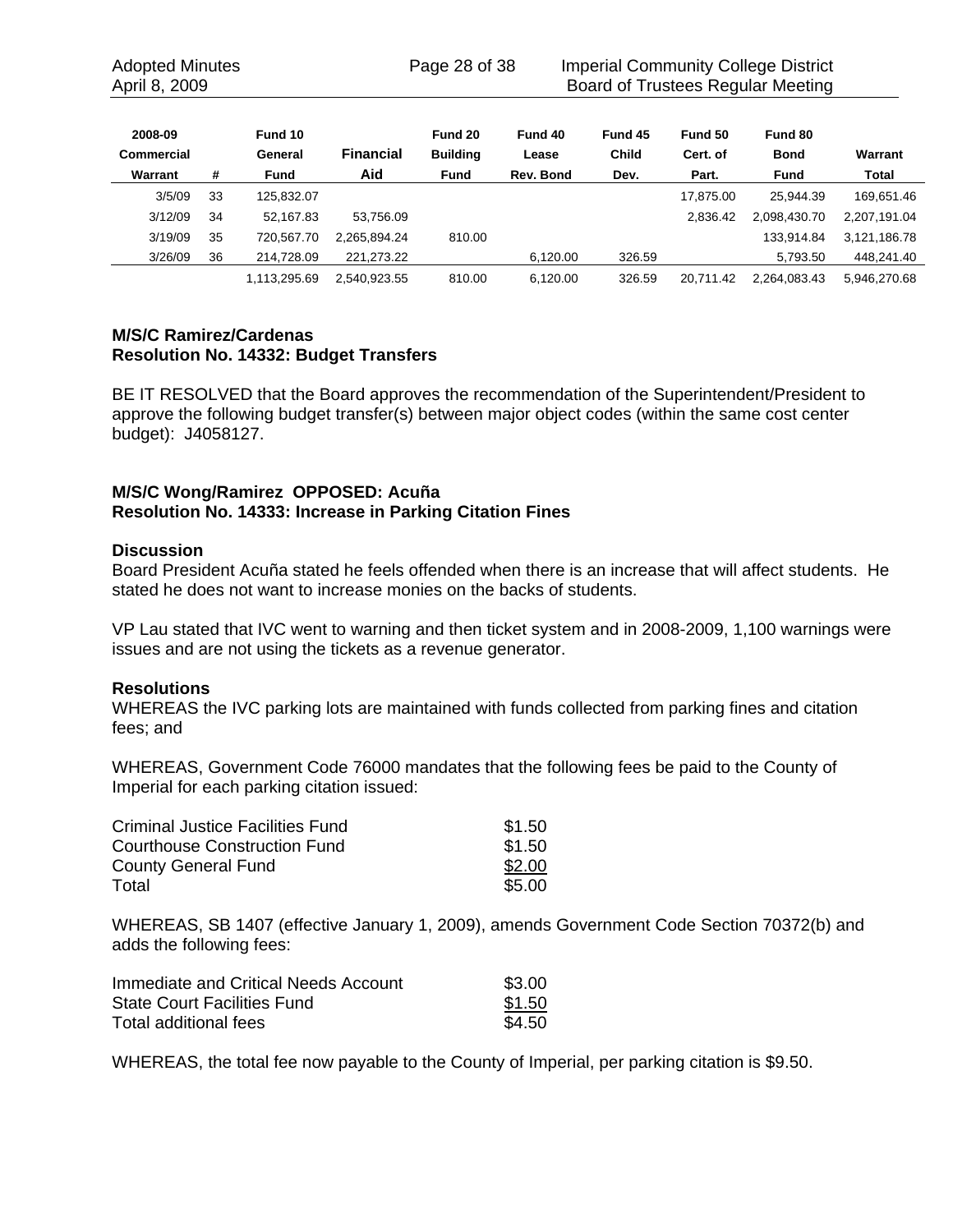| 2008-09 Commercial Warrant | # | Fund 10 General Fund | Financial Aid | Fund 20 Building Fund | Fund 40 Lease Rev. Bond | Fund 45 Child Dev. | Fund 50 Cert. of Part. | Fund 80 Bond Fund | Warrant Total |
|---|---|---|---|---|---|---|---|---|---|
| 3/5/09 | 33 | 125,832.07 | | | | | 17,875.00 | 25,944.39 | 169,651.46 |
| 3/12/09 | 34 | 52,167.83 | 53,756.09 | | | | 2,836.42 | 2,098,430.70 | 2,207,191.04 |
| 3/19/09 | 35 | 720,567.70 | 2,265,894.24 | 810.00 | | | | 133,914.84 | 3,121,186.78 |
| 3/26/09 | 36 | 214,728.09 | 221,273.22 | | 6,120.00 | 326.59 | | 5,793.50 | 448,241.40 |
| | | 1,113,295.69 | 2,540,923.55 | 810.00 | 6,120.00 | 326.59 | 20,711.42 | 2,264,083.43 | 5,946,270.68 |

**M/S/C Ramirez/Cardenas**
**Resolution No. 14332: Budget Transfers**

BE IT RESOLVED that the Board approves the recommendation of the Superintendent/President to approve the following budget transfer(s) between major object codes (within the same cost center budget): J4058127.

**M/S/C Wong/Ramirez OPPOSED: Acuña**
**Resolution No. 14333: Increase in Parking Citation Fines**

**Discussion**
Board President Acuña stated he feels offended when there is an increase that will affect students. He stated he does not want to increase monies on the backs of students.

VP Lau stated that IVC went to warning and then ticket system and in 2008-2009, 1,100 warnings were issues and are not using the tickets as a revenue generator.

**Resolutions**
WHEREAS the IVC parking lots are maintained with funds collected from parking fines and citation fees; and

WHEREAS, Government Code 76000 mandates that the following fees be paid to the County of Imperial for each parking citation issued:

| | |
|---|---|
| Criminal Justice Facilities Fund | $1.50 |
| Courthouse Construction Fund | $1.50 |
| County General Fund | $2.00 |
| Total | $5.00 |

WHEREAS, SB 1407 (effective January 1, 2009), amends Government Code Section 70372(b) and adds the following fees:

| | |
|---|---|
| Immediate and Critical Needs Account | $3.00 |
| State Court Facilities Fund | $1.50 |
| Total additional fees | $4.50 |

WHEREAS, the total fee now payable to the County of Imperial, per parking citation is $9.50.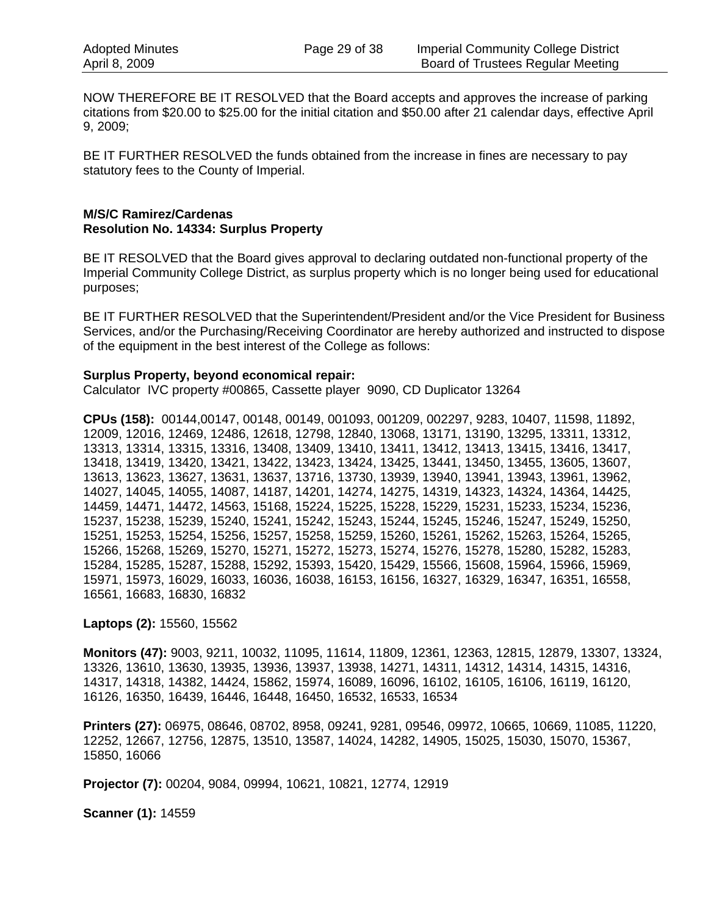NOW THEREFORE BE IT RESOLVED that the Board accepts and approves the increase of parking citations from $20.00 to $25.00 for the initial citation and $50.00 after 21 calendar days, effective April 9, 2009;

BE IT FURTHER RESOLVED the funds obtained from the increase in fines are necessary to pay statutory fees to the County of Imperial.

**M/S/C Ramirez/Cardenas**
**Resolution No. 14334: Surplus Property**

BE IT RESOLVED that the Board gives approval to declaring outdated non-functional property of the Imperial Community College District, as surplus property which is no longer being used for educational purposes;

BE IT FURTHER RESOLVED that the Superintendent/President and/or the Vice President for Business Services, and/or the Purchasing/Receiving Coordinator are hereby authorized and instructed to dispose of the equipment in the best interest of the College as follows:

**Surplus Property, beyond economical repair:**
Calculator IVC property #00865, Cassette player 9090, CD Duplicator 13264

**CPUs (158):** 00144,00147, 00148, 00149, 001093, 001209, 002297, 9283, 10407, 11598, 11892, 12009, 12016, 12469, 12486, 12618, 12798, 12840, 13068, 13171, 13190, 13295, 13311, 13312, 13313, 13314, 13315, 13316, 13408, 13409, 13410, 13411, 13412, 13413, 13415, 13416, 13417, 13418, 13419, 13420, 13421, 13422, 13423, 13424, 13425, 13441, 13450, 13455, 13605, 13607, 13613, 13623, 13627, 13631, 13637, 13716, 13730, 13939, 13940, 13941, 13943, 13961, 13962, 14027, 14045, 14055, 14087, 14187, 14201, 14274, 14275, 14319, 14323, 14324, 14364, 14425, 14459, 14471, 14472, 14563, 15168, 15224, 15225, 15228, 15229, 15231, 15233, 15234, 15236, 15237, 15238, 15239, 15240, 15241, 15242, 15243, 15244, 15245, 15246, 15247, 15249, 15250, 15251, 15253, 15254, 15256, 15257, 15258, 15259, 15260, 15261, 15262, 15263, 15264, 15265, 15266, 15268, 15269, 15270, 15271, 15272, 15273, 15274, 15276, 15278, 15280, 15282, 15283, 15284, 15285, 15287, 15288, 15292, 15393, 15420, 15429, 15566, 15608, 15964, 15966, 15969, 15971, 15973, 16029, 16033, 16036, 16038, 16153, 16156, 16327, 16329, 16347, 16351, 16558, 16561, 16683, 16830, 16832

**Laptops (2):** 15560, 15562

**Monitors (47):** 9003, 9211, 10032, 11095, 11614, 11809, 12361, 12363, 12815, 12879, 13307, 13324, 13326, 13610, 13630, 13935, 13936, 13937, 13938, 14271, 14311, 14312, 14314, 14315, 14316, 14317, 14318, 14382, 14424, 15862, 15974, 16089, 16096, 16102, 16105, 16106, 16119, 16120, 16126, 16350, 16439, 16446, 16448, 16450, 16532, 16533, 16534

**Printers (27):** 06975, 08646, 08702, 8958, 09241, 9281, 09546, 09972, 10665, 10669, 11085, 11220, 12252, 12667, 12756, 12875, 13510, 13587, 14024, 14282, 14905, 15025, 15030, 15070, 15367, 15850, 16066

**Projector (7):** 00204, 9084, 09994, 10621, 10821, 12774, 12919

**Scanner (1):** 14559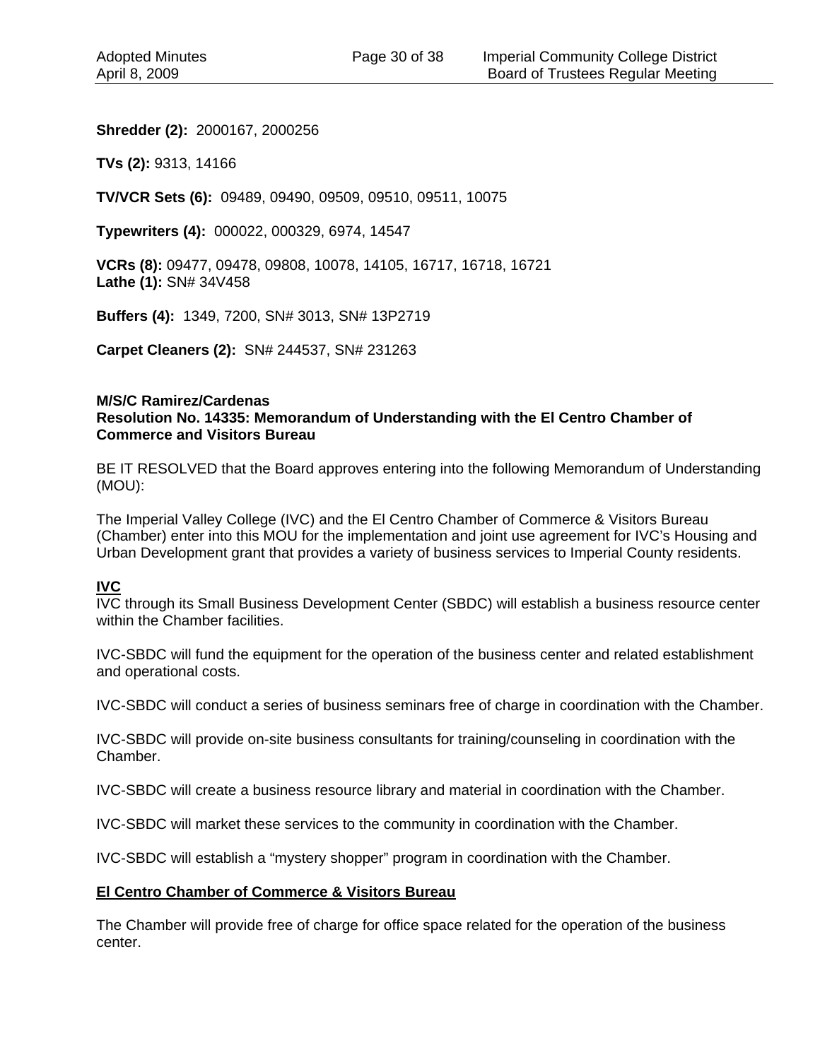**Shredder (2):** 2000167, 2000256

**TVs (2):** 9313, 14166

**TV/VCR Sets (6):** 09489, 09490, 09509, 09510, 09511, 10075

**Typewriters (4):** 000022, 000329, 6974, 14547

**VCRs (8):** 09477, 09478, 09808, 10078, 14105, 16717, 16718, 16721
**Lathe (1):** SN# 34V458

**Buffers (4):** 1349, 7200, SN# 3013, SN# 13P2719

**Carpet Cleaners (2):** SN# 244537, SN# 231263

**M/S/C Ramirez/Cardenas**
**Resolution No. 14335: Memorandum of Understanding with the El Centro Chamber of Commerce and Visitors Bureau**

BE IT RESOLVED that the Board approves entering into the following Memorandum of Understanding (MOU):

The Imperial Valley College (IVC) and the El Centro Chamber of Commerce & Visitors Bureau (Chamber) enter into this MOU for the implementation and joint use agreement for IVC's Housing and Urban Development grant that provides a variety of business services to Imperial County residents.

**IVC**

IVC through its Small Business Development Center (SBDC) will establish a business resource center within the Chamber facilities.

IVC-SBDC will fund the equipment for the operation of the business center and related establishment and operational costs.

IVC-SBDC will conduct a series of business seminars free of charge in coordination with the Chamber.

IVC-SBDC will provide on-site business consultants for training/counseling in coordination with the Chamber.

IVC-SBDC will create a business resource library and material in coordination with the Chamber.

IVC-SBDC will market these services to the community in coordination with the Chamber.

IVC-SBDC will establish a "mystery shopper" program in coordination with the Chamber.

**El Centro Chamber of Commerce & Visitors Bureau**

The Chamber will provide free of charge for office space related for the operation of the business center.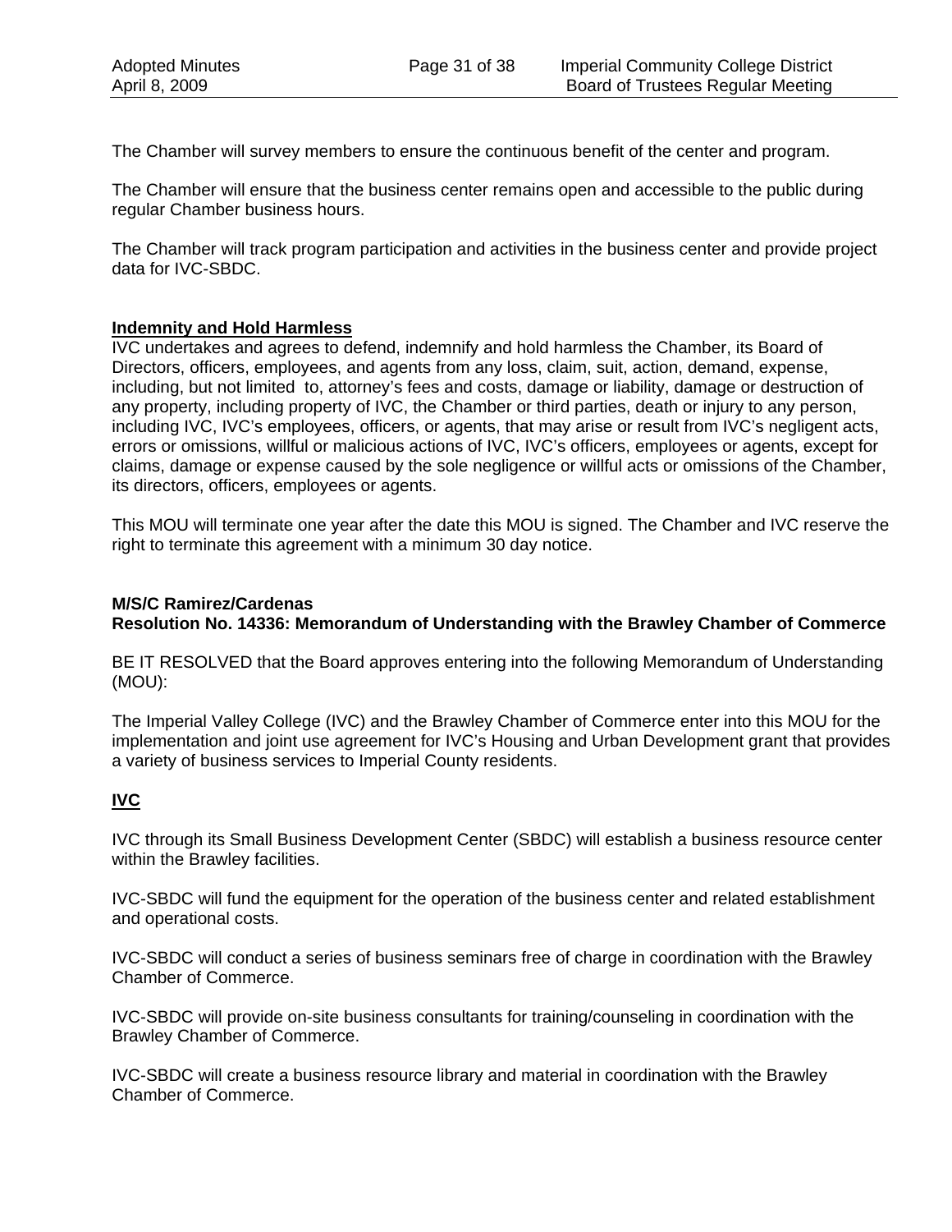The Chamber will survey members to ensure the continuous benefit of the center and program.

The Chamber will ensure that the business center remains open and accessible to the public during regular Chamber business hours.

The Chamber will track program participation and activities in the business center and provide project data for IVC-SBDC.

**Indemnity and Hold Harmless**

IVC undertakes and agrees to defend, indemnify and hold harmless the Chamber, its Board of Directors, officers, employees, and agents from any loss, claim, suit, action, demand, expense, including, but not limited to, attorney's fees and costs, damage or liability, damage or destruction of any property, including property of IVC, the Chamber or third parties, death or injury to any person, including IVC, IVC's employees, officers, or agents, that may arise or result from IVC's negligent acts, errors or omissions, willful or malicious actions of IVC, IVC's officers, employees or agents, except for claims, damage or expense caused by the sole negligence or willful acts or omissions of the Chamber, its directors, officers, employees or agents.

This MOU will terminate one year after the date this MOU is signed. The Chamber and IVC reserve the right to terminate this agreement with a minimum 30 day notice.

**M/S/C Ramirez/Cardenas**
**Resolution No. 14336: Memorandum of Understanding with the Brawley Chamber of Commerce**

BE IT RESOLVED that the Board approves entering into the following Memorandum of Understanding (MOU):

The Imperial Valley College (IVC) and the Brawley Chamber of Commerce enter into this MOU for the implementation and joint use agreement for IVC's Housing and Urban Development grant that provides a variety of business services to Imperial County residents.

**IVC**

IVC through its Small Business Development Center (SBDC) will establish a business resource center within the Brawley facilities.

IVC-SBDC will fund the equipment for the operation of the business center and related establishment and operational costs.

IVC-SBDC will conduct a series of business seminars free of charge in coordination with the Brawley Chamber of Commerce.

IVC-SBDC will provide on-site business consultants for training/counseling in coordination with the Brawley Chamber of Commerce.

IVC-SBDC will create a business resource library and material in coordination with the Brawley Chamber of Commerce.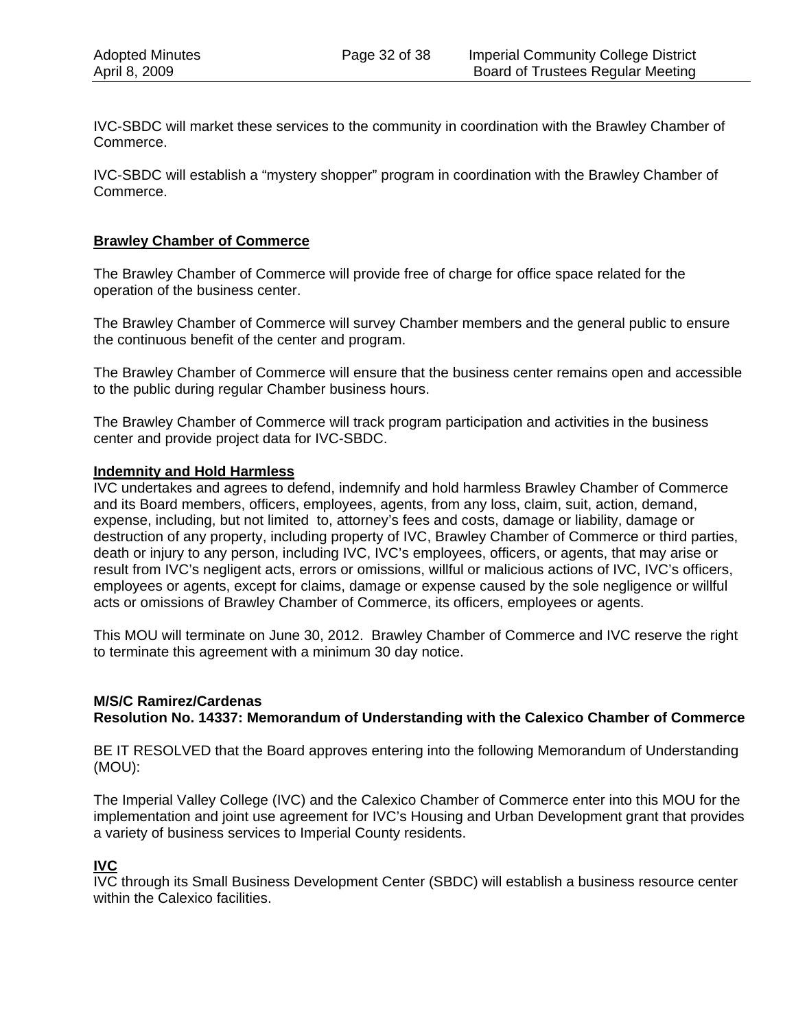IVC-SBDC will market these services to the community in coordination with the Brawley Chamber of Commerce.

IVC-SBDC will establish a "mystery shopper" program in coordination with the Brawley Chamber of Commerce.

**Brawley Chamber of Commerce**

The Brawley Chamber of Commerce will provide free of charge for office space related for the operation of the business center.

The Brawley Chamber of Commerce will survey Chamber members and the general public to ensure the continuous benefit of the center and program.

The Brawley Chamber of Commerce will ensure that the business center remains open and accessible to the public during regular Chamber business hours.

The Brawley Chamber of Commerce will track program participation and activities in the business center and provide project data for IVC-SBDC.

**Indemnity and Hold Harmless**

IVC undertakes and agrees to defend, indemnify and hold harmless Brawley Chamber of Commerce and its Board members, officers, employees, agents, from any loss, claim, suit, action, demand, expense, including, but not limited to, attorney's fees and costs, damage or liability, damage or destruction of any property, including property of IVC, Brawley Chamber of Commerce or third parties, death or injury to any person, including IVC, IVC's employees, officers, or agents, that may arise or result from IVC's negligent acts, errors or omissions, willful or malicious actions of IVC, IVC's officers, employees or agents, except for claims, damage or expense caused by the sole negligence or willful acts or omissions of Brawley Chamber of Commerce, its officers, employees or agents.

This MOU will terminate on June 30, 2012. Brawley Chamber of Commerce and IVC reserve the right to terminate this agreement with a minimum 30 day notice.

**M/S/C Ramirez/Cardenas**
**Resolution No. 14337: Memorandum of Understanding with the Calexico Chamber of Commerce**

BE IT RESOLVED that the Board approves entering into the following Memorandum of Understanding (MOU):

The Imperial Valley College (IVC) and the Calexico Chamber of Commerce enter into this MOU for the implementation and joint use agreement for IVC's Housing and Urban Development grant that provides a variety of business services to Imperial County residents.

**IVC**

IVC through its Small Business Development Center (SBDC) will establish a business resource center within the Calexico facilities.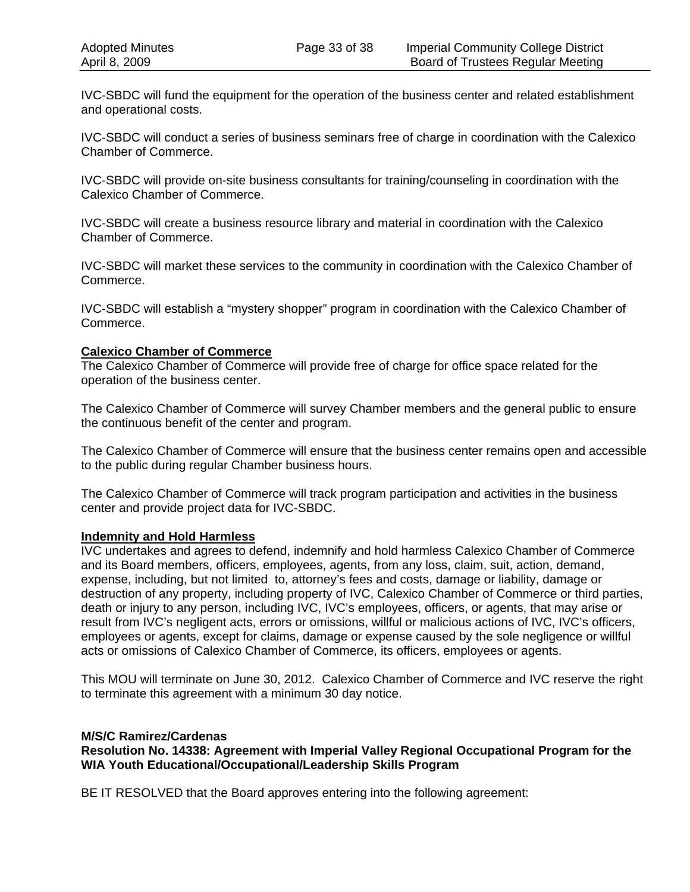IVC-SBDC will fund the equipment for the operation of the business center and related establishment and operational costs.

IVC-SBDC will conduct a series of business seminars free of charge in coordination with the Calexico Chamber of Commerce.

IVC-SBDC will provide on-site business consultants for training/counseling in coordination with the Calexico Chamber of Commerce.

IVC-SBDC will create a business resource library and material in coordination with the Calexico Chamber of Commerce.

IVC-SBDC will market these services to the community in coordination with the Calexico Chamber of Commerce.

IVC-SBDC will establish a "mystery shopper" program in coordination with the Calexico Chamber of Commerce.

**Calexico Chamber of Commerce**

The Calexico Chamber of Commerce will provide free of charge for office space related for the operation of the business center.

The Calexico Chamber of Commerce will survey Chamber members and the general public to ensure the continuous benefit of the center and program.

The Calexico Chamber of Commerce will ensure that the business center remains open and accessible to the public during regular Chamber business hours.

The Calexico Chamber of Commerce will track program participation and activities in the business center and provide project data for IVC-SBDC.

**Indemnity and Hold Harmless**

IVC undertakes and agrees to defend, indemnify and hold harmless Calexico Chamber of Commerce and its Board members, officers, employees, agents, from any loss, claim, suit, action, demand, expense, including, but not limited to, attorney's fees and costs, damage or liability, damage or destruction of any property, including property of IVC, Calexico Chamber of Commerce or third parties, death or injury to any person, including IVC, IVC's employees, officers, or agents, that may arise or result from IVC's negligent acts, errors or omissions, willful or malicious actions of IVC, IVC's officers, employees or agents, except for claims, damage or expense caused by the sole negligence or willful acts or omissions of Calexico Chamber of Commerce, its officers, employees or agents.

This MOU will terminate on June 30, 2012. Calexico Chamber of Commerce and IVC reserve the right to terminate this agreement with a minimum 30 day notice.

**M/S/C Ramirez/Cardenas**
**Resolution No. 14338: Agreement with Imperial Valley Regional Occupational Program for the WIA Youth Educational/Occupational/Leadership Skills Program**

BE IT RESOLVED that the Board approves entering into the following agreement: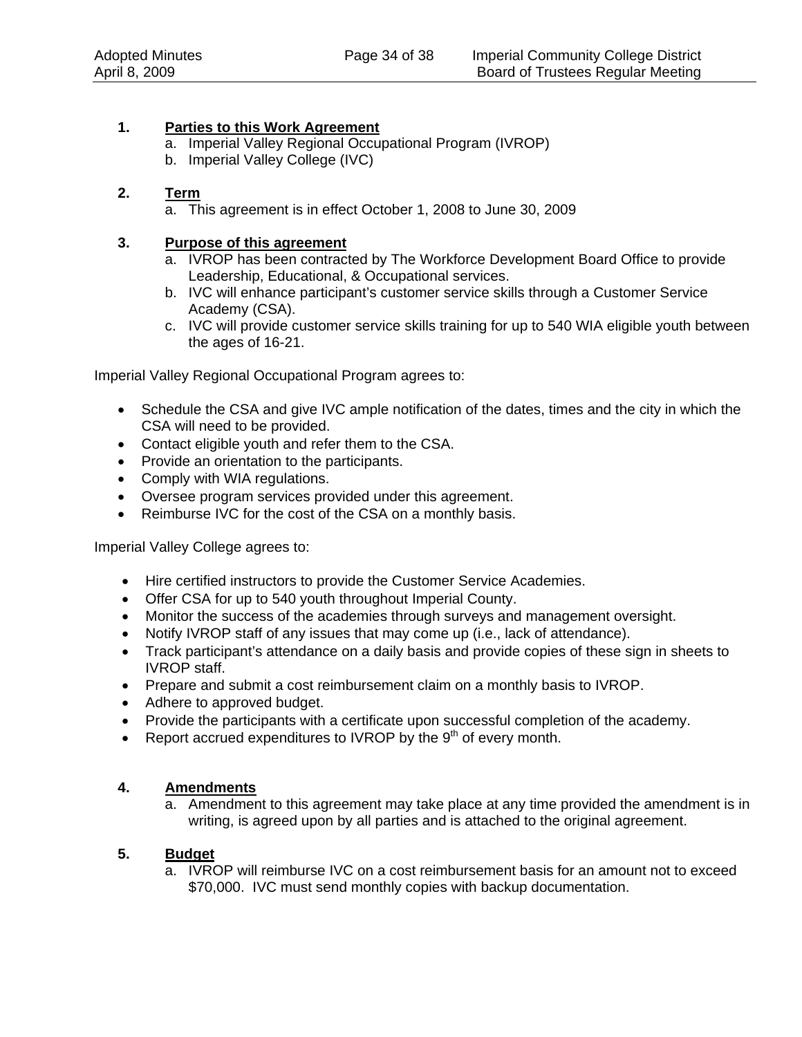1. **Parties to this Work Agreement**
   a. Imperial Valley Regional Occupational Program (IVROP)
   b. Imperial Valley College (IVC)

2. **Term**
   a. This agreement is in effect October 1, 2008 to June 30, 2009

3. **Purpose of this agreement**
   a. IVROP has been contracted by The Workforce Development Board Office to provide Leadership, Educational, & Occupational services.
   b. IVC will enhance participant's customer service skills through a Customer Service Academy (CSA).
   c. IVC will provide customer service skills training for up to 540 WIA eligible youth between the ages of 16-21.

Imperial Valley Regional Occupational Program agrees to:

- Schedule the CSA and give IVC ample notification of the dates, times and the city in which the CSA will need to be provided.
- Contact eligible youth and refer them to the CSA.
- Provide an orientation to the participants.
- Comply with WIA regulations.
- Oversee program services provided under this agreement.
- Reimburse IVC for the cost of the CSA on a monthly basis.

Imperial Valley College agrees to:

- Hire certified instructors to provide the Customer Service Academies.
- Offer CSA for up to 540 youth throughout Imperial County.
- Monitor the success of the academies through surveys and management oversight.
- Notify IVROP staff of any issues that may come up (i.e., lack of attendance).
- Track participant's attendance on a daily basis and provide copies of these sign in sheets to IVROP staff.
- Prepare and submit a cost reimbursement claim on a monthly basis to IVROP.
- Adhere to approved budget.
- Provide the participants with a certificate upon successful completion of the academy.
- Report accrued expenditures to IVROP by the 9th of every month.

4. **Amendments**
   a. Amendment to this agreement may take place at any time provided the amendment is in writing, is agreed upon by all parties and is attached to the original agreement.

5. **Budget**
   a. IVROP will reimburse IVC on a cost reimbursement basis for an amount not to exceed $70,000. IVC must send monthly copies with backup documentation.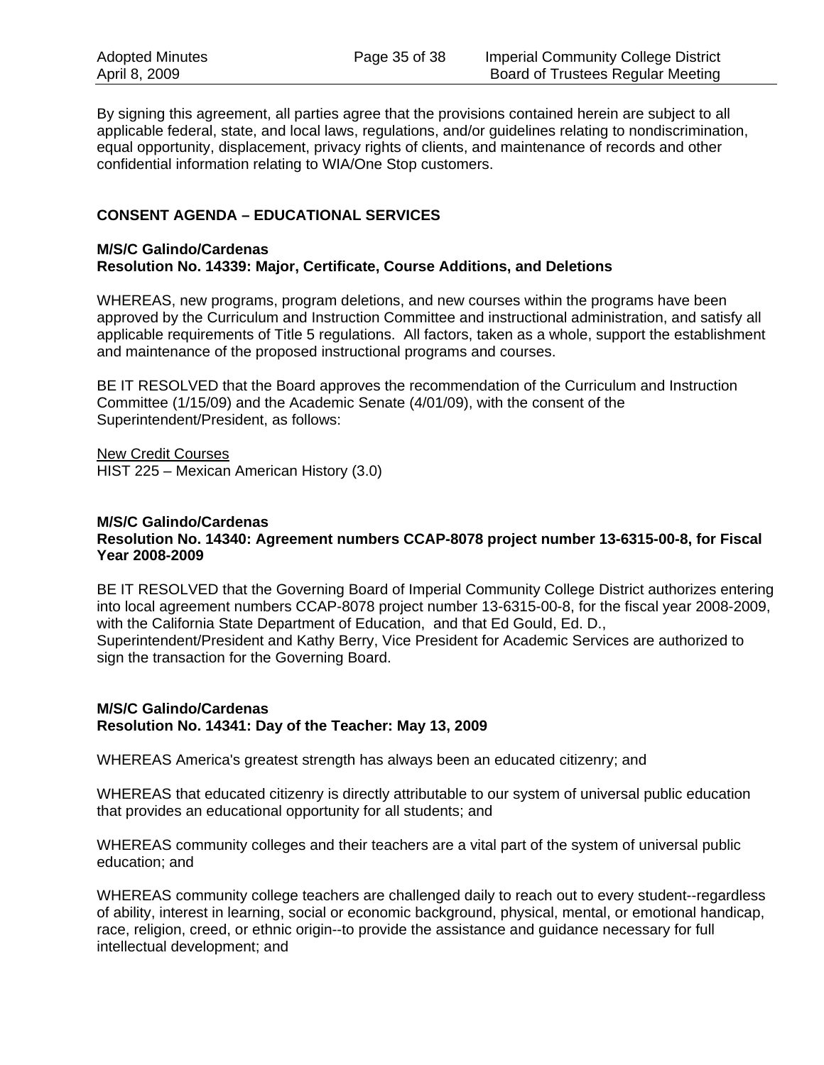By signing this agreement, all parties agree that the provisions contained herein are subject to all applicable federal, state, and local laws, regulations, and/or guidelines relating to nondiscrimination, equal opportunity, displacement, privacy rights of clients, and maintenance of records and other confidential information relating to WIA/One Stop customers.

## CONSENT AGENDA – EDUCATIONAL SERVICES

**M/S/C Galindo/Cardenas**
**Resolution No. 14339: Major, Certificate, Course Additions, and Deletions**

WHEREAS, new programs, program deletions, and new courses within the programs have been approved by the Curriculum and Instruction Committee and instructional administration, and satisfy all applicable requirements of Title 5 regulations. All factors, taken as a whole, support the establishment and maintenance of the proposed instructional programs and courses.

BE IT RESOLVED that the Board approves the recommendation of the Curriculum and Instruction Committee (1/15/09) and the Academic Senate (4/01/09), with the consent of the Superintendent/President, as follows:

New Credit Courses
HIST 225 – Mexican American History (3.0)

**M/S/C Galindo/Cardenas**
**Resolution No. 14340: Agreement numbers CCAP-8078 project number 13-6315-00-8, for Fiscal Year 2008-2009**

BE IT RESOLVED that the Governing Board of Imperial Community College District authorizes entering into local agreement numbers CCAP-8078 project number 13-6315-00-8, for the fiscal year 2008-2009, with the California State Department of Education, and that Ed Gould, Ed. D., Superintendent/President and Kathy Berry, Vice President for Academic Services are authorized to sign the transaction for the Governing Board.

**M/S/C Galindo/Cardenas**
**Resolution No. 14341: Day of the Teacher: May 13, 2009**

WHEREAS America's greatest strength has always been an educated citizenry; and

WHEREAS that educated citizenry is directly attributable to our system of universal public education that provides an educational opportunity for all students; and

WHEREAS community colleges and their teachers are a vital part of the system of universal public education; and

WHEREAS community college teachers are challenged daily to reach out to every student--regardless of ability, interest in learning, social or economic background, physical, mental, or emotional handicap, race, religion, creed, or ethnic origin--to provide the assistance and guidance necessary for full intellectual development; and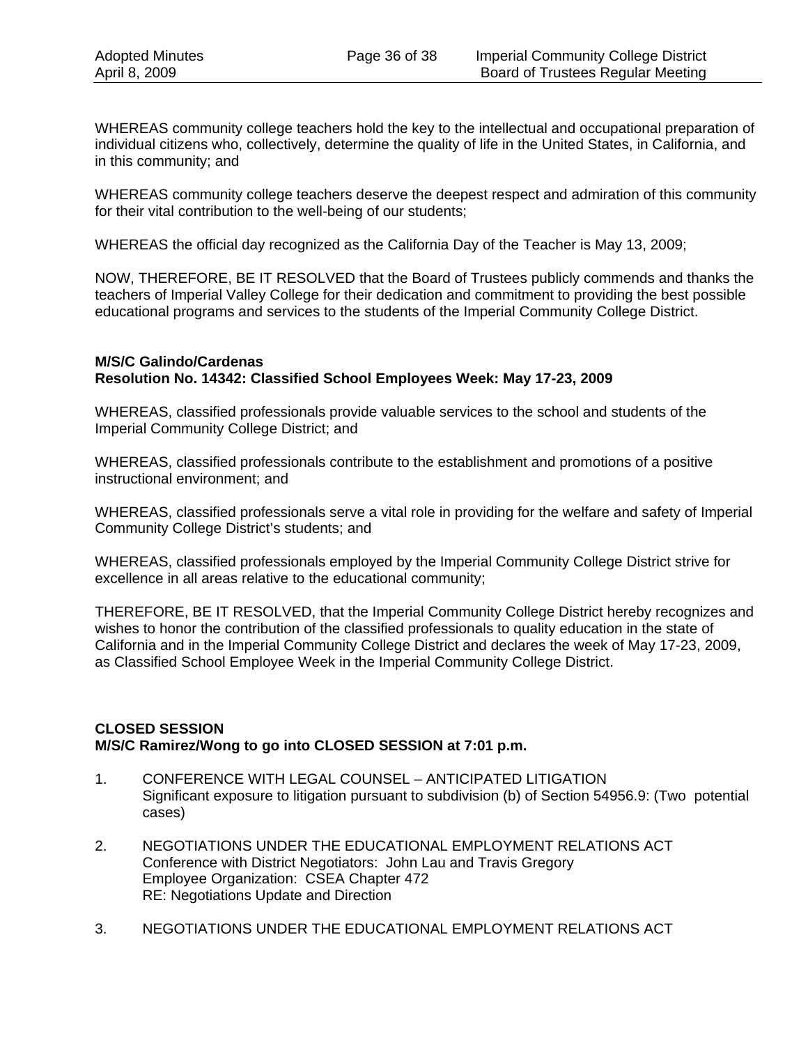WHEREAS community college teachers hold the key to the intellectual and occupational preparation of individual citizens who, collectively, determine the quality of life in the United States, in California, and in this community; and

WHEREAS community college teachers deserve the deepest respect and admiration of this community for their vital contribution to the well-being of our students;

WHEREAS the official day recognized as the California Day of the Teacher is May 13, 2009;

NOW, THEREFORE, BE IT RESOLVED that the Board of Trustees publicly commends and thanks the teachers of Imperial Valley College for their dedication and commitment to providing the best possible educational programs and services to the students of the Imperial Community College District.

**M/S/C Galindo/Cardenas**
**Resolution No. 14342: Classified School Employees Week: May 17-23, 2009**

WHEREAS, classified professionals provide valuable services to the school and students of the Imperial Community College District; and

WHEREAS, classified professionals contribute to the establishment and promotions of a positive instructional environment; and

WHEREAS, classified professionals serve a vital role in providing for the welfare and safety of Imperial Community College District's students; and

WHEREAS, classified professionals employed by the Imperial Community College District strive for excellence in all areas relative to the educational community;

THEREFORE, BE IT RESOLVED, that the Imperial Community College District hereby recognizes and wishes to honor the contribution of the classified professionals to quality education in the state of California and in the Imperial Community College District and declares the week of May 17-23, 2009, as Classified School Employee Week in the Imperial Community College District.

**CLOSED SESSION**
**M/S/C Ramirez/Wong to go into CLOSED SESSION at 7:01 p.m.**

1. CONFERENCE WITH LEGAL COUNSEL – ANTICIPATED LITIGATION
   Significant exposure to litigation pursuant to subdivision (b) of Section 54956.9: (Two potential cases)

2. NEGOTIATIONS UNDER THE EDUCATIONAL EMPLOYMENT RELATIONS ACT
   Conference with District Negotiators: John Lau and Travis Gregory
   Employee Organization: CSEA Chapter 472
   RE: Negotiations Update and Direction

3. NEGOTIATIONS UNDER THE EDUCATIONAL EMPLOYMENT RELATIONS ACT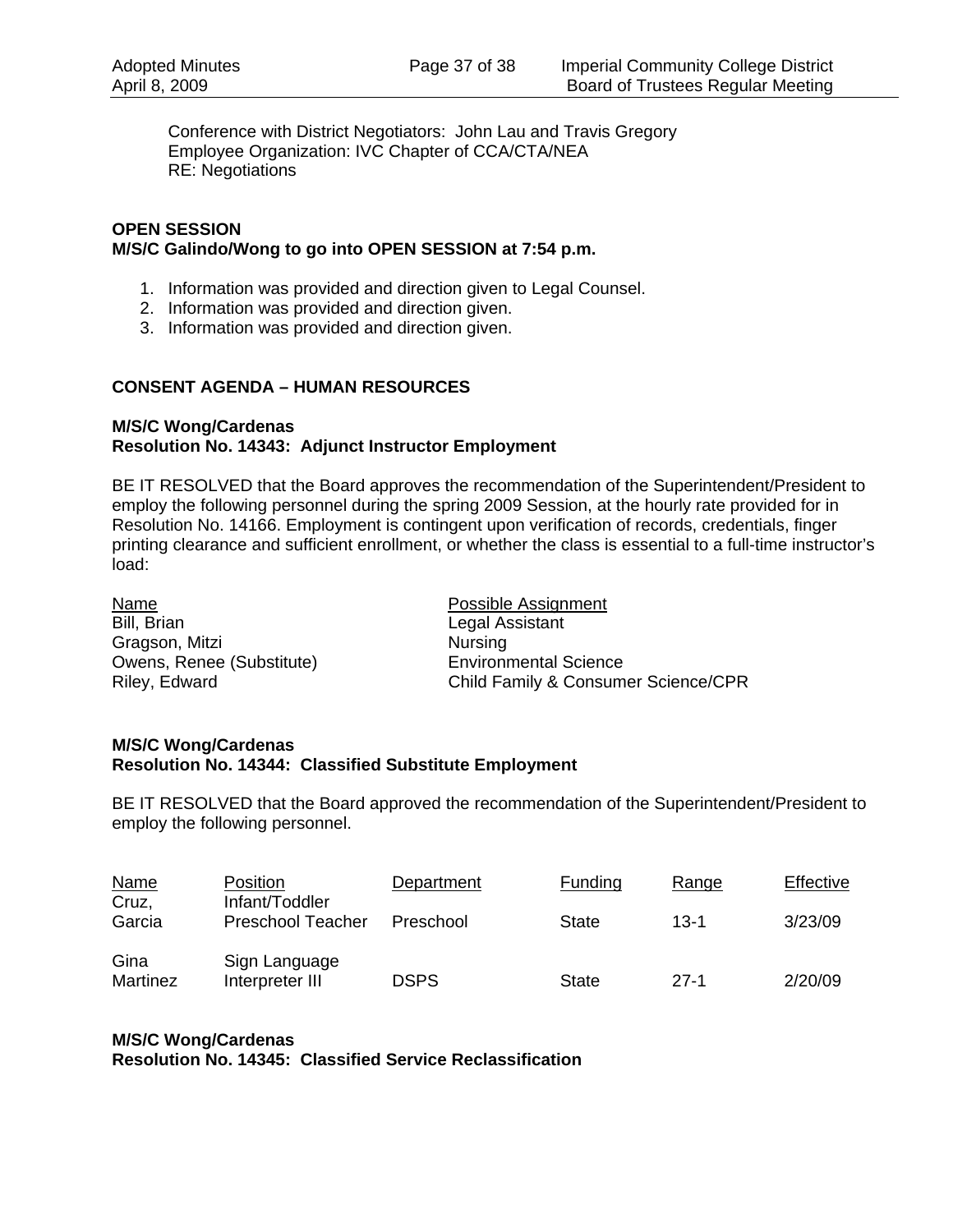Conference with District Negotiators: John Lau and Travis Gregory
Employee Organization: IVC Chapter of CCA/CTA/NEA
RE: Negotiations

**OPEN SESSION**
**M/S/C Galindo/Wong to go into OPEN SESSION at 7:54 p.m.**

1. Information was provided and direction given to Legal Counsel.
2. Information was provided and direction given.
3. Information was provided and direction given.

## CONSENT AGENDA – HUMAN RESOURCES

**M/S/C Wong/Cardenas**
**Resolution No. 14343: Adjunct Instructor Employment**

BE IT RESOLVED that the Board approves the recommendation of the Superintendent/President to employ the following personnel during the spring 2009 Session, at the hourly rate provided for in Resolution No. 14166. Employment is contingent upon verification of records, credentials, finger printing clearance and sufficient enrollment, or whether the class is essential to a full-time instructor's load:

| Name | Possible Assignment |
|---|---|
| Bill, Brian | Legal Assistant |
| Gragson, Mitzi | Nursing |
| Owens, Renee (Substitute) | Environmental Science |
| Riley, Edward | Child Family & Consumer Science/CPR |

**M/S/C Wong/Cardenas**
**Resolution No. 14344: Classified Substitute Employment**

BE IT RESOLVED that the Board approved the recommendation of the Superintendent/President to employ the following personnel.

| Name | Position | Department | Funding | Range | Effective |
|---|---|---|---|---|---|
| Cruz, Garcia | Infant/Toddler Preschool Teacher | Preschool | State | 13-1 | 3/23/09 |
| Gina Martinez | Sign Language Interpreter III | DSPS | State | 27-1 | 2/20/09 |

**M/S/C Wong/Cardenas**
**Resolution No. 14345: Classified Service Reclassification**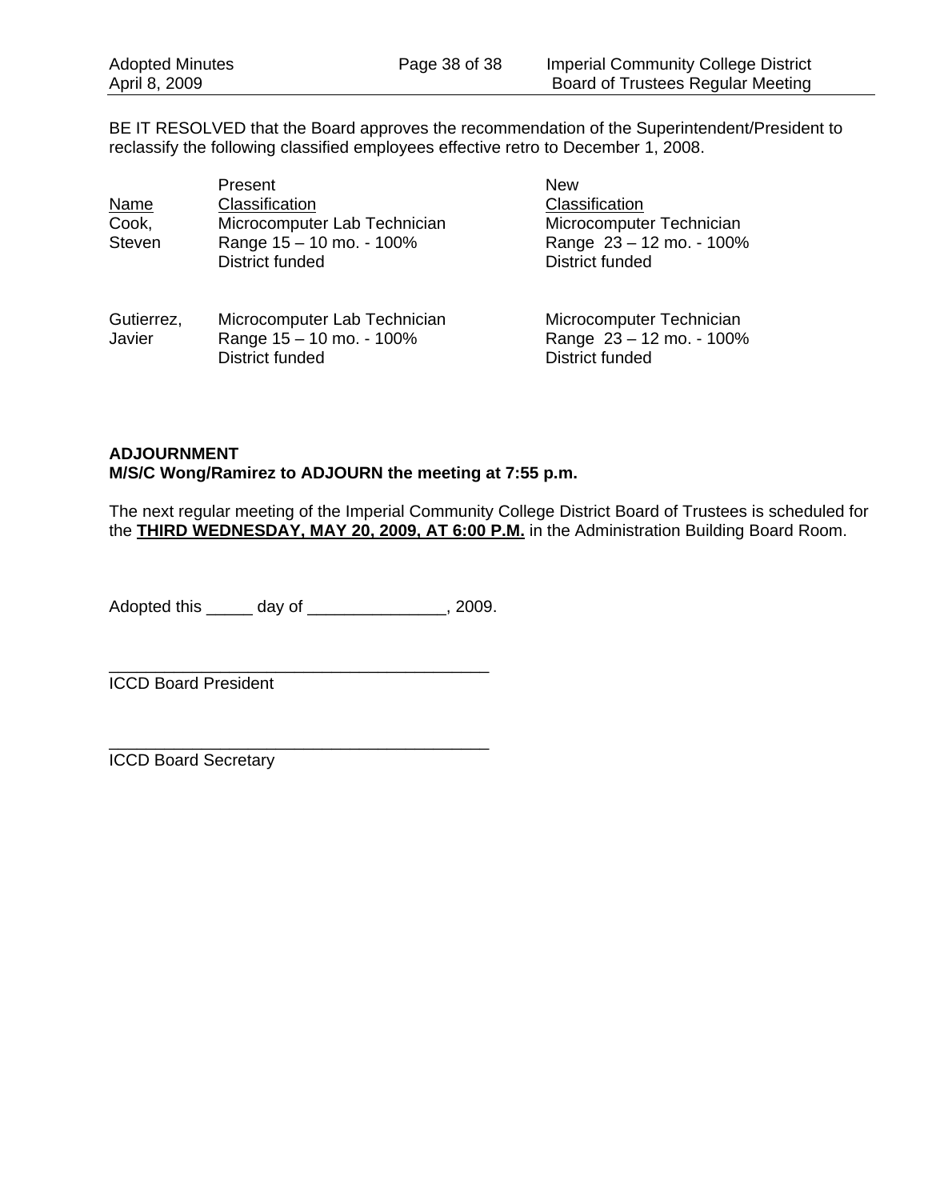BE IT RESOLVED that the Board approves the recommendation of the Superintendent/President to reclassify the following classified employees effective retro to December 1, 2008.

| Name | Present Classification | New Classification |
|---|---|---|
| Cook, Steven | Microcomputer Lab Technician<br>Range 15 – 10 mo. - 100%<br>District funded | Microcomputer Technician<br>Range 23 – 12 mo. - 100%<br>District funded |
| Gutierrez, Javier | Microcomputer Lab Technician<br>Range 15 – 10 mo. - 100%<br>District funded | Microcomputer Technician<br>Range 23 – 12 mo. - 100%<br>District funded |

**ADJOURNMENT**
**M/S/C Wong/Ramirez to ADJOURN the meeting at 7:55 p.m.**

The next regular meeting of the Imperial Community College District Board of Trustees is scheduled for the **THIRD WEDNESDAY, MAY 20, 2009, AT 6:00 P.M.** in the Administration Building Board Room.

Adopted this _____ day of _______________, 2009.

_________________________________________
ICCD Board President

_________________________________________
ICCD Board Secretary